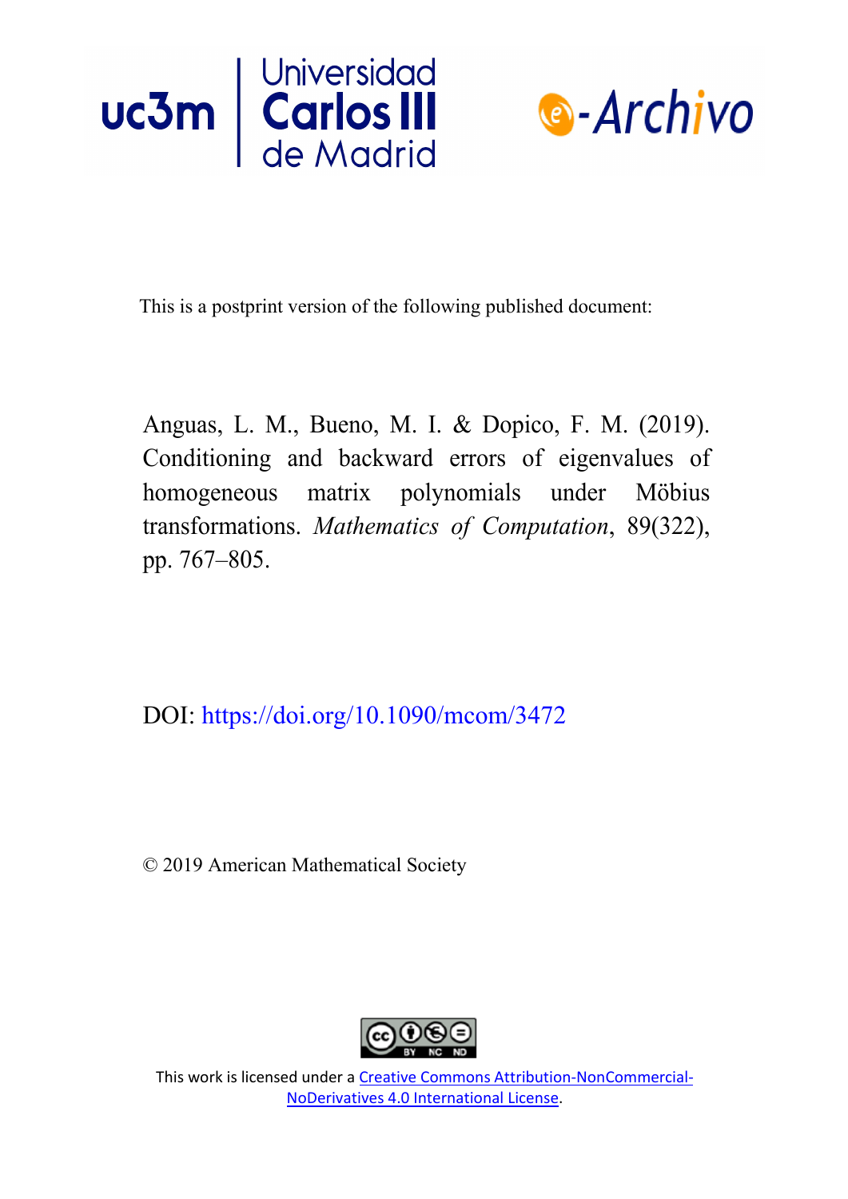This is a postprint version of the following published document:

Anguas, L. M., Bueno, M. I. & Dopico, F. M. (2019). Conditioning and backward errors of eigenvalues of homogeneous matrix polynomials under Möbius transformations. *Mathematics of Computation*, 89(322), pp. 767–805.

DOI: https://doi.org/10.1090/mcom/3472

© 2019 American Mathematical Society

This work is licensed under a Creative Commons Attribution-NonCommercial-NoDerivatives 4.0 International License.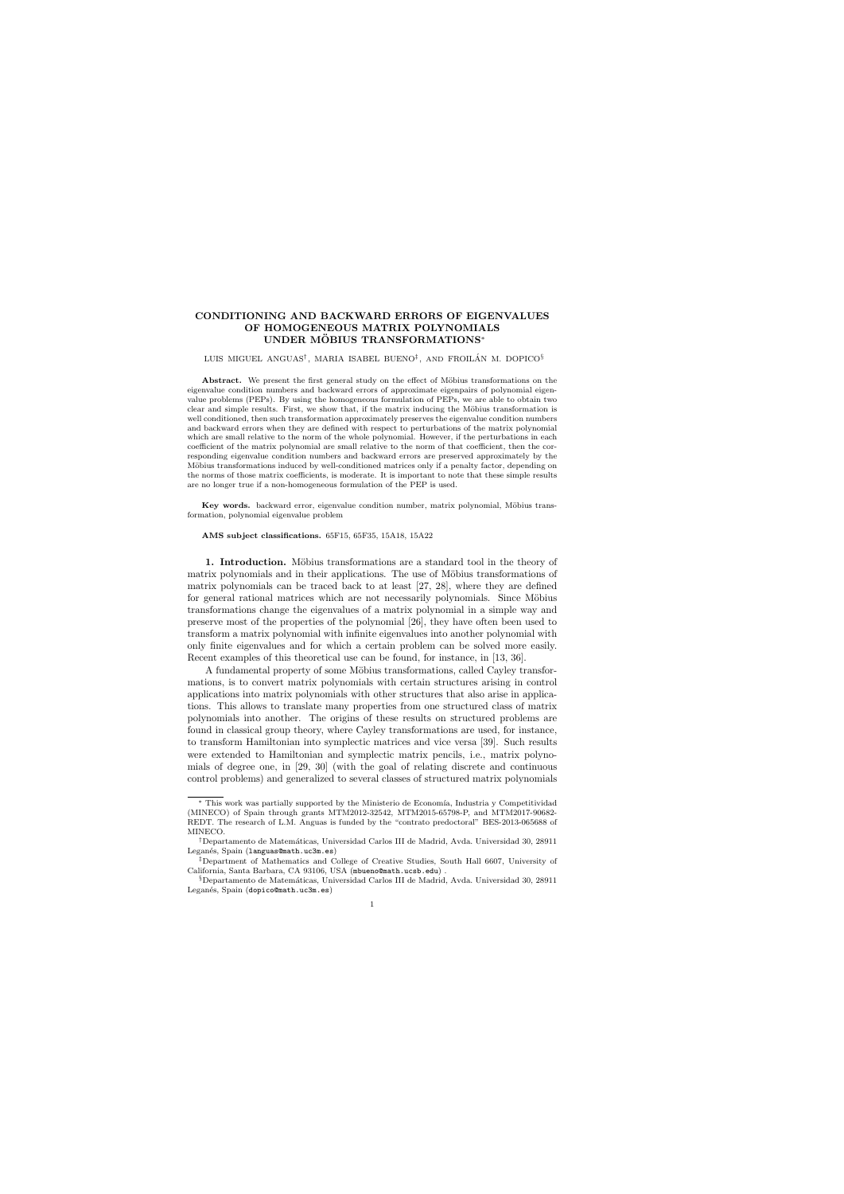# CONDITIONING AND BACKWARD ERRORS OF EIGENVALUES OF HOMOGENEOUS MATRIX POLYNOMIALS UNDER MÖBIUS TRANSFORMATIONS*

LUIS MIGUEL ANGUAS†, MARIA ISABEL BUENO‡, AND FROILÁN M. DOPICO§

**Abstract.** We present the first general study on the effect of Möbius transformations on the eigenvalue condition numbers and backward errors of approximate eigenpairs of polynomial eigenvalue problems (PEPs). By using the homogeneous formulation of PEPs, we are able to obtain two clear and simple results. First, we show that, if the matrix inducing the Möbius transformation is well conditioned, then such transformation approximately preserves the eigenvalue condition numbers and backward errors when they are defined with respect to perturbations of the matrix polynomial which are small relative to the norm of the whole polynomial. However, if the perturbations in each coefficient of the matrix polynomial are small relative to the norm of that coefficient, then the corresponding eigenvalue condition numbers and backward errors are preserved approximately by the Möbius transformations induced by well-conditioned matrices only if a penalty factor, depending on the norms of those matrix coefficients, is moderate. It is important to note that these simple results are no longer true if a non-homogeneous formulation of the PEP is used.

**Key words.** backward error, eigenvalue condition number, matrix polynomial, Möbius transformation, polynomial eigenvalue problem

**AMS subject classifications.** 65F15, 65F35, 15A18, 15A22

**1. Introduction.** Möbius transformations are a standard tool in the theory of matrix polynomials and in their applications. The use of Möbius transformations of matrix polynomials can be traced back to at least [27, 28], where they are defined for general rational matrices which are not necessarily polynomials. Since Möbius transformations change the eigenvalues of a matrix polynomial in a simple way and preserve most of the properties of the polynomial [26], they have often been used to transform a matrix polynomial with infinite eigenvalues into another polynomial with only finite eigenvalues and for which a certain problem can be solved more easily. Recent examples of this theoretical use can be found, for instance, in [13, 36].

A fundamental property of some Möbius transformations, called Cayley transformations, is to convert matrix polynomials with certain structures arising in control applications into matrix polynomials with other structures that also arise in applications. This allows to translate many properties from one structured class of matrix polynomials into another. The origins of these results on structured problems are found in classical group theory, where Cayley transformations are used, for instance, to transform Hamiltonian into symplectic matrices and vice versa [39]. Such results were extended to Hamiltonian and symplectic matrix pencils, i.e., matrix polynomials of degree one, in [29, 30] (with the goal of relating discrete and continuous control problems) and generalized to several classes of structured matrix polynomials

---

* This work was partially supported by the Ministerio de Economía, Industria y Competitividad (MINECO) of Spain through grants MTM2012-32542, MTM2015-65798-P, and MTM2017-90682-REDT. The research of L.M. Anguas is funded by the "contrato predoctoral" BES-2013-065688 of MINECO.

†Departamento de Matemáticas, Universidad Carlos III de Madrid, Avda. Universidad 30, 28911 Leganés, Spain (languas@math.uc3m.es)

‡Department of Mathematics and College of Creative Studies, South Hall 6607, University of California, Santa Barbara, CA 93106, USA (mbueno@math.ucsb.edu) .

§Departamento de Matemáticas, Universidad Carlos III de Madrid, Avda. Universidad 30, 28911 Leganés, Spain (dopico@math.uc3m.es)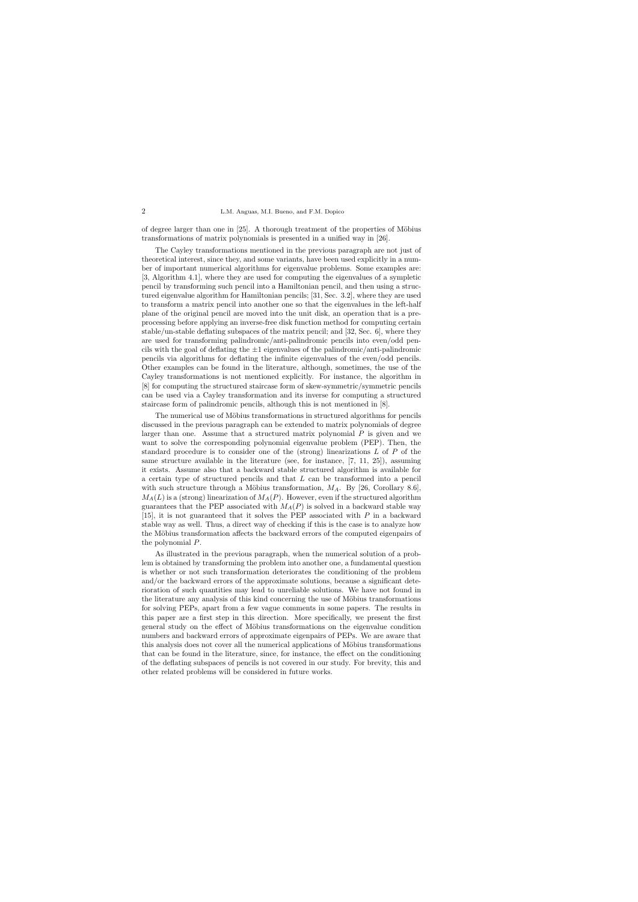of degree larger than one in [25]. A thorough treatment of the properties of Möbius transformations of matrix polynomials is presented in a unified way in [26].

The Cayley transformations mentioned in the previous paragraph are not just of theoretical interest, since they, and some variants, have been used explicitly in a number of important numerical algorithms for eigenvalue problems. Some examples are: [3, Algorithm 4.1], where they are used for computing the eigenvalues of a sympletic pencil by transforming such pencil into a Hamiltonian pencil, and then using a structured eigenvalue algorithm for Hamiltonian pencils; [31, Sec. 3.2], where they are used to transform a matrix pencil into another one so that the eigenvalues in the left-half plane of the original pencil are moved into the unit disk, an operation that is a preprocessing before applying an inverse-free disk function method for computing certain stable/un-stable deflating subspaces of the matrix pencil; and [32, Sec. 6], where they are used for transforming palindromic/anti-palindromic pencils into even/odd pencils with the goal of deflating the $\pm 1$ eigenvalues of the palindromic/anti-palindromic pencils via algorithms for deflating the infinite eigenvalues of the even/odd pencils. Other examples can be found in the literature, although, sometimes, the use of the Cayley transformations is not mentioned explicitly. For instance, the algorithm in [8] for computing the structured staircase form of skew-symmetric/symmetric pencils can be used via a Cayley transformation and its inverse for computing a structured staircase form of palindromic pencils, although this is not mentioned in [8].

The numerical use of Möbius transformations in structured algorithms for pencils discussed in the previous paragraph can be extended to matrix polynomials of degree larger than one. Assume that a structured matrix polynomial $P$ is given and we want to solve the corresponding polynomial eigenvalue problem (PEP). Then, the standard procedure is to consider one of the (strong) linearizations $L$ of $P$ of the same structure available in the literature (see, for instance, [7, 11, 25]), assuming it exists. Assume also that a backward stable structured algorithm is available for a certain type of structured pencils and that $L$ can be transformed into a pencil with such structure through a Möbius transformation, $M_A$. By [26, Corollary 8.6], $M_A(L)$ is a (strong) linearization of $M_A(P)$. However, even if the structured algorithm guarantees that the PEP associated with $M_A(P)$ is solved in a backward stable way [15], it is not guaranteed that it solves the PEP associated with $P$ in a backward stable way as well. Thus, a direct way of checking if this is the case is to analyze how the Möbius transformation affects the backward errors of the computed eigenpairs of the polynomial $P$.

As illustrated in the previous paragraph, when the numerical solution of a problem is obtained by transforming the problem into another one, a fundamental question is whether or not such transformation deteriorates the conditioning of the problem and/or the backward errors of the approximate solutions, because a significant deterioration of such quantities may lead to unreliable solutions. We have not found in the literature any analysis of this kind concerning the use of Möbius transformations for solving PEPs, apart from a few vague comments in some papers. The results in this paper are a first step in this direction. More specifically, we present the first general study on the effect of Möbius transformations on the eigenvalue condition numbers and backward errors of approximate eigenpairs of PEPs. We are aware that this analysis does not cover all the numerical applications of Möbius transformations that can be found in the literature, since, for instance, the effect on the conditioning of the deflating subspaces of pencils is not covered in our study. For brevity, this and other related problems will be considered in future works.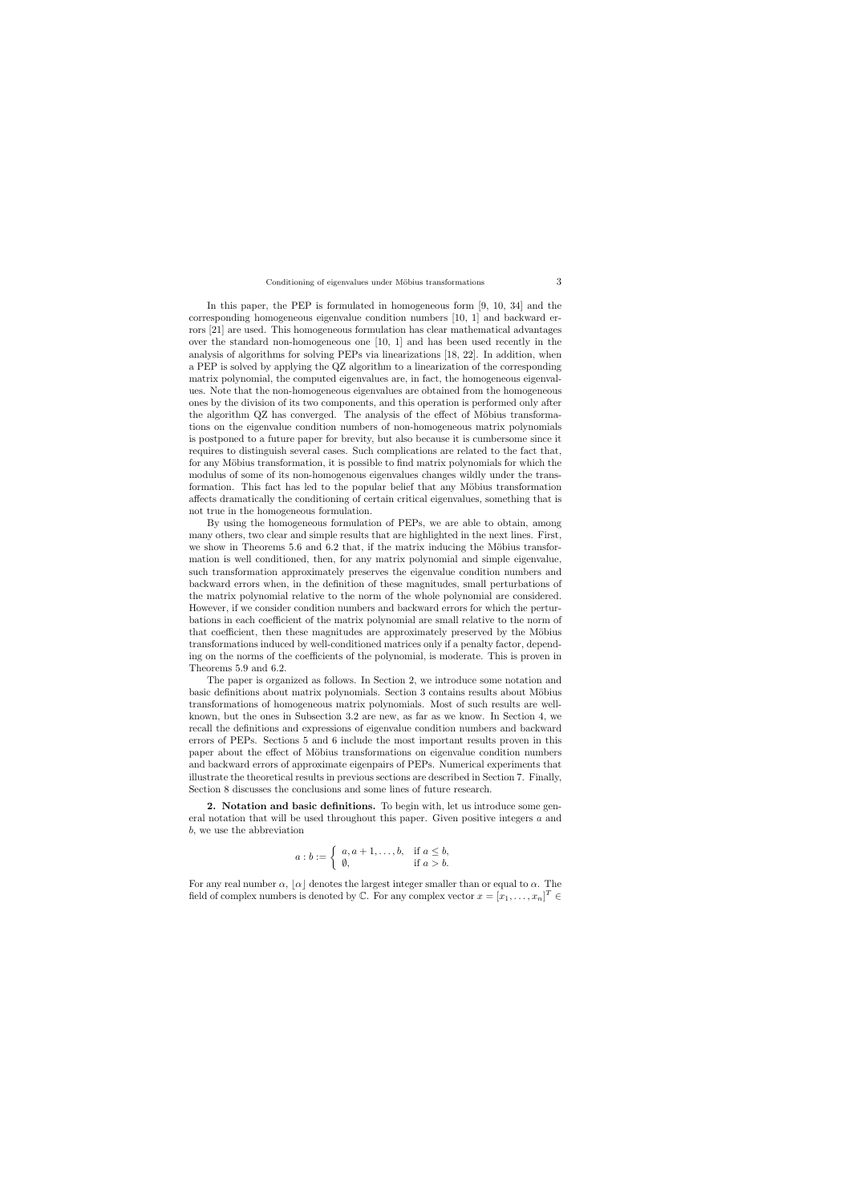In this paper, the PEP is formulated in homogeneous form [9, 10, 34] and the corresponding homogeneous eigenvalue condition numbers [10, 1] and backward errors [21] are used. This homogeneous formulation has clear mathematical advantages over the standard non-homogeneous one [10, 1] and has been used recently in the analysis of algorithms for solving PEPs via linearizations [18, 22]. In addition, when a PEP is solved by applying the QZ algorithm to a linearization of the corresponding matrix polynomial, the computed eigenvalues are, in fact, the homogeneous eigenvalues. Note that the non-homogeneous eigenvalues are obtained from the homogeneous ones by the division of its two components, and this operation is performed only after the algorithm QZ has converged. The analysis of the effect of Möbius transformations on the eigenvalue condition numbers of non-homogeneous matrix polynomials is postponed to a future paper for brevity, but also because it is cumbersome since it requires to distinguish several cases. Such complications are related to the fact that, for any Möbius transformation, it is possible to find matrix polynomials for which the modulus of some of its non-homogenous eigenvalues changes wildly under the transformation. This fact has led to the popular belief that any Möbius transformation affects dramatically the conditioning of certain critical eigenvalues, something that is not true in the homogeneous formulation.

By using the homogeneous formulation of PEPs, we are able to obtain, among many others, two clear and simple results that are highlighted in the next lines. First, we show in Theorems 5.6 and 6.2 that, if the matrix inducing the Möbius transformation is well conditioned, then, for any matrix polynomial and simple eigenvalue, such transformation approximately preserves the eigenvalue condition numbers and backward errors when, in the definition of these magnitudes, small perturbations of the matrix polynomial relative to the norm of the whole polynomial are considered. However, if we consider condition numbers and backward errors for which the perturbations in each coefficient of the matrix polynomial are small relative to the norm of that coefficient, then these magnitudes are approximately preserved by the Möbius transformations induced by well-conditioned matrices only if a penalty factor, depending on the norms of the coefficients of the polynomial, is moderate. This is proven in Theorems 5.9 and 6.2.

The paper is organized as follows. In Section 2, we introduce some notation and basic definitions about matrix polynomials. Section 3 contains results about Möbius transformations of homogeneous matrix polynomials. Most of such results are well-known, but the ones in Subsection 3.2 are new, as far as we know. In Section 4, we recall the definitions and expressions of eigenvalue condition numbers and backward errors of PEPs. Sections 5 and 6 include the most important results proven in this paper about the effect of Möbius transformations on eigenvalue condition numbers and backward errors of approximate eigenpairs of PEPs. Numerical experiments that illustrate the theoretical results in previous sections are described in Section 7. Finally, Section 8 discusses the conclusions and some lines of future research.

## 2. Notation and basic definitions.

To begin with, let us introduce some general notation that will be used throughout this paper. Given positive integers $a$ and $b$, we use the abbreviation

$$a : b := \begin{cases} a, a+1, \ldots, b, & \text{if } a \leq b, \\ \emptyset, & \text{if } a > b. \end{cases}$$

For any real number $\alpha$, $\lfloor \alpha \rfloor$ denotes the largest integer smaller than or equal to $\alpha$. The field of complex numbers is denoted by $\mathbb{C}$. For any complex vector $x = [x_1, \ldots, x_n]^T \in$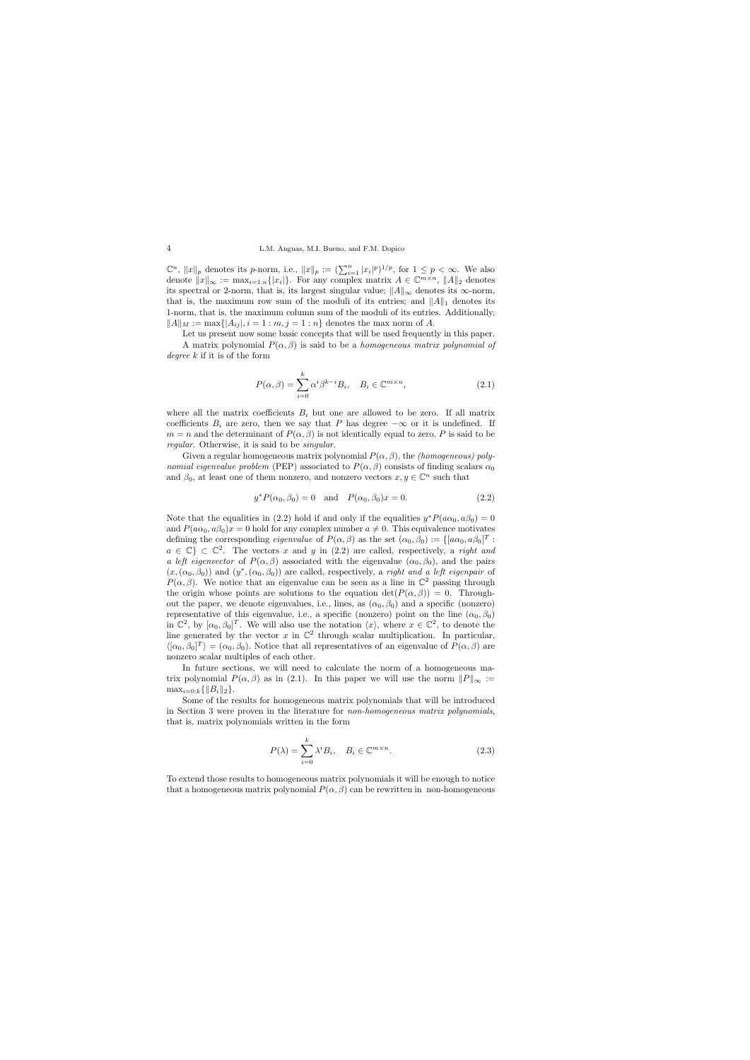$\mathbb{C}^n$, $\|x\|_p$ denotes its $p$-norm, i.e., $\|x\|_p := (\sum_{i=1}^n |x_i|^p)^{1/p}$, for $1 \leq p < \infty$. We also denote $\|x\|_\infty := \max_{i=1:n}\{|x_i|\}$. For any complex matrix $A \in \mathbb{C}^{m\times n}$, $\|A\|_2$ denotes its spectral or 2-norm, that is, its largest singular value; $\|A\|_\infty$ denotes its $\infty$-norm, that is, the maximum row sum of the moduli of its entries; and $\|A\|_1$ denotes its 1-norm, that is, the maximum column sum of the moduli of its entries. Additionally, $\|A\|_M := \max\{|A_{ij}|, i = 1 : m, j = 1 : n\}$ denotes the max norm of $A$.

Let us present now some basic concepts that will be used frequently in this paper.

A matrix polynomial $P(\alpha, \beta)$ is said to be a *homogeneous matrix polynomial of degree $k$* if it is of the form

$$P(\alpha, \beta) = \sum_{i=0}^{k} \alpha^i \beta^{k-i} B_i, \quad B_i \in \mathbb{C}^{m\times n}, \tag{2.1}$$

where all the matrix coefficients $B_i$ but one are allowed to be zero. If all matrix coefficients $B_i$ are zero, then we say that $P$ has degree $-\infty$ or it is undefined. If $m = n$ and the determinant of $P(\alpha, \beta)$ is not identically equal to zero, $P$ is said to be *regular*. Otherwise, it is said to be *singular*.

Given a regular homogeneous matrix polynomial $P(\alpha, \beta)$, the *(homogeneous) polynomial eigenvalue problem* (PEP) associated to $P(\alpha, \beta)$ consists of finding scalars $\alpha_0$ and $\beta_0$, at least one of them nonzero, and nonzero vectors $x, y \in \mathbb{C}^n$ such that

$$y^* P(\alpha_0, \beta_0) = 0 \quad \text{and} \quad P(\alpha_0, \beta_0)x = 0. \tag{2.2}$$

Note that the equalities in (2.2) hold if and only if the equalities $y^* P(a\alpha_0, a\beta_0) = 0$ and $P(a\alpha_0, a\beta_0)x = 0$ hold for any complex number $a \neq 0$. This equivalence motivates defining the corresponding *eigenvalue* of $P(\alpha, \beta)$ as the set $(\alpha_0, \beta_0) := \{[a\alpha_0, a\beta_0]^T : a \in \mathbb{C}\} \subset \mathbb{C}^2$. The vectors $x$ and $y$ in (2.2) are called, respectively, a *right and a left eigenvector* of $P(\alpha, \beta)$ associated with the eigenvalue $(\alpha_0, \beta_0)$, and the pairs $(x, (\alpha_0, \beta_0))$ and $(y^*, (\alpha_0, \beta_0))$ are called, respectively, a *right and a left eigenpair* of $P(\alpha, \beta)$. We notice that an eigenvalue can be seen as a line in $\mathbb{C}^2$ passing through the origin whose points are solutions to the equation $\det(P(\alpha, \beta)) = 0$. Throughout the paper, we denote eigenvalues, i.e., lines, as $(\alpha_0, \beta_0)$ and a specific (nonzero) representative of this eigenvalue, i.e., a specific (nonzero) point on the line $(\alpha_0, \beta_0)$ in $\mathbb{C}^2$, by $[\alpha_0, \beta_0]^T$. We will also use the notation $\langle x \rangle$, where $x \in \mathbb{C}^2$, to denote the line generated by the vector $x$ in $\mathbb{C}^2$ through scalar multiplication. In particular, $\langle [\alpha_0, \beta_0]^T \rangle = (\alpha_0, \beta_0)$. Notice that all representatives of an eigenvalue of $P(\alpha, \beta)$ are nonzero scalar multiples of each other.

In future sections, we will need to calculate the norm of a homogeneous matrix polynomial $P(\alpha, \beta)$ as in (2.1). In this paper we will use the norm $\|P\|_\infty := \max_{i=0:k}\{\|B_i\|_2\}$.

Some of the results for homogeneous matrix polynomials that will be introduced in Section 3 were proven in the literature for *non-homogeneous matrix polynomials*, that is, matrix polynomials written in the form

$$P(\lambda) = \sum_{i=0}^{k} \lambda^i B_i, \quad B_i \in \mathbb{C}^{m\times n}. \tag{2.3}$$

To extend those results to homogeneous matrix polynomials it will be enough to notice that a homogeneous matrix polynomial $P(\alpha, \beta)$ can be rewritten in non-homogeneous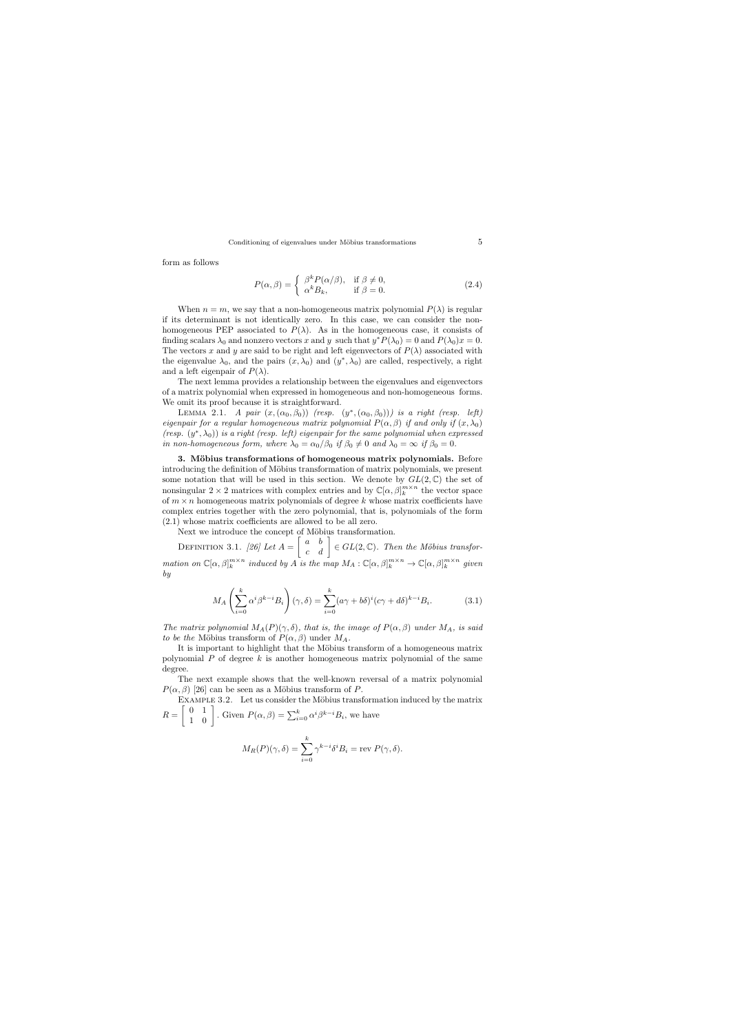form as follows

$$P(\alpha, \beta) = \begin{cases} \beta^k P(\alpha/\beta), & \text{if } \beta \neq 0, \\ \alpha^k B_k, & \text{if } \beta = 0. \end{cases} \tag{2.4}$$

When $n = m$, we say that a non-homogeneous matrix polynomial $P(\lambda)$ is regular if its determinant is not identically zero. In this case, we can consider the non-homogeneous PEP associated to $P(\lambda)$. As in the homogeneous case, it consists of finding scalars $\lambda_0$ and nonzero vectors $x$ and $y$ such that $y^* P(\lambda_0) = 0$ and $P(\lambda_0)x = 0$. The vectors $x$ and $y$ are said to be right and left eigenvectors of $P(\lambda)$ associated with the eigenvalue $\lambda_0$, and the pairs $(x, \lambda_0)$ and $(y^*, \lambda_0)$ are called, respectively, a right and a left eigenpair of $P(\lambda)$.

The next lemma provides a relationship between the eigenvalues and eigenvectors of a matrix polynomial when expressed in homogeneous and non-homogeneous forms. We omit its proof because it is straightforward.

Lemma 2.1. *A pair $(x, (\alpha_0, \beta_0))$ (resp. $(y^*, (\alpha_0, \beta_0))$) is a right (resp. left) eigenpair for a regular homogeneous matrix polynomial $P(\alpha, \beta)$ if and only if $(x, \lambda_0)$ (resp. $(y^*, \lambda_0)$) is a right (resp. left) eigenpair for the same polynomial when expressed in non-homogeneous form, where $\lambda_0 = \alpha_0/\beta_0$ if $\beta_0 \neq 0$ and $\lambda_0 = \infty$ if $\beta_0 = 0$.*

## 3. Möbius transformations of homogeneous matrix polynomials.

Before introducing the definition of Möbius transformation of matrix polynomials, we present some notation that will be used in this section. We denote by $GL(2, \mathbb{C})$ the set of nonsingular $2 \times 2$ matrices with complex entries and by $\mathbb{C}[\alpha, \beta]_k^{m \times n}$ the vector space of $m \times n$ homogeneous matrix polynomials of degree $k$ whose matrix coefficients have complex entries together with the zero polynomial, that is, polynomials of the form (2.1) whose matrix coefficients are allowed to be all zero.

Next we introduce the concept of Möbius transformation.

Definition 3.1. *[26] Let $A = \begin{bmatrix} a & b \\ c & d \end{bmatrix} \in GL(2, \mathbb{C})$. Then the Möbius transformation on $\mathbb{C}[\alpha, \beta]_k^{m \times n}$ induced by $A$ is the map $M_A : \mathbb{C}[\alpha, \beta]_k^{m \times n} \to \mathbb{C}[\alpha, \beta]_k^{m \times n}$ given by*

$$M_A \left( \sum_{i=0}^{k} \alpha^i \beta^{k-i} B_i \right) (\gamma, \delta) = \sum_{i=0}^{k} (a\gamma + b\delta)^i (c\gamma + d\delta)^{k-i} B_i. \tag{3.1}$$

*The matrix polynomial $M_A(P)(\gamma, \delta)$, that is, the image of $P(\alpha, \beta)$ under $M_A$, is said to be the* Möbius transform of $P(\alpha, \beta)$ under $M_A$.

It is important to highlight that the Möbius transform of a homogeneous matrix polynomial $P$ of degree $k$ is another homogeneous matrix polynomial of the same degree.

The next example shows that the well-known reversal of a matrix polynomial $P(\alpha, \beta)$ [26] can be seen as a Möbius transform of $P$.

Example 3.2. Let us consider the Möbius transformation induced by the matrix $R = \begin{bmatrix} 0 & 1 \\ 1 & 0 \end{bmatrix}$. Given $P(\alpha, \beta) = \sum_{i=0}^{k} \alpha^i \beta^{k-i} B_i$, we have

$$M_R(P)(\gamma, \delta) = \sum_{i=0}^{k} \gamma^{k-i} \delta^i B_i = \text{rev } P(\gamma, \delta).$$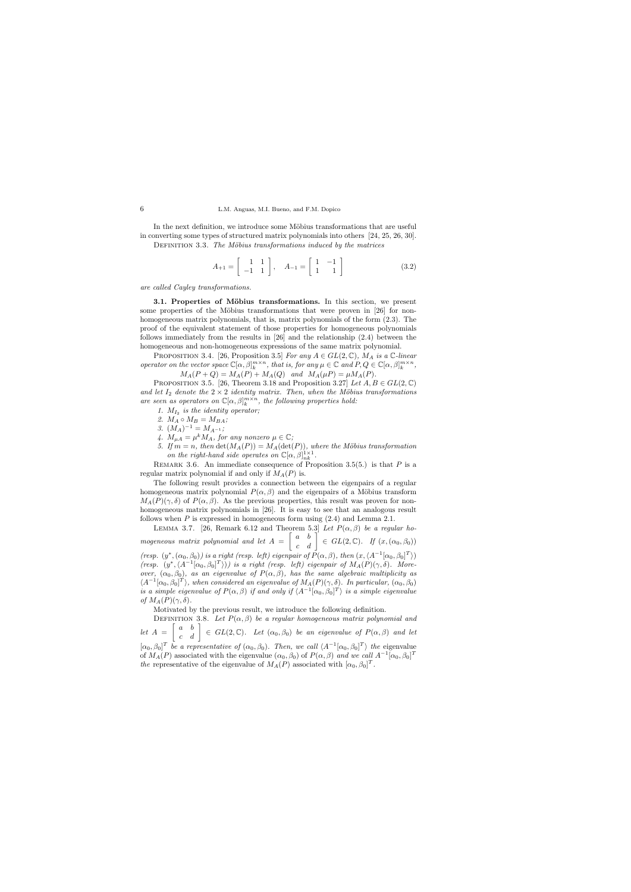In the next definition, we introduce some Möbius transformations that are useful in converting some types of structured matrix polynomials into others [24, 25, 26, 30].

DEFINITION 3.3. *The Möbius transformations induced by the matrices*

$$A_{+1} = \begin{bmatrix} 1 & 1 \\ -1 & 1 \end{bmatrix}, \quad A_{-1} = \begin{bmatrix} 1 & -1 \\ 1 & 1 \end{bmatrix} \tag{3.2}$$

*are called Cayley transformations.*

**3.1. Properties of Möbius transformations.** In this section, we present some properties of the Möbius transformations that were proven in [26] for non-homogeneous matrix polynomials, that is, matrix polynomials of the form (2.3). The proof of the equivalent statement of those properties for homogeneous polynomials follows immediately from the results in [26] and the relationship (2.4) between the homogeneous and non-homogeneous expressions of the same matrix polynomial.

PROPOSITION 3.4. [26, Proposition 3.5] *For any $A \in GL(2, \mathbb{C})$, $M_A$ is a $\mathbb{C}$-linear operator on the vector space $\mathbb{C}[\alpha, \beta]_k^{m\times n}$, that is, for any $\mu \in \mathbb{C}$ and $P, Q \in \mathbb{C}[\alpha, \beta]_k^{m\times n}$,*

$$M_A(P + Q) = M_A(P) + M_A(Q) \quad \text{and} \quad M_A(\mu P) = \mu M_A(P).$$

PROPOSITION 3.5. [26, Theorem 3.18 and Proposition 3.27] *Let $A, B \in GL(2, \mathbb{C})$ and let $I_2$ denote the $2 \times 2$ identity matrix. Then, when the Möbius transformations are seen as operators on $\mathbb{C}[\alpha, \beta]_k^{m\times n}$, the following properties hold:*

1. *$M_{I_2}$ is the identity operator;*
2. *$M_A \circ M_B = M_{BA}$;*
3. *$(M_A)^{-1} = M_{A^{-1}}$;*
4. *$M_{\mu A} = \mu^k M_A$, for any nonzero $\mu \in \mathbb{C}$;*
5. *If $m = n$, then $\det(M_A(P)) = M_A(\det(P))$, where the Möbius transformation on the right-hand side operates on $\mathbb{C}[\alpha, \beta]_{nk}^{1\times 1}$.*

REMARK 3.6. An immediate consequence of Proposition 3.5(5.) is that $P$ is a regular matrix polynomial if and only if $M_A(P)$ is.

The following result provides a connection between the eigenpairs of a regular homogeneous matrix polynomial $P(\alpha, \beta)$ and the eigenpairs of a Möbius transform $M_A(P)(\gamma, \delta)$ of $P(\alpha, \beta)$. As the previous properties, this result was proven for non-homogeneous matrix polynomials in [26]. It is easy to see that an analogous result follows when $P$ is expressed in homogeneous form using (2.4) and Lemma 2.1.

LEMMA 3.7. [26, Remark 6.12 and Theorem 5.3] *Let $P(\alpha, \beta)$ be a regular homogeneous matrix polynomial and let $A = \begin{bmatrix} a & b \\ c & d \end{bmatrix} \in GL(2, \mathbb{C})$. If $(x, (\alpha_0, \beta_0))$ (resp. $(y^*, (\alpha_0, \beta_0))$ is a right (resp. left) eigenpair of $P(\alpha, \beta)$, then $(x, \langle A^{-1}[\alpha_0, \beta_0]^T\rangle)$ (resp. $(y^*, \langle A^{-1}[\alpha_0, \beta_0]^T\rangle)$) is a right (resp. left) eigenpair of $M_A(P)(\gamma, \delta)$. Moreover, $(\alpha_0, \beta_0)$, as an eigenvalue of $P(\alpha, \beta)$, has the same algebraic multiplicity as $\langle A^{-1}[\alpha_0, \beta_0]^T\rangle$, when considered an eigenvalue of $M_A(P)(\gamma, \delta)$. In particular, $(\alpha_0, \beta_0)$ is a simple eigenvalue of $P(\alpha, \beta)$ if and only if $\langle A^{-1}[\alpha_0, \beta_0]^T\rangle$ is a simple eigenvalue of $M_A(P)(\gamma, \delta)$.*

Motivated by the previous result, we introduce the following definition.

DEFINITION 3.8. *Let $P(\alpha, \beta)$ be a regular homogeneous matrix polynomial and let $A = \begin{bmatrix} a & b \\ c & d \end{bmatrix} \in GL(2, \mathbb{C})$. Let $(\alpha_0, \beta_0)$ be an eigenvalue of $P(\alpha, \beta)$ and let $[\alpha_0, \beta_0]^T$ be a representative of $(\alpha_0, \beta_0)$. Then, we call $\langle A^{-1}[\alpha_0, \beta_0]^T\rangle$ the* eigenvalue of $M_A(P)$ associated with the eigenvalue $(\alpha_0, \beta_0)$ of $P(\alpha, \beta)$ *and we call $A^{-1}[\alpha_0, \beta_0]^T$ the* representative of the eigenvalue of $M_A(P)$ associated with $[\alpha_0, \beta_0]^T$.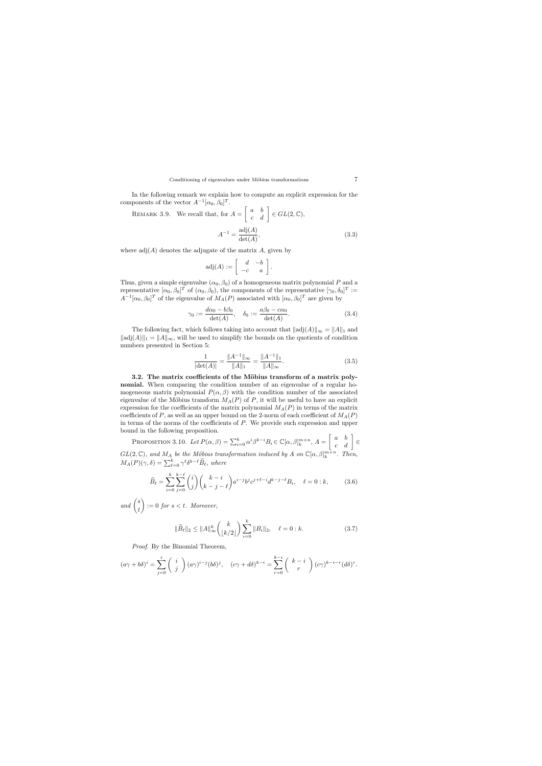In the following remark we explain how to compute an explicit expression for the components of the vector $A^{-1}[\alpha_0, \beta_0]^T$.

REMARK 3.9. We recall that, for $A = \begin{bmatrix} a & b \\ c & d \end{bmatrix} \in GL(2, \mathbb{C})$,

$$A^{-1} = \frac{\operatorname{adj}(A)}{\det(A)}, \tag{3.3}$$

where $\operatorname{adj}(A)$ denotes the adjugate of the matrix $A$, given by

$$\operatorname{adj}(A) := \begin{bmatrix} d & -b \\ -c & a \end{bmatrix}.$$

Thus, given a simple eigenvalue $(\alpha_0, \beta_0)$ of a homogeneous matrix polynomial $P$ and a representative $[\alpha_0, \beta_0]^T$ of $(\alpha_0, \beta_0)$, the components of the representative $[\gamma_0, \delta_0]^T := A^{-1}[\alpha_0, \beta_0]^T$ of the eigenvalue of $M_A(P)$ associated with $[\alpha_0, \beta_0]^T$ are given by

$$\gamma_0 := \frac{d\alpha_0 - b\beta_0}{\det(A)}, \quad \delta_0 := \frac{a\beta_0 - c\alpha_0}{\det(A)}. \tag{3.4}$$

The following fact, which follows taking into account that $\|\operatorname{adj}(A)\|_\infty = \|A\|_1$ and $\|\operatorname{adj}(A)\|_1 = \|A\|_\infty$, will be used to simplify the bounds on the quotients of condition numbers presented in Section 5:

$$\frac{1}{|\det(A)|} = \frac{\|A^{-1}\|_\infty}{\|A\|_1} = \frac{\|A^{-1}\|_1}{\|A\|_\infty}. \tag{3.5}$$

**3.2. The matrix coefficients of the Möbius transform of a matrix polynomial.** When comparing the condition number of an eigenvalue of a regular homogeneous matrix polynomial $P(\alpha, \beta)$ with the condition number of the associated eigenvalue of the Möbius transform $M_A(P)$ of $P$, it will be useful to have an explicit expression for the coefficients of the matrix polynomial $M_A(P)$ in terms of the matrix coefficients of $P$, as well as an upper bound on the 2-norm of each coefficient of $M_A(P)$ in terms of the norms of the coefficients of $P$. We provide such expression and upper bound in the following proposition.

PROPOSITION 3.10. *Let $P(\alpha, \beta) = \sum_{i=0}^k \alpha^i \beta^{k-i} B_i \in \mathbb{C}[\alpha, \beta]_k^{m\times n}$, $A = \begin{bmatrix} a & b \\ c & d \end{bmatrix} \in GL(2, \mathbb{C})$, and $M_A$ be the Möbius transformation induced by $A$ on $\mathbb{C}[\alpha, \beta]_k^{m\times n}$. Then, $M_A(P)(\gamma, \delta) = \sum_{\ell=0}^k \gamma^\ell \delta^{k-\ell} \widetilde{B}_\ell$, where*

$$\widetilde{B}_\ell = \sum_{i=0}^{k} \sum_{j=0}^{k-\ell} \binom{i}{j} \binom{k-i}{k-j-\ell} a^{i-j} b^j c^{j+\ell-i} d^{k-j-\ell} B_i, \quad \ell = 0 : k, \tag{3.6}$$

*and $\binom{s}{t} := 0$ for $s < t$. Moreover,*

$$\|\widetilde{B}_\ell\|_2 \le \|A\|_\infty^k \binom{k}{\lfloor k/2 \rfloor} \sum_{i=0}^k \|B_i\|_2, \quad \ell = 0 : k. \tag{3.7}$$

*Proof*. By the Binomial Theorem,

$$(a\gamma + b\delta)^i = \sum_{j=0}^i \binom{i}{j} (a\gamma)^{i-j}(b\delta)^j, \quad (c\gamma + d\delta)^{k-i} = \sum_{r=0}^{k-i} \binom{k-i}{r} (c\gamma)^{k-i-r}(d\delta)^r.$$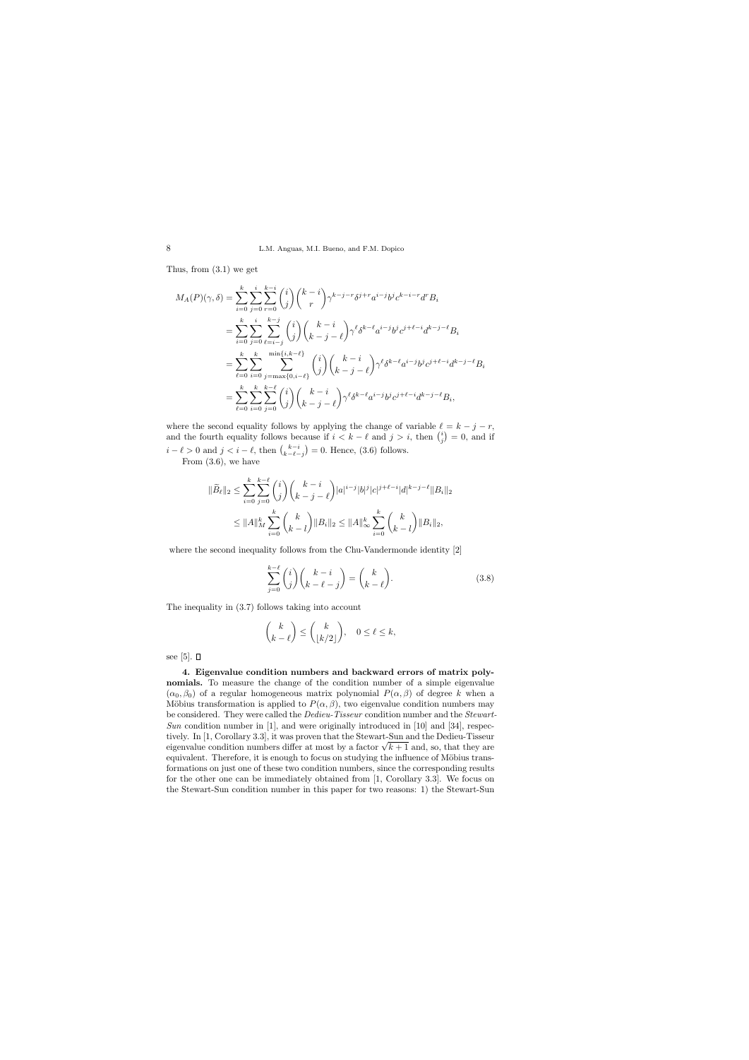Thus, from (3.1) we get

$$
\begin{aligned}
M_A(P)(\gamma,\delta) &= \sum_{i=0}^{k}\sum_{j=0}^{i}\sum_{r=0}^{k-i}\binom{i}{j}\binom{k-i}{r}\gamma^{k-j-r}\delta^{j+r}a^{i-j}b^j c^{k-i-r}d^r B_i \\
&= \sum_{i=0}^{k}\sum_{j=0}^{i}\sum_{\ell=i-j}^{k-j}\binom{i}{j}\binom{k-i}{k-j-\ell}\gamma^{\ell}\delta^{k-\ell}a^{i-j}b^j c^{j+\ell-i}d^{k-j-\ell}B_i \\
&= \sum_{\ell=0}^{k}\sum_{i=0}^{k}\sum_{j=\max\{0,i-\ell\}}^{\min\{i,k-\ell\}}\binom{i}{j}\binom{k-i}{k-j-\ell}\gamma^{\ell}\delta^{k-\ell}a^{i-j}b^j c^{j+\ell-i}d^{k-j-\ell}B_i \\
&= \sum_{\ell=0}^{k}\sum_{i=0}^{k}\sum_{j=0}^{k-\ell}\binom{i}{j}\binom{k-i}{k-j-\ell}\gamma^{\ell}\delta^{k-\ell}a^{i-j}b^j c^{j+\ell-i}d^{k-j-\ell}B_i,
\end{aligned}
$$

where the second equality follows by applying the change of variable $\ell = k-j-r$, and the fourth equality follows because if $i < k-\ell$ and $j > i$, then $\binom{i}{j} = 0$, and if $i-\ell > 0$ and $j < i-\ell$, then $\binom{k-i}{k-\ell-j} = 0$. Hence, (3.6) follows.

From (3.6), we have

$$
\begin{aligned}
\|\widetilde{B}_\ell\|_2 &\leq \sum_{i=0}^{k}\sum_{j=0}^{k-\ell}\binom{i}{j}\binom{k-i}{k-j-\ell}|a|^{i-j}|b|^j|c|^{j+\ell-i}|d|^{k-j-\ell}\|B_i\|_2 \\
&\leq \|A\|_M^k \sum_{i=0}^{k}\binom{k}{k-l}\|B_i\|_2 \leq \|A\|_\infty^k \sum_{i=0}^{k}\binom{k}{k-l}\|B_i\|_2,
\end{aligned}
$$

where the second inequality follows from the Chu-Vandermonde identity [2]

$$
\sum_{j=0}^{k-\ell}\binom{i}{j}\binom{k-i}{k-\ell-j} = \binom{k}{k-\ell}. \tag{3.8}
$$

The inequality in (3.7) follows taking into account

$$
\binom{k}{k-\ell} \leq \binom{k}{\lfloor k/2 \rfloor}, \quad 0 \leq \ell \leq k,
$$

see [5]. $\square$

**4. Eigenvalue condition numbers and backward errors of matrix polynomials.** To measure the change of the condition number of a simple eigenvalue $(\alpha_0, \beta_0)$ of a regular homogeneous matrix polynomial $P(\alpha,\beta)$ of degree $k$ when a Möbius transformation is applied to $P(\alpha,\beta)$, two eigenvalue condition numbers may be considered. They were called the *Dedieu-Tisseur* condition number and the *Stewart-Sun* condition number in [1], and were originally introduced in [10] and [34], respectively. In [1, Corollary 3.3], it was proven that the Stewart-Sun and the Dedieu-Tisseur eigenvalue condition numbers differ at most by a factor $\sqrt{k+1}$ and, so, that they are equivalent. Therefore, it is enough to focus on studying the influence of Möbius transformations on just one of these two condition numbers, since the corresponding results for the other one can be immediately obtained from [1, Corollary 3.3]. We focus on the Stewart-Sun condition number in this paper for two reasons: 1) the Stewart-Sun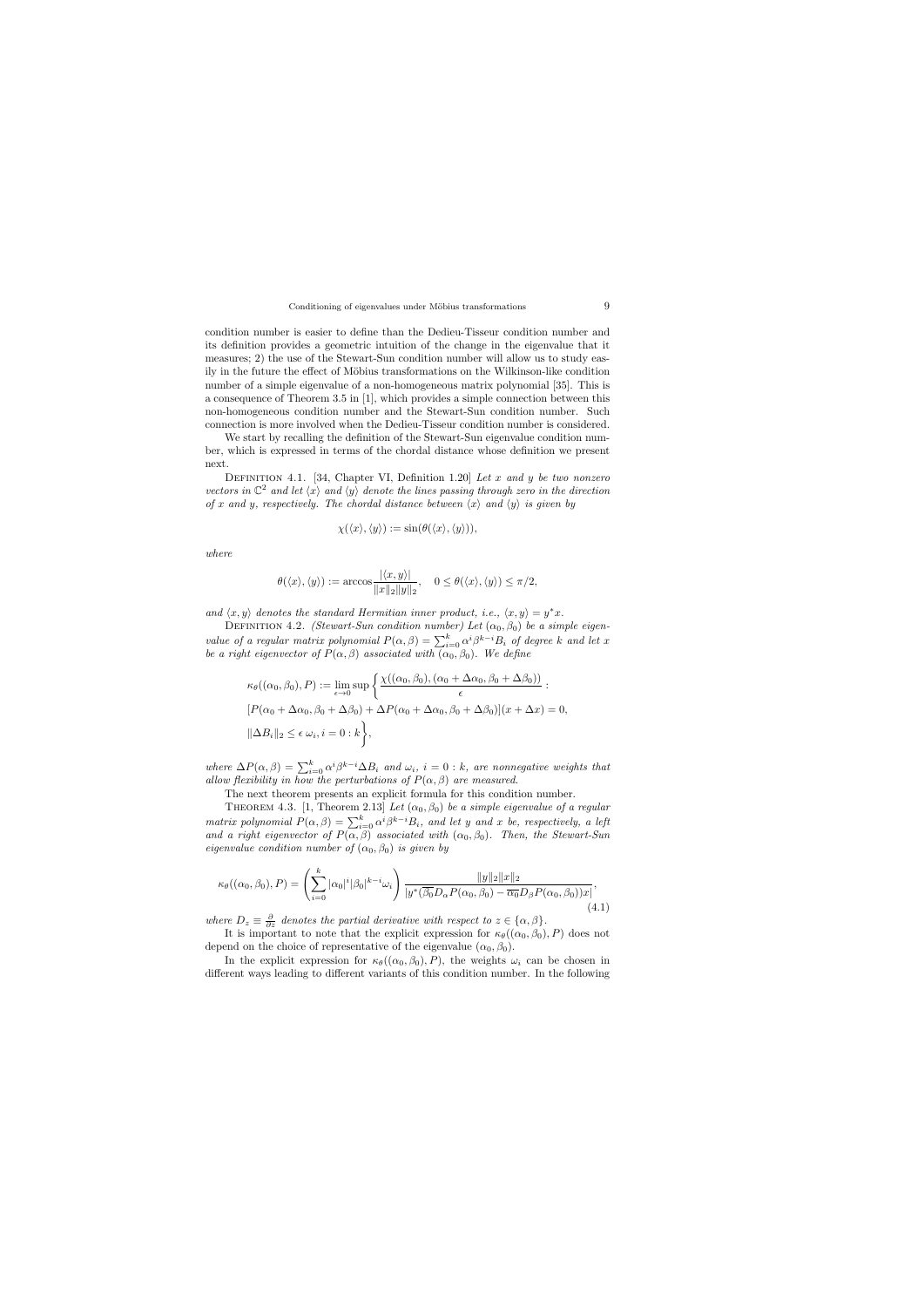condition number is easier to define than the Dedieu-Tisseur condition number and its definition provides a geometric intuition of the change in the eigenvalue that it measures; 2) the use of the Stewart-Sun condition number will allow us to study easily in the future the effect of Möbius transformations on the Wilkinson-like condition number of a simple eigenvalue of a non-homogeneous matrix polynomial [35]. This is a consequence of Theorem 3.5 in [1], which provides a simple connection between this non-homogeneous condition number and the Stewart-Sun condition number. Such connection is more involved when the Dedieu-Tisseur condition number is considered.

We start by recalling the definition of the Stewart-Sun eigenvalue condition number, which is expressed in terms of the chordal distance whose definition we present next.

Definition 4.1. [34, Chapter VI, Definition 1.20] *Let $x$ and $y$ be two nonzero vectors in $\mathbb{C}^2$ and let $\langle x \rangle$ and $\langle y \rangle$ denote the lines passing through zero in the direction of $x$ and $y$, respectively. The chordal distance between $\langle x \rangle$ and $\langle y \rangle$ is given by*

$$\chi(\langle x \rangle, \langle y \rangle) := \sin(\theta(\langle x \rangle, \langle y \rangle)),$$

*where*

$$\theta(\langle x \rangle, \langle y \rangle) := \arccos \frac{|\langle x, y \rangle|}{\|x\|_2 \|y\|_2}, \quad 0 \leq \theta(\langle x \rangle, \langle y \rangle) \leq \pi/2,$$

*and $\langle x, y \rangle$ denotes the standard Hermitian inner product, i.e., $\langle x, y \rangle = y^* x$.*

Definition 4.2. *(Stewart-Sun condition number) Let $(\alpha_0, \beta_0)$ be a simple eigenvalue of a regular matrix polynomial $P(\alpha, \beta) = \sum_{i=0}^{k} \alpha^i \beta^{k-i} B_i$ of degree $k$ and let $x$ be a right eigenvector of $P(\alpha, \beta)$ associated with $(\alpha_0, \beta_0)$. We define*

$$\begin{aligned}
&\kappa_\theta((\alpha_0, \beta_0), P) := \lim_{\epsilon \to 0} \sup \left\{ \frac{\chi((\alpha_0, \beta_0), (\alpha_0 + \Delta\alpha_0, \beta_0 + \Delta\beta_0))}{\epsilon} : \right. \\
&[P(\alpha_0 + \Delta\alpha_0, \beta_0 + \Delta\beta_0) + \Delta P(\alpha_0 + \Delta\alpha_0, \beta_0 + \Delta\beta_0)](x + \Delta x) = 0, \\
&\left. \|\Delta B_i\|_2 \leq \epsilon\, \omega_i, i = 0 : k \right\},
\end{aligned}$$

*where $\Delta P(\alpha, \beta) = \sum_{i=0}^{k} \alpha^i \beta^{k-i} \Delta B_i$ and $\omega_i$, $i = 0 : k$, are nonnegative weights that allow flexibility in how the perturbations of $P(\alpha, \beta)$ are measured.*

The next theorem presents an explicit formula for this condition number.

Theorem 4.3. [1, Theorem 2.13] *Let $(\alpha_0, \beta_0)$ be a simple eigenvalue of a regular matrix polynomial $P(\alpha, \beta) = \sum_{i=0}^{k} \alpha^i \beta^{k-i} B_i$, and let $y$ and $x$ be, respectively, a left and a right eigenvector of $P(\alpha, \beta)$ associated with $(\alpha_0, \beta_0)$. Then, the Stewart-Sun eigenvalue condition number of $(\alpha_0, \beta_0)$ is given by*

$$\kappa_\theta((\alpha_0, \beta_0), P) = \left( \sum_{i=0}^{k} |\alpha_0|^i |\beta_0|^{k-i} \omega_i \right) \frac{\|y\|_2 \|x\|_2}{|y^*(\overline{\beta_0} D_\alpha P(\alpha_0, \beta_0) - \overline{\alpha_0} D_\beta P(\alpha_0, \beta_0)) x|}, \tag{4.1}$$

*where $D_z \equiv \frac{\partial}{\partial z}$ denotes the partial derivative with respect to $z \in \{\alpha, \beta\}$.*

It is important to note that the explicit expression for $\kappa_\theta((\alpha_0, \beta_0), P)$ does not depend on the choice of representative of the eigenvalue $(\alpha_0, \beta_0)$.

In the explicit expression for $\kappa_\theta((\alpha_0, \beta_0), P)$, the weights $\omega_i$ can be chosen in different ways leading to different variants of this condition number. In the following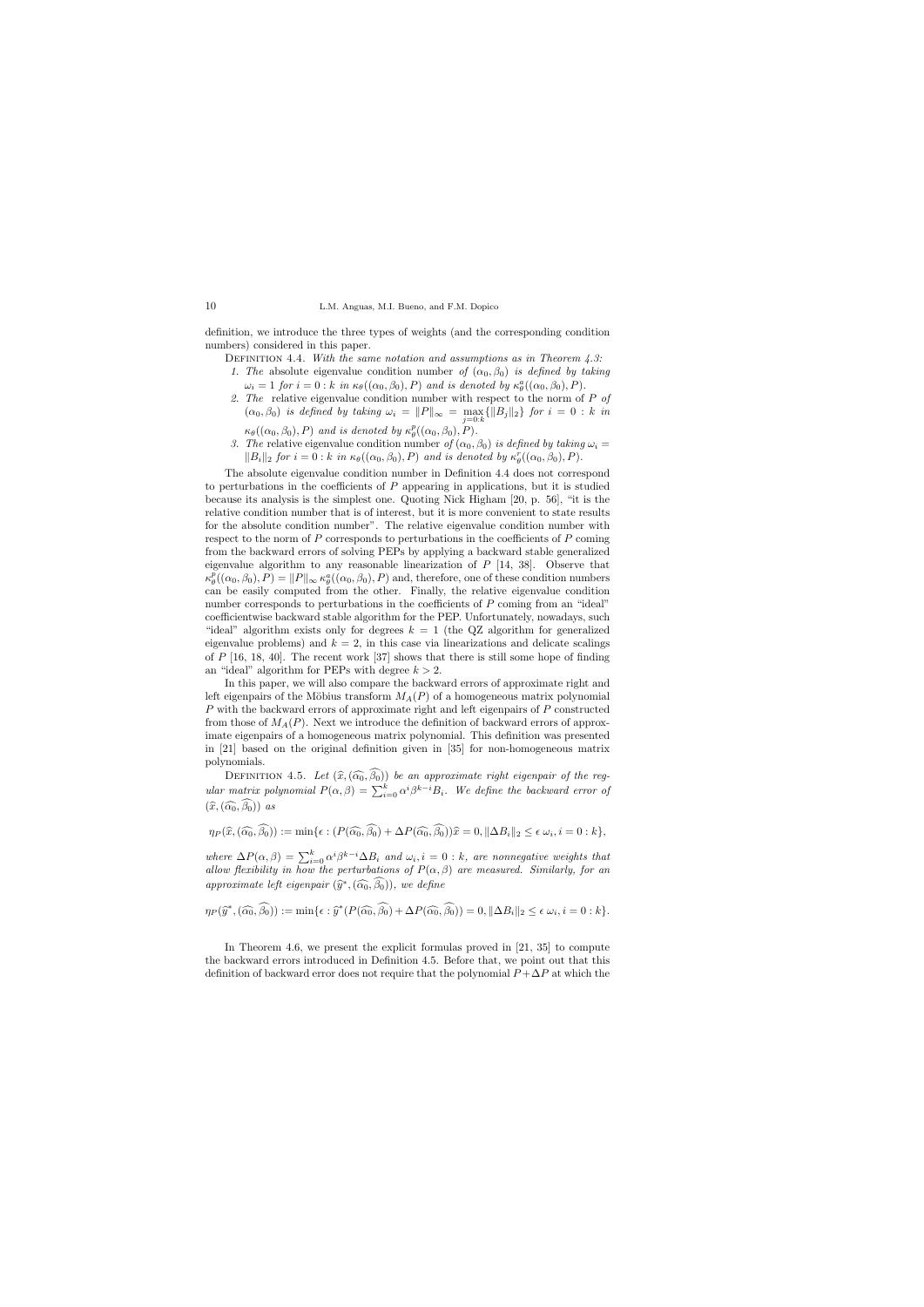definition, we introduce the three types of weights (and the corresponding condition numbers) considered in this paper.

DEFINITION 4.4. *With the same notation and assumptions as in Theorem 4.3:*

1. *The* absolute eigenvalue condition number *of* $(\alpha_0, \beta_0)$ *is defined by taking* $\omega_i = 1$ *for* $i = 0 : k$ *in* $\kappa_\theta((\alpha_0, \beta_0), P)$ *and is denoted by* $\kappa_\theta^a((\alpha_0, \beta_0), P)$.
2. *The* relative eigenvalue condition number with respect to the norm of $P$ *of* $(\alpha_0, \beta_0)$ *is defined by taking* $\omega_i = \|P\|_\infty = \max_{j=0:k}\{\|B_j\|_2\}$ *for* $i = 0 : k$ *in* $\kappa_\theta((\alpha_0, \beta_0), P)$ *and is denoted by* $\kappa_\theta^p((\alpha_0, \beta_0), P)$.
3. *The* relative eigenvalue condition number *of* $(\alpha_0, \beta_0)$ *is defined by taking* $\omega_i = \|B_i\|_2$ *for* $i = 0 : k$ *in* $\kappa_\theta((\alpha_0, \beta_0), P)$ *and is denoted by* $\kappa_\theta^r((\alpha_0, \beta_0), P)$.

The absolute eigenvalue condition number in Definition 4.4 does not correspond to perturbations in the coefficients of $P$ appearing in applications, but it is studied because its analysis is the simplest one. Quoting Nick Higham [20, p. 56], "it is the relative condition number that is of interest, but it is more convenient to state results for the absolute condition number". The relative eigenvalue condition number with respect to the norm of $P$ corresponds to perturbations in the coefficients of $P$ coming from the backward errors of solving PEPs by applying a backward stable generalized eigenvalue algorithm to any reasonable linearization of $P$ [14, 38]. Observe that $\kappa_\theta^p((\alpha_0, \beta_0), P) = \|P\|_\infty \, \kappa_\theta^a((\alpha_0, \beta_0), P)$ and, therefore, one of these condition numbers can be easily computed from the other. Finally, the relative eigenvalue condition number corresponds to perturbations in the coefficients of $P$ coming from an "ideal" coefficientwise backward stable algorithm for the PEP. Unfortunately, nowadays, such "ideal" algorithm exists only for degrees $k = 1$ (the QZ algorithm for generalized eigenvalue problems) and $k = 2$, in this case via linearizations and delicate scalings of $P$ [16, 18, 40]. The recent work [37] shows that there is still some hope of finding an "ideal" algorithm for PEPs with degree $k > 2$.

In this paper, we will also compare the backward errors of approximate right and left eigenpairs of the Möbius transform $M_A(P)$ of a homogeneous matrix polynomial $P$ with the backward errors of approximate right and left eigenpairs of $P$ constructed from those of $M_A(P)$. Next we introduce the definition of backward errors of approximate eigenpairs of a homogeneous matrix polynomial. This definition was presented in [21] based on the original definition given in [35] for non-homogeneous matrix polynomials.

DEFINITION 4.5. *Let* $(\widehat{x}, (\widehat{\alpha_0}, \widehat{\beta_0}))$ *be an approximate right eigenpair of the regular matrix polynomial* $P(\alpha, \beta) = \sum_{i=0}^{k} \alpha^i \beta^{k-i} B_i$. *We define the backward error of* $(\widehat{x}, (\widehat{\alpha_0}, \widehat{\beta_0}))$ *as*

$$\eta_P(\widehat{x}, (\widehat{\alpha_0}, \widehat{\beta_0})) := \min\{\epsilon : (P(\widehat{\alpha_0}, \widehat{\beta_0}) + \Delta P(\widehat{\alpha_0}, \widehat{\beta_0}))\widehat{x} = 0, \|\Delta B_i\|_2 \leq \epsilon \, \omega_i, i = 0 : k\},$$

*where* $\Delta P(\alpha, \beta) = \sum_{i=0}^{k} \alpha^i \beta^{k-i} \Delta B_i$ *and* $\omega_i, i = 0 : k$, *are nonnegative weights that allow flexibility in how the perturbations of* $P(\alpha, \beta)$ *are measured. Similarly, for an approximate left eigenpair* $(\widehat{y}^*, (\widehat{\alpha_0}, \widehat{\beta_0}))$, *we define*

$$\eta_P(\widehat{y}^*, (\widehat{\alpha_0}, \widehat{\beta_0})) := \min\{\epsilon : \widehat{y}^*(P(\widehat{\alpha_0}, \widehat{\beta_0}) + \Delta P(\widehat{\alpha_0}, \widehat{\beta_0})) = 0, \|\Delta B_i\|_2 \leq \epsilon \, \omega_i, i = 0 : k\}.$$

In Theorem 4.6, we present the explicit formulas proved in [21, 35] to compute the backward errors introduced in Definition 4.5. Before that, we point out that this definition of backward error does not require that the polynomial $P + \Delta P$ at which the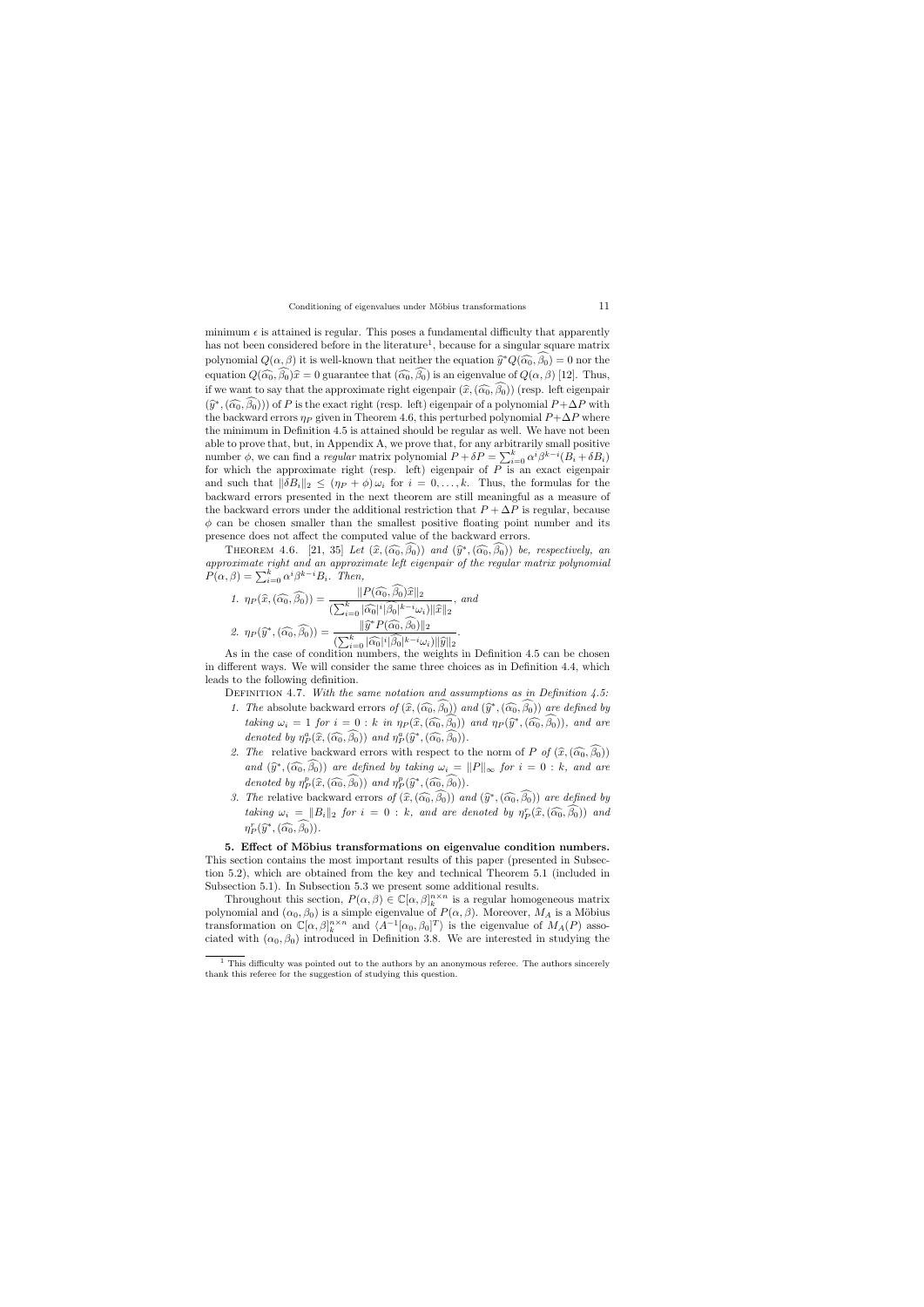minimum $\epsilon$ is attained is regular. This poses a fundamental difficulty that apparently has not been considered before in the literature[1], because for a singular square matrix polynomial $Q(\alpha,\beta)$ it is well-known that neither the equation $\widehat{y}^*Q(\widehat{\alpha_0},\widehat{\beta_0})=0$ nor the equation $Q(\widehat{\alpha_0},\widehat{\beta_0})\widehat{x}=0$ guarantee that $(\widehat{\alpha_0},\widehat{\beta_0})$ is an eigenvalue of $Q(\alpha,\beta)$ [12]. Thus, if we want to say that the approximate right eigenpair $(\widehat{x},(\widehat{\alpha_0},\widehat{\beta_0}))$ (resp. left eigenpair $(\widehat{y}^*,(\widehat{\alpha_0},\widehat{\beta_0}))$) of $P$ is the exact right (resp. left) eigenpair of a polynomial $P+\Delta P$ with the backward errors $\eta_P$ given in Theorem 4.6, this perturbed polynomial $P+\Delta P$ where the minimum in Definition 4.5 is attained should be regular as well. We have not been able to prove that, but, in Appendix A, we prove that, for any arbitrarily small positive number $\phi$, we can find a *regular* matrix polynomial $P+\delta P=\sum_{i=0}^k \alpha^i\beta^{k-i}(B_i+\delta B_i)$ for which the approximate right (resp. left) eigenpair of $P$ is an exact eigenpair and such that $\|\delta B_i\|_2 \le (\eta_P+\phi)\,\omega_i$ for $i=0,\ldots,k$. Thus, the formulas for the backward errors presented in the next theorem are still meaningful as a measure of the backward errors under the additional restriction that $P+\Delta P$ is regular, because $\phi$ can be chosen smaller than the smallest positive floating point number and its presence does not affect the computed value of the backward errors.

Theorem 4.6. [21, 35] *Let $(\widehat{x},(\widehat{\alpha_0},\widehat{\beta_0}))$ and $(\widehat{y}^*,(\widehat{\alpha_0},\widehat{\beta_0}))$ be, respectively, an approximate right and an approximate left eigenpair of the regular matrix polynomial $P(\alpha,\beta)=\sum_{i=0}^k \alpha^i\beta^{k-i}B_i$. Then,*

1. $\eta_P(\widehat{x},(\widehat{\alpha_0},\widehat{\beta_0})) = \dfrac{\|P(\widehat{\alpha_0},\widehat{\beta_0})\widehat{x}\|_2}{(\sum_{i=0}^k |\widehat{\alpha_0}|^i|\widehat{\beta_0}|^{k-i}\omega_i)\|\widehat{x}\|_2}$, and
2. $\eta_P(\widehat{y}^*,(\widehat{\alpha_0},\widehat{\beta_0})) = \dfrac{\|\widehat{y}^*P(\widehat{\alpha_0},\widehat{\beta_0})\|_2}{(\sum_{i=0}^k |\widehat{\alpha_0}|^i|\widehat{\beta_0}|^{k-i}\omega_i)\|\widehat{y}\|_2}$.

As in the case of condition numbers, the weights in Definition 4.5 can be chosen in different ways. We will consider the same three choices as in Definition 4.4, which leads to the following definition.

Definition 4.7. *With the same notation and assumptions as in Definition 4.5:*

1. *The* absolute backward errors *of $(\widehat{x},(\widehat{\alpha_0},\widehat{\beta_0}))$ and $(\widehat{y}^*,(\widehat{\alpha_0},\widehat{\beta_0}))$ are defined by taking $\omega_i=1$ for $i=0:k$ in $\eta_P(\widehat{x},(\widehat{\alpha_0},\widehat{\beta_0}))$ and $\eta_P(\widehat{y}^*,(\widehat{\alpha_0},\widehat{\beta_0}))$, and are denoted by $\eta_P^a(\widehat{x},(\widehat{\alpha_0},\widehat{\beta_0}))$ and $\eta_P^a(\widehat{y}^*,(\widehat{\alpha_0},\widehat{\beta_0}))$.*
2. *The* relative backward errors with respect to the norm of $P$ *of $(\widehat{x},(\widehat{\alpha_0},\widehat{\beta_0}))$ and $(\widehat{y}^*,(\widehat{\alpha_0},\widehat{\beta_0}))$ are defined by taking $\omega_i=\|P\|_\infty$ for $i=0:k$, and are denoted by $\eta_P^p(\widehat{x},(\widehat{\alpha_0},\widehat{\beta_0}))$ and $\eta_P^p(\widehat{y}^*,(\widehat{\alpha_0},\widehat{\beta_0}))$.*
3. *The* relative backward errors *of $(\widehat{x},(\widehat{\alpha_0},\widehat{\beta_0}))$ and $(\widehat{y}^*,(\widehat{\alpha_0},\widehat{\beta_0}))$ are defined by taking $\omega_i=\|B_i\|_2$ for $i=0:k$, and are denoted by $\eta_P^r(\widehat{x},(\widehat{\alpha_0},\widehat{\beta_0}))$ and $\eta_P^r(\widehat{y}^*,(\widehat{\alpha_0},\widehat{\beta_0}))$.*

## 5. Effect of Möbius transformations on eigenvalue condition numbers.

This section contains the most important results of this paper (presented in Subsection 5.2), which are obtained from the key and technical Theorem 5.1 (included in Subsection 5.1). In Subsection 5.3 we present some additional results.

Throughout this section, $P(\alpha,\beta)\in\mathbb{C}[\alpha,\beta]_k^{n\times n}$ is a regular homogeneous matrix polynomial and $(\alpha_0,\beta_0)$ is a simple eigenvalue of $P(\alpha,\beta)$. Moreover, $M_A$ is a Möbius transformation on $\mathbb{C}[\alpha,\beta]_k^{n\times n}$ and $\langle A^{-1}[\alpha_0,\beta_0]^T\rangle$ is the eigenvalue of $M_A(P)$ associated with $(\alpha_0,\beta_0)$ introduced in Definition 3.8. We are interested in studying the

[1] This difficulty was pointed out to the authors by an anonymous referee. The authors sincerely thank this referee for the suggestion of studying this question.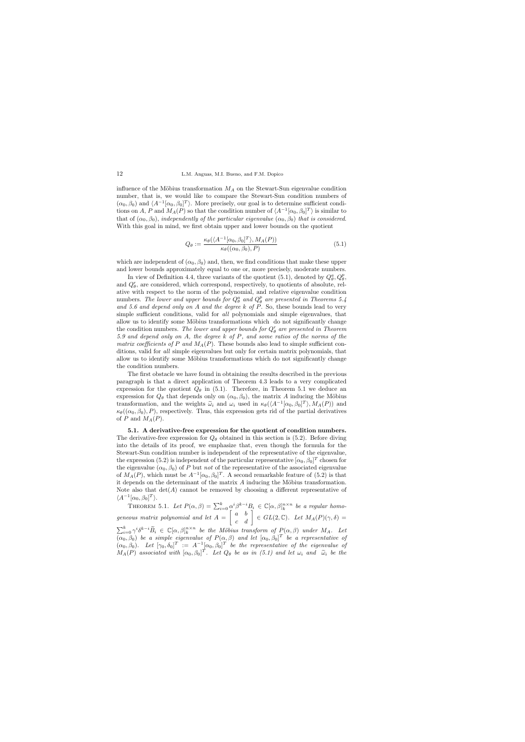influence of the Möbius transformation $M_A$ on the Stewart-Sun eigenvalue condition number, that is, we would like to compare the Stewart-Sun condition numbers of $(\alpha_0, \beta_0)$ and $\langle A^{-1}[\alpha_0, \beta_0]^T \rangle$. More precisely, our goal is to determine sufficient conditions on $A$, $P$ and $M_A(P)$ so that the condition number of $\langle A^{-1}[\alpha_0, \beta_0]^T \rangle$ is similar to that of $(\alpha_0, \beta_0)$, *independently of the particular eigenvalue* $(\alpha_0, \beta_0)$ *that is considered.* With this goal in mind, we first obtain upper and lower bounds on the quotient

$$Q_\theta := \frac{\kappa_\theta(\langle A^{-1}[\alpha_0, \beta_0]^T \rangle, M_A(P))}{\kappa_\theta((\alpha_0, \beta_0), P)} \tag{5.1}$$

which are independent of $(\alpha_0, \beta_0)$ and, then, we find conditions that make these upper and lower bounds approximately equal to one or, more precisely, moderate numbers.

In view of Definition 4.4, three variants of the quotient (5.1), denoted by $Q_\theta^a, Q_\theta^p$, and $Q_\theta^r$, are considered, which correspond, respectively, to quotients of absolute, relative with respect to the norm of the polynomial, and relative eigenvalue condition numbers. *The lower and upper bounds for $Q_\theta^a$ and $Q_\theta^p$ are presented in Theorems 5.4 and 5.6 and depend only on $A$ and the degree $k$ of $P$.* So, these bounds lead to very simple sufficient conditions, valid for *all* polynomials and simple eigenvalues, that allow us to identify some Möbius transformations which do not significantly change the condition numbers. *The lower and upper bounds for $Q_\theta^r$ are presented in Theorem 5.9 and depend only on $A$, the degree $k$ of $P$, and some ratios of the norms of the matrix coefficients of $P$ and $M_A(P)$.* These bounds also lead to simple sufficient conditions, valid for *all* simple eigenvalues but only for certain matrix polynomials, that allow us to identify some Möbius transformations which do not significantly change the condition numbers.

The first obstacle we have found in obtaining the results described in the previous paragraph is that a direct application of Theorem 4.3 leads to a very complicated expression for the quotient $Q_\theta$ in (5.1). Therefore, in Theorem 5.1 we deduce an expression for $Q_\theta$ that depends only on $(\alpha_0, \beta_0)$, the matrix $A$ inducing the Möbius transformation, and the weights $\widetilde{\omega}_i$ and $\omega_i$ used in $\kappa_\theta(\langle A^{-1}[\alpha_0, \beta_0]^T \rangle, M_A(P))$ and $\kappa_\theta((\alpha_0, \beta_0), P)$, respectively. Thus, this expression gets rid of the partial derivatives of $P$ and $M_A(P)$.

**5.1. A derivative-free expression for the quotient of condition numbers.** The derivative-free expression for $Q_\theta$ obtained in this section is (5.2). Before diving into the details of its proof, we emphasize that, even though the formula for the Stewart-Sun condition number is independent of the representative of the eigenvalue, the expression (5.2) is independent of the particular representative $[\alpha_0, \beta_0]^T$ chosen for the eigenvalue $(\alpha_0, \beta_0)$ of $P$ but *not* of the representative of the associated eigenvalue of $M_A(P)$, which must be $A^{-1}[\alpha_0, \beta_0]^T$. A second remarkable feature of (5.2) is that it depends on the determinant of the matrix $A$ inducing the Möbius transformation. Note also that $\det(A)$ cannot be removed by choosing a different representative of $\langle A^{-1}[\alpha_0, \beta_0]^T \rangle$.

Theorem 5.1. *Let $P(\alpha, \beta) = \sum_{i=0}^k \alpha^i \beta^{k-i} B_i \in \mathbb{C}[\alpha, \beta]_k^{n\times n}$ be a regular homogeneous matrix polynomial and let $A = \begin{bmatrix} a & b \\ c & d \end{bmatrix} \in GL(2, \mathbb{C})$. Let $M_A(P)(\gamma, \delta) = \sum_{i=0}^k \gamma^i \delta^{k-i} \widetilde{B}_i \in \mathbb{C}[\alpha, \beta]_k^{n\times n}$ be the Möbius transform of $P(\alpha, \beta)$ under $M_A$. Let $(\alpha_0, \beta_0)$ be a simple eigenvalue of $P(\alpha, \beta)$ and let $[\alpha_0, \beta_0]^T$ be a representative of $(\alpha_0, \beta_0)$. Let $[\gamma_0, \delta_0]^T := A^{-1}[\alpha_0, \beta_0]^T$ be the representative of the eigenvalue of $M_A(P)$ associated with $[\alpha_0, \beta_0]^T$. Let $Q_\theta$ be as in (5.1) and let $\omega_i$ and $\widetilde{\omega}_i$ be the*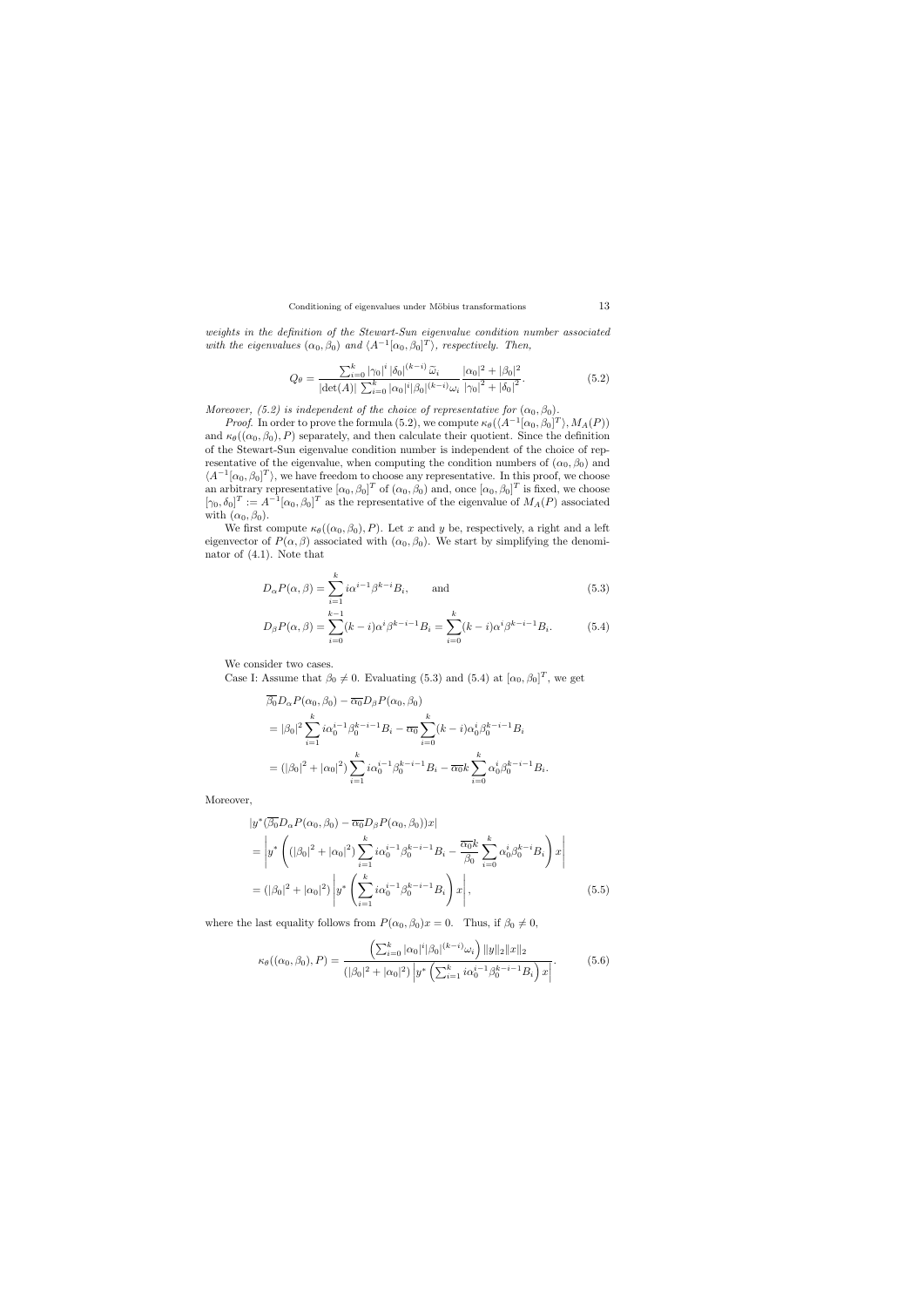*weights in the definition of the Stewart-Sun eigenvalue condition number associated with the eigenvalues $(\alpha_0, \beta_0)$ and $\langle A^{-1}[\alpha_0, \beta_0]^T \rangle$, respectively. Then,*

$$
Q_\theta = \frac{\sum_{i=0}^{k} |\gamma_0|^i \, |\delta_0|^{(k-i)} \, \widetilde{\omega}_i}{|\det(A)| \sum_{i=0}^{k} |\alpha_0|^i |\beta_0|^{(k-i)} \omega_i} \frac{|\alpha_0|^2 + |\beta_0|^2}{|\gamma_0|^2 + |\delta_0|^2}. \tag{5.2}
$$

*Moreover, (5.2) is independent of the choice of representative for $(\alpha_0, \beta_0)$.*

*Proof.* In order to prove the formula (5.2), we compute $\kappa_\theta(\langle A^{-1}[\alpha_0, \beta_0]^T \rangle, M_A(P))$ and $\kappa_\theta((\alpha_0, \beta_0), P)$ separately, and then calculate their quotient. Since the definition of the Stewart-Sun eigenvalue condition number is independent of the choice of representative of the eigenvalue, when computing the condition numbers of $(\alpha_0, \beta_0)$ and $\langle A^{-1}[\alpha_0, \beta_0]^T \rangle$, we have freedom to choose any representative. In this proof, we choose an arbitrary representative $[\alpha_0, \beta_0]^T$ of $(\alpha_0, \beta_0)$ and, once $[\alpha_0, \beta_0]^T$ is fixed, we choose $[\gamma_0, \delta_0]^T := A^{-1}[\alpha_0, \beta_0]^T$ as the representative of the eigenvalue of $M_A(P)$ associated with $(\alpha_0, \beta_0)$.

We first compute $\kappa_\theta((\alpha_0, \beta_0), P)$. Let $x$ and $y$ be, respectively, a right and a left eigenvector of $P(\alpha, \beta)$ associated with $(\alpha_0, \beta_0)$. We start by simplifying the denominator of (4.1). Note that

$$
D_\alpha P(\alpha, \beta) = \sum_{i=1}^{k} i\alpha^{i-1}\beta^{k-i} B_i, \qquad \text{and} \tag{5.3}
$$

$$
D_\beta P(\alpha, \beta) = \sum_{i=0}^{k-1} (k-i)\alpha^{i}\beta^{k-i-1} B_i = \sum_{i=0}^{k} (k-i)\alpha^{i}\beta^{k-i-1} B_i. \tag{5.4}
$$

We consider two cases.

Case I: Assume that $\beta_0 \neq 0$. Evaluating (5.3) and (5.4) at $[\alpha_0, \beta_0]^T$, we get

$$
\begin{aligned}
&\overline{\beta_0} D_\alpha P(\alpha_0, \beta_0) - \overline{\alpha_0} D_\beta P(\alpha_0, \beta_0) \\
&= |\beta_0|^2 \sum_{i=1}^{k} i\alpha_0^{i-1}\beta_0^{k-i-1} B_i - \overline{\alpha_0} \sum_{i=0}^{k} (k-i)\alpha_0^{i}\beta_0^{k-i-1} B_i \\
&= (|\beta_0|^2 + |\alpha_0|^2) \sum_{i=1}^{k} i\alpha_0^{i-1}\beta_0^{k-i-1} B_i - \overline{\alpha_0} k \sum_{i=0}^{k} \alpha_0^{i}\beta_0^{k-i-1} B_i.
\end{aligned}
$$

Moreover,

$$
\begin{aligned}
&|y^*(\overline{\beta_0} D_\alpha P(\alpha_0, \beta_0) - \overline{\alpha_0} D_\beta P(\alpha_0, \beta_0))x| \\
&= \left| y^* \left( (|\beta_0|^2 + |\alpha_0|^2) \sum_{i=1}^{k} i\alpha_0^{i-1}\beta_0^{k-i-1} B_i - \frac{\overline{\alpha_0} k}{\beta_0} \sum_{i=0}^{k} \alpha_0^{i}\beta_0^{k-i} B_i \right) x \right| \\
&= (|\beta_0|^2 + |\alpha_0|^2) \left| y^* \left( \sum_{i=1}^{k} i\alpha_0^{i-1}\beta_0^{k-i-1} B_i \right) x \right|,
\end{aligned} \tag{5.5}
$$

where the last equality follows from $P(\alpha_0, \beta_0)x = 0$. Thus, if $\beta_0 \neq 0$,

$$
\kappa_\theta((\alpha_0, \beta_0), P) = \frac{\left( \sum_{i=0}^{k} |\alpha_0|^i |\beta_0|^{(k-i)} \omega_i \right) \|y\|_2 \|x\|_2}{(|\beta_0|^2 + |\alpha_0|^2) \left| y^* \left( \sum_{i=1}^{k} i\alpha_0^{i-1}\beta_0^{k-i-1} B_i \right) x \right|}. \tag{5.6}
$$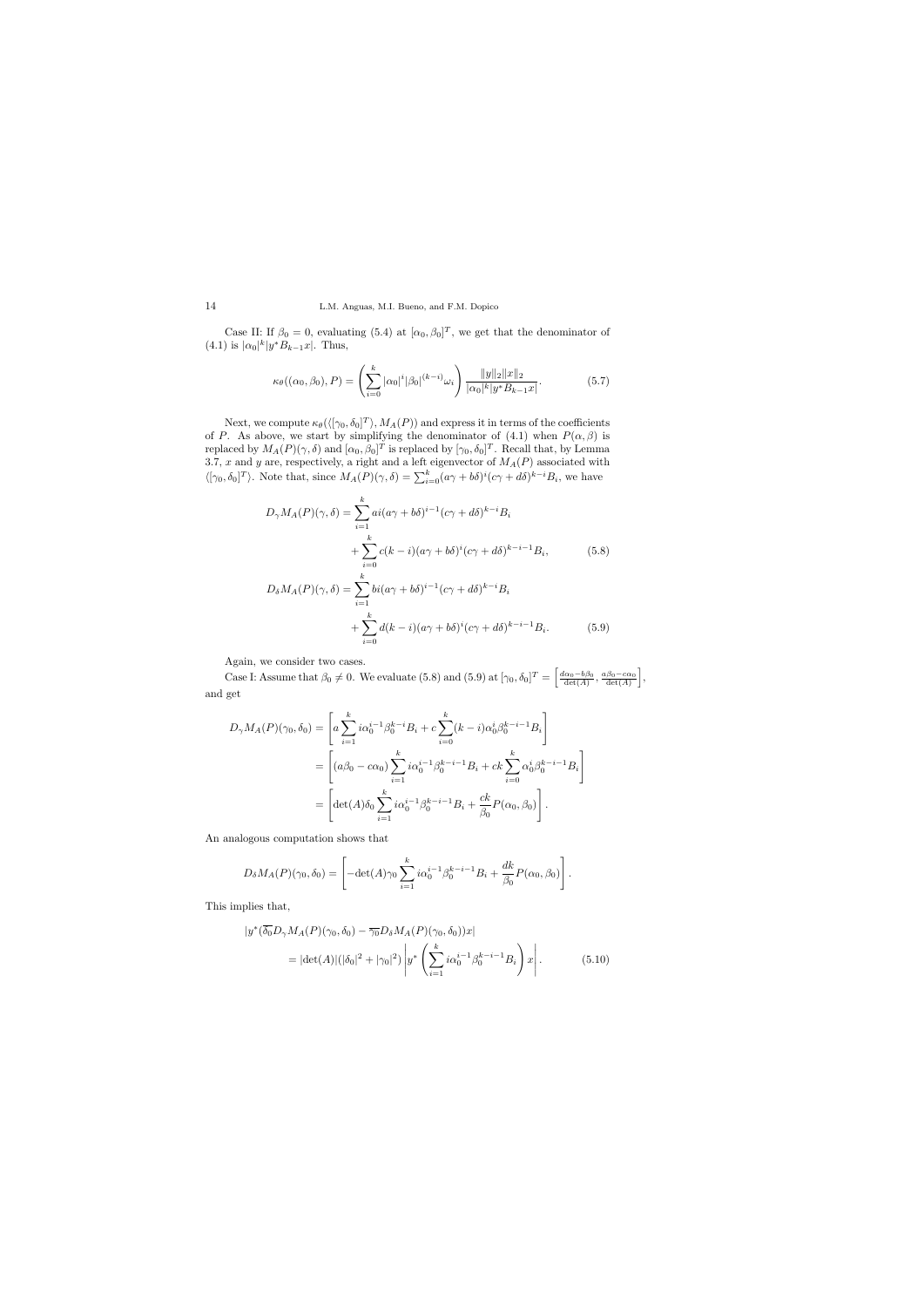Case II: If $\beta_0 = 0$, evaluating (5.4) at $[\alpha_0, \beta_0]^T$, we get that the denominator of (4.1) is $|\alpha_0|^k |y^* B_{k-1} x|$. Thus,

$$\kappa_\theta((\alpha_0, \beta_0), P) = \left( \sum_{i=0}^{k} |\alpha_0|^i |\beta_0|^{(k-i)} \omega_i \right) \frac{\|y\|_2 \|x\|_2}{|\alpha_0|^k |y^* B_{k-1} x|}. \tag{5.7}$$

Next, we compute $\kappa_\theta(\langle [\gamma_0, \delta_0]^T \rangle, M_A(P))$ and express it in terms of the coefficients of $P$. As above, we start by simplifying the denominator of (4.1) when $P(\alpha, \beta)$ is replaced by $M_A(P)(\gamma, \delta)$ and $[\alpha_0, \beta_0]^T$ is replaced by $[\gamma_0, \delta_0]^T$. Recall that, by Lemma 3.7, $x$ and $y$ are, respectively, a right and a left eigenvector of $M_A(P)$ associated with $\langle [\gamma_0, \delta_0]^T \rangle$. Note that, since $M_A(P)(\gamma, \delta) = \sum_{i=0}^{k} (a\gamma + b\delta)^i (c\gamma + d\delta)^{k-i} B_i$, we have

$$\begin{aligned}
D_\gamma M_A(P)(\gamma, \delta) &= \sum_{i=1}^{k} ai(a\gamma + b\delta)^{i-1}(c\gamma + d\delta)^{k-i} B_i \\
&\quad + \sum_{i=0}^{k} c(k-i)(a\gamma + b\delta)^i (c\gamma + d\delta)^{k-i-1} B_i, \qquad (5.8) \\
D_\delta M_A(P)(\gamma, \delta) &= \sum_{i=1}^{k} bi(a\gamma + b\delta)^{i-1}(c\gamma + d\delta)^{k-i} B_i \\
&\quad + \sum_{i=0}^{k} d(k-i)(a\gamma + b\delta)^i (c\gamma + d\delta)^{k-i-1} B_i. \qquad (5.9)
\end{aligned}$$

Again, we consider two cases.

Case I: Assume that $\beta_0 \neq 0$. We evaluate (5.8) and (5.9) at $[\gamma_0, \delta_0]^T = \left[ \frac{d\alpha_0 - b\beta_0}{\det(A)}, \frac{a\beta_0 - c\alpha_0}{\det(A)} \right]$, and get

$$\begin{aligned}
D_\gamma M_A(P)(\gamma_0, \delta_0) &= \left[ a \sum_{i=1}^{k} i\alpha_0^{i-1} \beta_0^{k-i} B_i + c \sum_{i=0}^{k} (k-i) \alpha_0^i \beta_0^{k-i-1} B_i \right] \\
&= \left[ (a\beta_0 - c\alpha_0) \sum_{i=1}^{k} i\alpha_0^{i-1} \beta_0^{k-i-1} B_i + ck \sum_{i=0}^{k} \alpha_0^i \beta_0^{k-i-1} B_i \right] \\
&= \left[ \det(A) \delta_0 \sum_{i=1}^{k} i\alpha_0^{i-1} \beta_0^{k-i-1} B_i + \frac{ck}{\beta_0} P(\alpha_0, \beta_0) \right].
\end{aligned}$$

An analogous computation shows that

$$D_\delta M_A(P)(\gamma_0, \delta_0) = \left[ -\det(A) \gamma_0 \sum_{i=1}^{k} i\alpha_0^{i-1} \beta_0^{k-i-1} B_i + \frac{dk}{\beta_0} P(\alpha_0, \beta_0) \right].$$

This implies that,

$$\begin{aligned}
&|y^* (\overline{\delta_0} D_\gamma M_A(P)(\gamma_0, \delta_0) - \overline{\gamma_0} D_\delta M_A(P)(\gamma_0, \delta_0)) x| \\
&\qquad = |\det(A)| (|\delta_0|^2 + |\gamma_0|^2) \left| y^* \left( \sum_{i=1}^{k} i\alpha_0^{i-1} \beta_0^{k-i-1} B_i \right) x \right|. \qquad (5.10)
\end{aligned}$$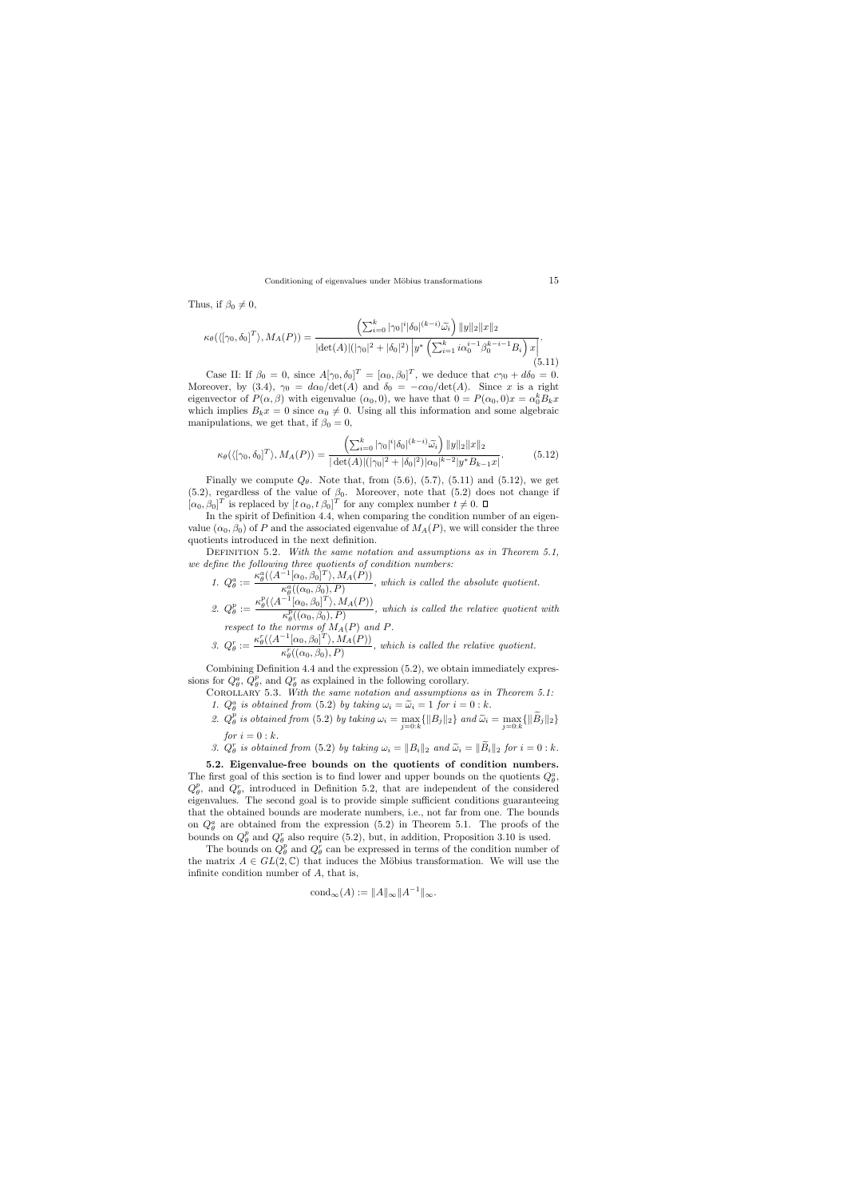Thus, if $\beta_0 \neq 0$,

$$\kappa_\theta(\langle[\gamma_0, \delta_0]^T\rangle, M_A(P)) = \frac{\left(\sum_{i=0}^{k} |\gamma_0|^i |\delta_0|^{(k-i)} \widetilde{\omega}_i\right) \|y\|_2 \|x\|_2}{|\det(A)|(|\gamma_0|^2 + |\delta_0|^2) \left| y^* \left(\sum_{i=1}^{k} i\alpha_0^{i-1} \beta_0^{k-i-1} B_i\right) x\right|}. \tag{5.11}$$

Case II: If $\beta_0 = 0$, since $A[\gamma_0, \delta_0]^T = [\alpha_0, \beta_0]^T$, we deduce that $c\gamma_0 + d\delta_0 = 0$. Moreover, by (3.4), $\gamma_0 = d\alpha_0/\det(A)$ and $\delta_0 = -c\alpha_0/\det(A)$. Since $x$ is a right eigenvector of $P(\alpha, \beta)$ with eigenvalue $(\alpha_0, 0)$, we have that $0 = P(\alpha_0, 0)x = \alpha_0^k B_k x$ which implies $B_k x = 0$ since $\alpha_0 \neq 0$. Using all this information and some algebraic manipulations, we get that, if $\beta_0 = 0$,

$$\kappa_\theta(\langle[\gamma_0, \delta_0]^T\rangle, M_A(P)) = \frac{\left(\sum_{i=0}^{k} |\gamma_0|^i |\delta_0|^{(k-i)} \widetilde{\omega}_i\right) \|y\|_2 \|x\|_2}{|\det(A)|(|\gamma_0|^2 + |\delta_0|^2)|\alpha_0|^{k-2}|y^* B_{k-1} x|}. \tag{5.12}$$

Finally we compute $Q_\theta$. Note that, from (5.6), (5.7), (5.11) and (5.12), we get (5.2), regardless of the value of $\beta_0$. Moreover, note that (5.2) does not change if $[\alpha_0, \beta_0]^T$ is replaced by $[t\,\alpha_0, t\,\beta_0]^T$ for any complex number $t \neq 0$. ◻

In the spirit of Definition 4.4, when comparing the condition number of an eigenvalue $(\alpha_0, \beta_0)$ of $P$ and the associated eigenvalue of $M_A(P)$, we will consider the three quotients introduced in the next definition.

Definition 5.2. *With the same notation and assumptions as in Theorem 5.1, we define the following three quotients of condition numbers:*

1. $Q_\theta^a := \dfrac{\kappa_\theta^a(\langle A^{-1}[\alpha_0, \beta_0]^T\rangle, M_A(P))}{\kappa_\theta^a((\alpha_0, \beta_0), P)}$, *which is called the absolute quotient.*
2. $Q_\theta^p := \dfrac{\kappa_\theta^p(\langle A^{-1}[\alpha_0, \beta_0]^T\rangle, M_A(P))}{\kappa_\theta^p((\alpha_0, \beta_0), P)}$, *which is called the relative quotient with respect to the norms of $M_A(P)$ and $P$.*
3. $Q_\theta^r := \dfrac{\kappa_\theta^r(\langle A^{-1}[\alpha_0, \beta_0]^T\rangle, M_A(P))}{\kappa_\theta^r((\alpha_0, \beta_0), P)}$, *which is called the relative quotient.*

Combining Definition 4.4 and the expression (5.2), we obtain immediately expressions for $Q_\theta^a$, $Q_\theta^p$, and $Q_\theta^r$ as explained in the following corollary.

Corollary 5.3. *With the same notation and assumptions as in Theorem 5.1:*

1. *$Q_\theta^a$ is obtained from* (5.2) *by taking $\omega_i = \widetilde{\omega}_i = 1$ for $i = 0 : k$.*
2. *$Q_\theta^p$ is obtained from* (5.2) *by taking $\omega_i = \max_{j=0:k}\{\|B_j\|_2\}$ and $\widetilde{\omega}_i = \max_{j=0:k}\{\|\widetilde{B}_j\|_2\}$ for $i = 0 : k$.*
3. *$Q_\theta^r$ is obtained from* (5.2) *by taking $\omega_i = \|B_i\|_2$ and $\widetilde{\omega}_i = \|\widetilde{B}_i\|_2$ for $i = 0 : k$.*

**5.2. Eigenvalue-free bounds on the quotients of condition numbers.** The first goal of this section is to find lower and upper bounds on the quotients $Q_\theta^a$, $Q_\theta^p$, and $Q_\theta^r$, introduced in Definition 5.2, that are independent of the considered eigenvalues. The second goal is to provide simple sufficient conditions guaranteeing that the obtained bounds are moderate numbers, i.e., not far from one. The bounds on $Q_\theta^a$ are obtained from the expression (5.2) in Theorem 5.1. The proofs of the bounds on $Q_\theta^p$ and $Q_\theta^r$ also require (5.2), but, in addition, Proposition 3.10 is used.

The bounds on $Q_\theta^p$ and $Q_\theta^r$ can be expressed in terms of the condition number of the matrix $A \in GL(2, \mathbb{C})$ that induces the Möbius transformation. We will use the infinite condition number of $A$, that is,

$$\text{cond}_\infty(A) := \|A\|_\infty \|A^{-1}\|_\infty.$$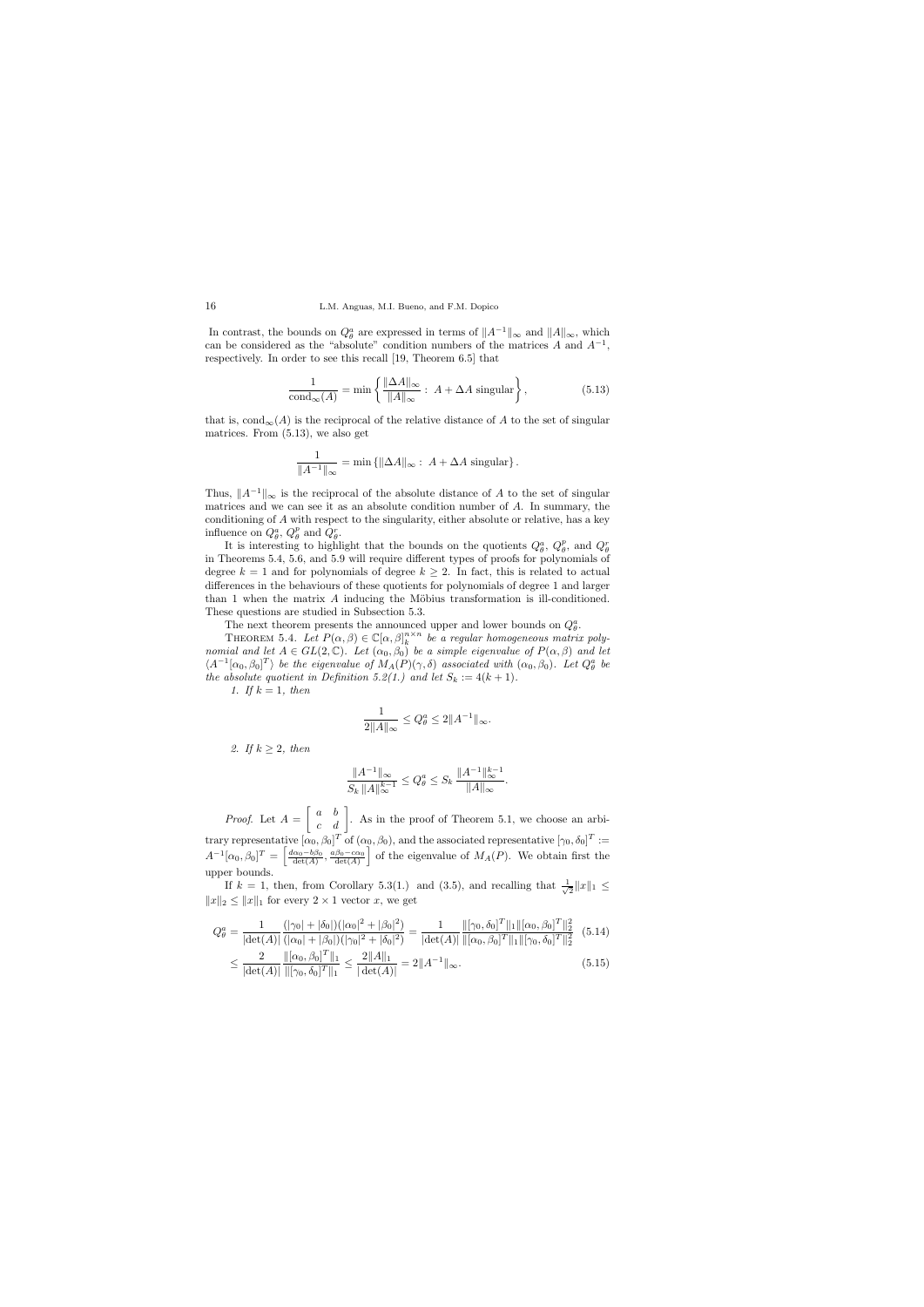In contrast, the bounds on $Q_\theta^a$ are expressed in terms of $\|A^{-1}\|_\infty$ and $\|A\|_\infty$, which can be considered as the "absolute" condition numbers of the matrices $A$ and $A^{-1}$, respectively. In order to see this recall [19, Theorem 6.5] that

$$\frac{1}{\mathrm{cond}_\infty(A)} = \min\left\{ \frac{\|\Delta A\|_\infty}{\|A\|_\infty} :\ A + \Delta A \text{ singular} \right\}, \tag{5.13}$$

that is, $\mathrm{cond}_\infty(A)$ is the reciprocal of the relative distance of $A$ to the set of singular matrices. From (5.13), we also get

$$\frac{1}{\|A^{-1}\|_\infty} = \min\left\{ \|\Delta A\|_\infty :\ A + \Delta A \text{ singular} \right\}.$$

Thus, $\|A^{-1}\|_\infty$ is the reciprocal of the absolute distance of $A$ to the set of singular matrices and we can see it as an absolute condition number of $A$. In summary, the conditioning of $A$ with respect to the singularity, either absolute or relative, has a key influence on $Q_\theta^a$, $Q_\theta^p$ and $Q_\theta^r$.

It is interesting to highlight that the bounds on the quotients $Q_\theta^a$, $Q_\theta^p$, and $Q_\theta^r$ in Theorems 5.4, 5.6, and 5.9 will require different types of proofs for polynomials of degree $k = 1$ and for polynomials of degree $k \geq 2$. In fact, this is related to actual differences in the behaviours of these quotients for polynomials of degree 1 and larger than 1 when the matrix $A$ inducing the Möbius transformation is ill-conditioned. These questions are studied in Subsection 5.3.

The next theorem presents the announced upper and lower bounds on $Q_\theta^a$.

Theorem 5.4. *Let $P(\alpha,\beta) \in \mathbb{C}[\alpha,\beta]_k^{n\times n}$ be a regular homogeneous matrix polynomial and let $A \in GL(2,\mathbb{C})$. Let $(\alpha_0,\beta_0)$ be a simple eigenvalue of $P(\alpha,\beta)$ and let $\langle A^{-1}[\alpha_0,\beta_0]^T\rangle$ be the eigenvalue of $M_A(P)(\gamma,\delta)$ associated with $(\alpha_0,\beta_0)$. Let $Q_\theta^a$ be the absolute quotient in Definition 5.2(1.) and let $S_k := 4(k+1)$.*

*1. If $k = 1$, then*

$$\frac{1}{2\|A\|_\infty} \leq Q_\theta^a \leq 2\|A^{-1}\|_\infty.$$

*2. If $k \geq 2$, then*

$$\frac{\|A^{-1}\|_\infty}{S_k\,\|A\|_\infty^{k-1}} \leq Q_\theta^a \leq S_k\,\frac{\|A^{-1}\|_\infty^{k-1}}{\|A\|_\infty}.$$

*Proof.* Let $A = \begin{bmatrix} a & b \\ c & d \end{bmatrix}$. As in the proof of Theorem 5.1, we choose an arbitrary representative $[\alpha_0,\beta_0]^T$ of $(\alpha_0,\beta_0)$, and the associated representative $[\gamma_0,\delta_0]^T := A^{-1}[\alpha_0,\beta_0]^T = \left[\frac{d\alpha_0 - b\beta_0}{\det(A)}, \frac{a\beta_0 - c\alpha_0}{\det(A)}\right]$ of the eigenvalue of $M_A(P)$. We obtain first the upper bounds.

If $k = 1$, then, from Corollary 5.3(1.) and (3.5), and recalling that $\frac{1}{\sqrt{2}}\|x\|_1 \leq \|x\|_2 \leq \|x\|_1$ for every $2\times 1$ vector $x$, we get

$$\begin{aligned}
Q_\theta^a &= \frac{1}{|\det(A)|}\frac{(|\gamma_0|+|\delta_0|)(|\alpha_0|^2+|\beta_0|^2)}{(|\alpha_0|+|\beta_0|)(|\gamma_0|^2+|\delta_0|^2)} = \frac{1}{|\det(A)|}\frac{\|[\gamma_0,\delta_0]^T\|_1\|[\alpha_0,\beta_0]^T\|_2^2}{\|[\alpha_0,\beta_0]^T\|_1\|[\gamma_0,\delta_0]^T\|_2^2} &(5.14)\\
&\leq \frac{2}{|\det(A)|}\frac{\|[\alpha_0,\beta_0]^T\|_1}{\|[\gamma_0,\delta_0]^T\|_1} \leq \frac{2\|A\|_1}{|\det(A)|} = 2\|A^{-1}\|_\infty. &(5.15)
\end{aligned}$$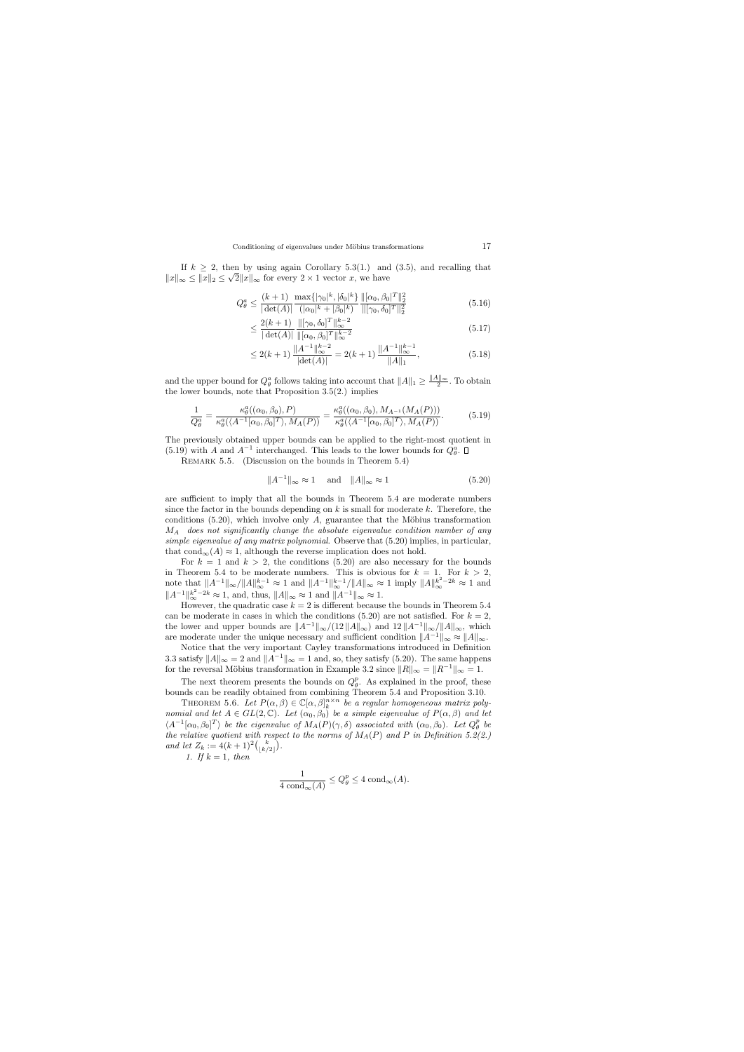If $k \geq 2$, then by using again Corollary 5.3(1.) and (3.5), and recalling that $\|x\|_\infty \leq \|x\|_2 \leq \sqrt{2}\|x\|_\infty$ for every $2 \times 1$ vector $x$, we have

$$Q_\theta^a \leq \frac{(k+1)}{|\det(A)|} \frac{\max\{|\gamma_0|^k, |\delta_0|^k\}}{(|\alpha_0|^k + |\beta_0|^k)} \frac{\|[\alpha_0, \beta_0]^T\|_2^2}{\|[\gamma_0, \delta_0]^T\|_2^2} \tag{5.16}$$

$$\leq \frac{2(k+1)}{|\det(A)|} \frac{\|[\gamma_0, \delta_0]^T\|_\infty^{k-2}}{\|[\alpha_0, \beta_0]^T\|_\infty^{k-2}} \tag{5.17}$$

$$\leq 2(k+1) \frac{\|A^{-1}\|_\infty^{k-2}}{|\det(A)|} = 2(k+1) \frac{\|A^{-1}\|_\infty^{k-1}}{\|A\|_1}, \tag{5.18}$$

and the upper bound for $Q_\theta^a$ follows taking into account that $\|A\|_1 \geq \frac{\|A\|_\infty}{2}$. To obtain the lower bounds, note that Proposition 3.5(2.) implies

$$\frac{1}{Q_\theta^a} = \frac{\kappa_\theta^a((\alpha_0, \beta_0), P)}{\kappa_\theta^a(\langle A^{-1}[\alpha_0, \beta_0]^T\rangle, M_A(P))} = \frac{\kappa_\theta^a((\alpha_0, \beta_0), M_{A^{-1}}(M_A(P)))}{\kappa_\theta^a(\langle A^{-1}[\alpha_0, \beta_0]^T\rangle, M_A(P))}. \tag{5.19}$$

The previously obtained upper bounds can be applied to the right-most quotient in (5.19) with $A$ and $A^{-1}$ interchanged. This leads to the lower bounds for $Q_\theta^a$. $\square$

Remark 5.5. (Discussion on the bounds in Theorem 5.4)

$$\|A^{-1}\|_\infty \approx 1 \quad \text{and} \quad \|A\|_\infty \approx 1 \tag{5.20}$$

are sufficient to imply that all the bounds in Theorem 5.4 are moderate numbers since the factor in the bounds depending on $k$ is small for moderate $k$. Therefore, the conditions (5.20), which involve only $A$, guarantee that the Möbius transformation $M_A$ *does not significantly change the absolute eigenvalue condition number of any simple eigenvalue of any matrix polynomial*. Observe that (5.20) implies, in particular, that $\text{cond}_\infty(A) \approx 1$, although the reverse implication does not hold.

For $k = 1$ and $k > 2$, the conditions (5.20) are also necessary for the bounds in Theorem 5.4 to be moderate numbers. This is obvious for $k = 1$. For $k > 2$, note that $\|A^{-1}\|_\infty/\|A\|_\infty^{k-1} \approx 1$ and $\|A^{-1}\|_\infty^{k-1}/\|A\|_\infty \approx 1$ imply $\|A\|_\infty^{k^2-2k} \approx 1$ and $\|A^{-1}\|_\infty^{k^2-2k} \approx 1$, and, thus, $\|A\|_\infty \approx 1$ and $\|A^{-1}\|_\infty \approx 1$.

However, the quadratic case $k = 2$ is different because the bounds in Theorem 5.4 can be moderate in cases in which the conditions (5.20) are not satisfied. For $k = 2$, the lower and upper bounds are $\|A^{-1}\|_\infty/(12\|A\|_\infty)$ and $12\|A^{-1}\|_\infty/\|A\|_\infty$, which are moderate under the unique necessary and sufficient condition $\|A^{-1}\|_\infty \approx \|A\|_\infty$.

Notice that the very important Cayley transformations introduced in Definition 3.3 satisfy $\|A\|_\infty = 2$ and $\|A^{-1}\|_\infty = 1$ and, so, they satisfy (5.20). The same happens for the reversal Möbius transformation in Example 3.2 since $\|R\|_\infty = \|R^{-1}\|_\infty = 1$.

The next theorem presents the bounds on $Q_\theta^p$. As explained in the proof, these bounds can be readily obtained from combining Theorem 5.4 and Proposition 3.10.

Theorem 5.6. *Let $P(\alpha, \beta) \in \mathbb{C}[\alpha, \beta]_k^{n \times n}$ be a regular homogeneous matrix polynomial and let $A \in GL(2, \mathbb{C})$. Let $(\alpha_0, \beta_0)$ be a simple eigenvalue of $P(\alpha, \beta)$ and let $\langle A^{-1}[\alpha_0, \beta_0]^T\rangle$ be the eigenvalue of $M_A(P)(\gamma, \delta)$ associated with $(\alpha_0, \beta_0)$. Let $Q_\theta^p$ be the relative quotient with respect to the norms of $M_A(P)$ and $P$ in Definition 5.2(2.) and let $Z_k := 4(k+1)^2\binom{k}{\lfloor k/2 \rfloor}$.*

*1. If $k = 1$, then*

$$\frac{1}{4\,\text{cond}_\infty(A)} \leq Q_\theta^p \leq 4\,\text{cond}_\infty(A).$$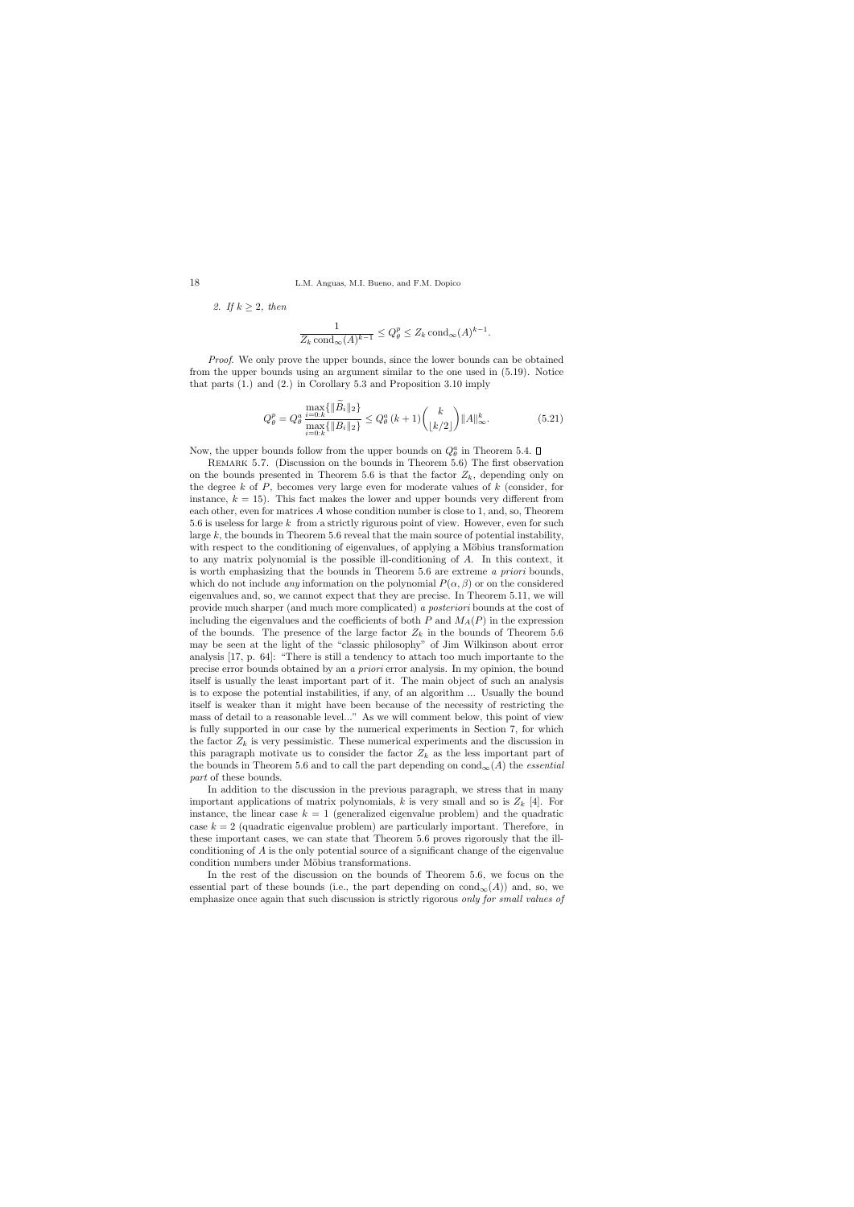*2. If $k \geq 2$, then*

$$\frac{1}{Z_k \operatorname{cond}_\infty(A)^{k-1}} \leq Q_\theta^p \leq Z_k \operatorname{cond}_\infty(A)^{k-1}.$$

*Proof.* We only prove the upper bounds, since the lower bounds can be obtained from the upper bounds using an argument similar to the one used in (5.19). Notice that parts (1.) and (2.) in Corollary 5.3 and Proposition 3.10 imply

$$Q_\theta^p = Q_\theta^a \frac{\max_{i=0:k}\{\|\widetilde{B}_i\|_2\}}{\max_{i=0:k}\{\|B_i\|_2\}} \leq Q_\theta^a\,(k+1)\binom{k}{\lfloor k/2 \rfloor}\|A\|_\infty^k. \tag{5.21}$$

Now, the upper bounds follow from the upper bounds on $Q_\theta^a$ in Theorem 5.4. ∎

Remark 5.7. (Discussion on the bounds in Theorem 5.6) The first observation on the bounds presented in Theorem 5.6 is that the factor $Z_k$, depending only on the degree $k$ of $P$, becomes very large even for moderate values of $k$ (consider, for instance, $k = 15$). This fact makes the lower and upper bounds very different from each other, even for matrices $A$ whose condition number is close to 1, and, so, Theorem 5.6 is useless for large $k$ from a strictly rigurous point of view. However, even for such large $k$, the bounds in Theorem 5.6 reveal that the main source of potential instability, with respect to the conditioning of eigenvalues, of applying a Möbius transformation to any matrix polynomial is the possible ill-conditioning of $A$. In this context, it is worth emphasizing that the bounds in Theorem 5.6 are extreme *a priori* bounds, which do not include *any* information on the polynomial $P(\alpha, \beta)$ or on the considered eigenvalues and, so, we cannot expect that they are precise. In Theorem 5.11, we will provide much sharper (and much more complicated) *a posteriori* bounds at the cost of including the eigenvalues and the coefficients of both $P$ and $M_A(P)$ in the expression of the bounds. The presence of the large factor $Z_k$ in the bounds of Theorem 5.6 may be seen at the light of the "classic philosophy" of Jim Wilkinson about error analysis [17, p. 64]: "There is still a tendency to attach too much importante to the precise error bounds obtained by an *a priori* error analysis. In my opinion, the bound itself is usually the least important part of it. The main object of such an analysis is to expose the potential instabilities, if any, of an algorithm ... Usually the bound itself is weaker than it might have been because of the necessity of restricting the mass of detail to a reasonable level..." As we will comment below, this point of view is fully supported in our case by the numerical experiments in Section 7, for which the factor $Z_k$ is very pessimistic. These numerical experiments and the discussion in this paragraph motivate us to consider the factor $Z_k$ as the less important part of the bounds in Theorem 5.6 and to call the part depending on $\operatorname{cond}_\infty(A)$ the *essential part* of these bounds.

In addition to the discussion in the previous paragraph, we stress that in many important applications of matrix polynomials, $k$ is very small and so is $Z_k$ [4]. For instance, the linear case $k = 1$ (generalized eigenvalue problem) and the quadratic case $k = 2$ (quadratic eigenvalue problem) are particularly important. Therefore, in these important cases, we can state that Theorem 5.6 proves rigorously that the ill-conditioning of $A$ is the only potential source of a significant change of the eigenvalue condition numbers under Möbius transformations.

In the rest of the discussion on the bounds of Theorem 5.6, we focus on the essential part of these bounds (i.e., the part depending on $\operatorname{cond}_\infty(A)$) and, so, we emphasize once again that such discussion is strictly rigorous *only for small values of*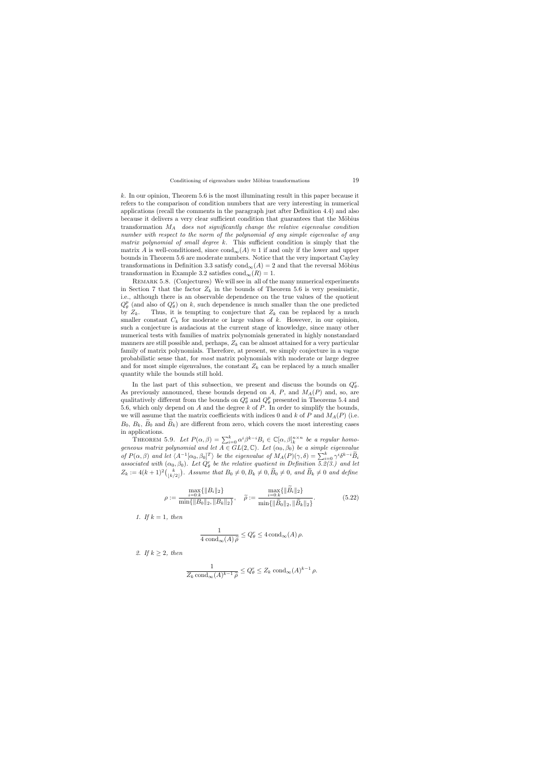$k$. In our opinion, Theorem 5.6 is the most illuminating result in this paper because it refers to the comparison of condition numbers that are very interesting in numerical applications (recall the comments in the paragraph just after Definition 4.4) and also because it delivers a very clear sufficient condition that guarantees that the Möbius transformation $M_A$ *does not significantly change the relative eigenvalue condition number with respect to the norm of the polynomial of any simple eigenvalue of any matrix polynomial of small degree* $k$. This sufficient condition is simply that the matrix $A$ is well-conditioned, since $\operatorname{cond}_\infty(A) \approx 1$ if and only if the lower and upper bounds in Theorem 5.6 are moderate numbers. Notice that the very important Cayley transformations in Definition 3.3 satisfy $\operatorname{cond}_\infty(A) = 2$ and that the reversal Möbius transformation in Example 3.2 satisfies $\operatorname{cond}_\infty(R) = 1$.

Remark 5.8. (Conjectures) We will see in all of the many numerical experiments in Section 7 that the factor $Z_k$ in the bounds of Theorem 5.6 is very pessimistic, i.e., although there is an observable dependence on the true values of the quotient $Q_\theta^p$ (and also of $Q_\theta^r$) on $k$, such dependence is much smaller than the one predicted by $Z_k$. Thus, it is tempting to conjecture that $Z_k$ can be replaced by a much smaller constant $C_k$ for moderate or large values of $k$. However, in our opinion, such a conjecture is audacious at the current stage of knowledge, since many other numerical tests with families of matrix polynomials generated in highly nonstandard manners are still possible and, perhaps, $Z_k$ can be almost attained for a very particular family of matrix polynomials. Therefore, at present, we simply conjecture in a vague probabilistic sense that, for *most* matrix polynomials with moderate or large degree and for most simple eigenvalues, the constant $Z_k$ can be replaced by a much smaller quantity while the bounds still hold.

In the last part of this subsection, we present and discuss the bounds on $Q_\theta^r$. As previously announced, these bounds depend on $A$, $P$, and $M_A(P)$ and, so, are qualitatively different from the bounds on $Q_\theta^a$ and $Q_\theta^p$ presented in Theorems 5.4 and 5.6, which only depend on $A$ and the degree $k$ of $P$. In order to simplify the bounds, we will assume that the matrix coefficients with indices 0 and $k$ of $P$ and $M_A(P)$ (i.e. $B_0$, $B_k$, $\widetilde{B}_0$ and $\widetilde{B}_k$) are different from zero, which covers the most interesting cases in applications.

Theorem 5.9. *Let $P(\alpha,\beta) = \sum_{i=0}^{k} \alpha^i \beta^{k-i} B_i \in \mathbb{C}[\alpha,\beta]_k^{n\times n}$ be a regular homogeneous matrix polynomial and let $A \in GL(2,\mathbb{C})$. Let $(\alpha_0,\beta_0)$ be a simple eigenvalue of $P(\alpha,\beta)$ and let $\langle A^{-1}[\alpha_0,\beta_0]^T\rangle$ be the eigenvalue of $M_A(P)(\gamma,\delta) = \sum_{i=0}^{k} \gamma^i \delta^{k-i} \widetilde{B}_i$ associated with $(\alpha_0,\beta_0)$. Let $Q_\theta^r$ be the relative quotient in Definition 5.2(3.) and let $Z_k := 4(k+1)^2\binom{k}{\lfloor k/2 \rfloor}$. Assume that $B_0 \neq 0, B_k \neq 0, \widetilde{B}_0 \neq 0$, and $\widetilde{B}_k \neq 0$ and define*

$$\rho := \frac{\max\limits_{i=0:k}\{\|B_i\|_2\}}{\min\{\|B_0\|_2, \|B_k\|_2\}}, \quad \widetilde{\rho} := \frac{\max\limits_{i=0:k}\{\|\widetilde{B}_i\|_2\}}{\min\{\|\widetilde{B}_0\|_2, \|\widetilde{B}_k\|_2\}}. \tag{5.22}$$

*1. If $k = 1$, then*

$$\frac{1}{4\operatorname{cond}_\infty(A)\,\widetilde{\rho}} \le Q_\theta^r \le 4\operatorname{cond}_\infty(A)\,\rho.$$

*2. If $k \ge 2$, then*

$$\frac{1}{Z_k \operatorname{cond}_\infty(A)^{k-1}\,\widetilde{\rho}} \le Q_\theta^r \le Z_k \operatorname{cond}_\infty(A)^{k-1}\,\rho.$$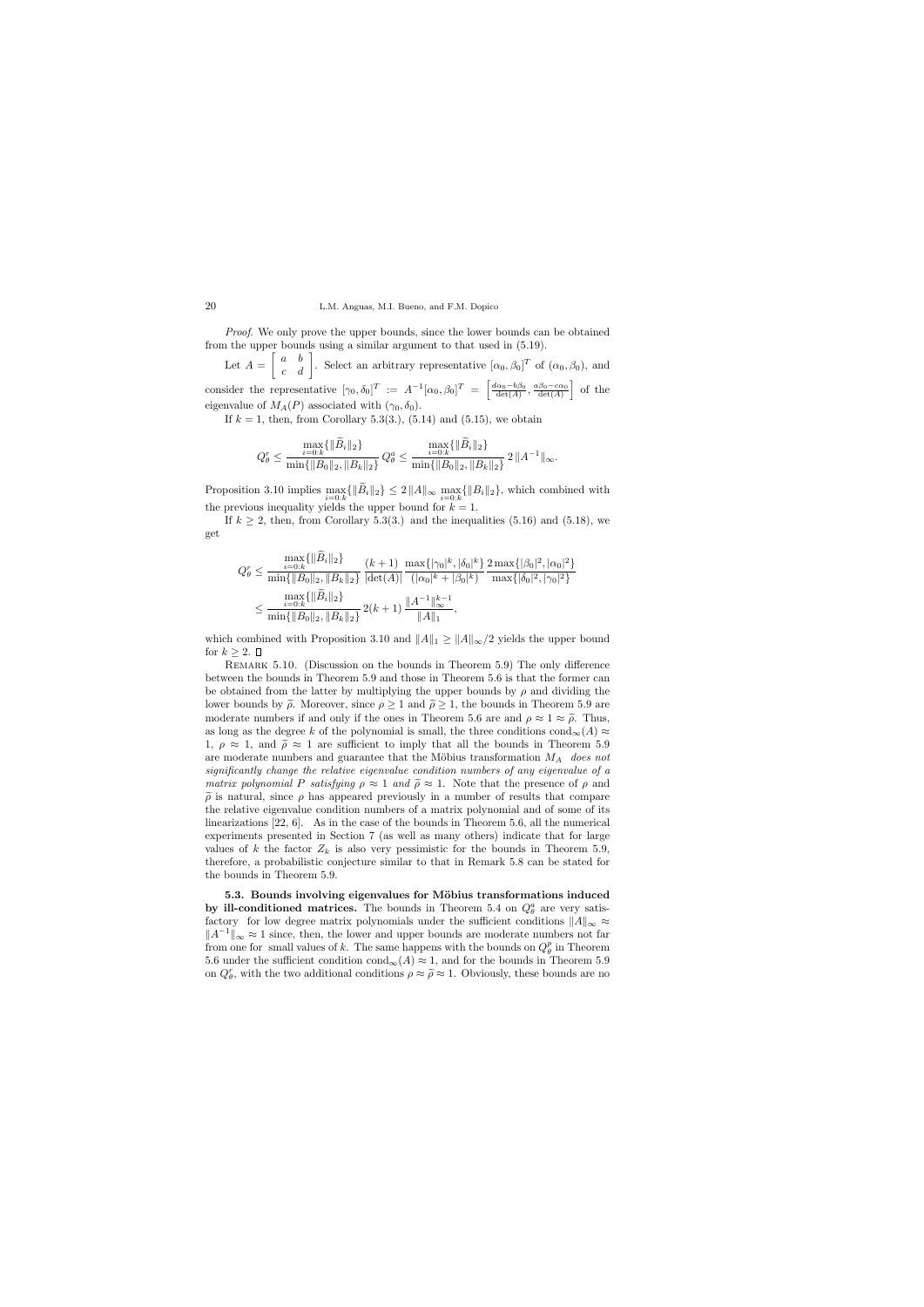*Proof.* We only prove the upper bounds, since the lower bounds can be obtained from the upper bounds using a similar argument to that used in (5.19).

Let $A = \begin{bmatrix} a & b \\ c & d \end{bmatrix}$. Select an arbitrary representative $[\alpha_0, \beta_0]^T$ of $(\alpha_0, \beta_0)$, and consider the representative $[\gamma_0, \delta_0]^T := A^{-1}[\alpha_0, \beta_0]^T = \left[\frac{d\alpha_0 - b\beta_0}{\det(A)}, \frac{a\beta_0 - c\alpha_0}{\det(A)}\right]$ of the eigenvalue of $M_A(P)$ associated with $(\gamma_0, \delta_0)$.

If $k = 1$, then, from Corollary 5.3(3.), (5.14) and (5.15), we obtain

$$Q_\theta^r \leq \frac{\max_{i=0:k}\{\|\widetilde{B}_i\|_2\}}{\min\{\|B_0\|_2, \|B_k\|_2\}} Q_\theta^a \leq \frac{\max_{i=0:k}\{\|\widetilde{B}_i\|_2\}}{\min\{\|B_0\|_2, \|B_k\|_2\}} 2\,\|A^{-1}\|_\infty.$$

Proposition 3.10 implies $\max_{i=0:k}\{\|\widetilde{B}_i\|_2\} \leq 2\,\|A\|_\infty \max_{i=0:k}\{\|B_i\|_2\}$, which combined with the previous inequality yields the upper bound for $k = 1$.

If $k \geq 2$, then, from Corollary 5.3(3.) and the inequalities (5.16) and (5.18), we get

$$\begin{aligned}
Q_\theta^r &\leq \frac{\max_{i=0:k}\{\|\widetilde{B}_i\|_2\}}{\min\{\|B_0\|_2, \|B_k\|_2\}} \frac{(k+1)}{|\det(A)|} \frac{\max\{|\gamma_0|^k, |\delta_0|^k\}}{(|\alpha_0|^k + |\beta_0|^k)} \frac{2\max\{|\beta_0|^2, |\alpha_0|^2\}}{\max\{|\delta_0|^2, |\gamma_0|^2\}} \\
&\leq \frac{\max_{i=0:k}\{\|\widetilde{B}_i\|_2\}}{\min\{\|B_0\|_2, \|B_k\|_2\}} 2(k+1) \frac{\|A^{-1}\|_\infty^{k-1}}{\|A\|_1},
\end{aligned}$$

which combined with Proposition 3.10 and $\|A\|_1 \geq \|A\|_\infty/2$ yields the upper bound for $k \geq 2$. $\square$

Remark 5.10. (Discussion on the bounds in Theorem 5.9) The only difference between the bounds in Theorem 5.9 and those in Theorem 5.6 is that the former can be obtained from the latter by multiplying the upper bounds by $\rho$ and dividing the lower bounds by $\widetilde{\rho}$. Moreover, since $\rho \geq 1$ and $\widetilde{\rho} \geq 1$, the bounds in Theorem 5.9 are moderate numbers if and only if the ones in Theorem 5.6 are and $\rho \approx 1 \approx \widetilde{\rho}$. Thus, as long as the degree $k$ of the polynomial is small, the three conditions $\text{cond}_\infty(A) \approx 1$, $\rho \approx 1$, and $\widetilde{\rho} \approx 1$ are sufficient to imply that all the bounds in Theorem 5.9 are moderate numbers and guarantee that the Möbius transformation $M_A$ *does not significantly change the relative eigenvalue condition numbers of any eigenvalue of a matrix polynomial $P$ satisfying $\rho \approx 1$ and $\widetilde{\rho} \approx 1$.* Note that the presence of $\rho$ and $\widetilde{\rho}$ is natural, since $\rho$ has appeared previously in a number of results that compare the relative eigenvalue condition numbers of a matrix polynomial and of some of its linearizations [22, 6]. As in the case of the bounds in Theorem 5.6, all the numerical experiments presented in Section 7 (as well as many others) indicate that for large values of $k$ the factor $Z_k$ is also very pessimistic for the bounds in Theorem 5.9, therefore, a probabilistic conjecture similar to that in Remark 5.8 can be stated for the bounds in Theorem 5.9.

### 5.3. Bounds involving eigenvalues for Möbius transformations induced by ill-conditioned matrices.

The bounds in Theorem 5.4 on $Q_\theta^a$ are very satisfactory for low degree matrix polynomials under the sufficient conditions $\|A\|_\infty \approx \|A^{-1}\|_\infty \approx 1$ since, then, the lower and upper bounds are moderate numbers not far from one for small values of $k$. The same happens with the bounds on $Q_\theta^p$ in Theorem 5.6 under the sufficient condition $\text{cond}_\infty(A) \approx 1$, and for the bounds in Theorem 5.9 on $Q_\theta^r$, with the two additional conditions $\rho \approx \widetilde{\rho} \approx 1$. Obviously, these bounds are no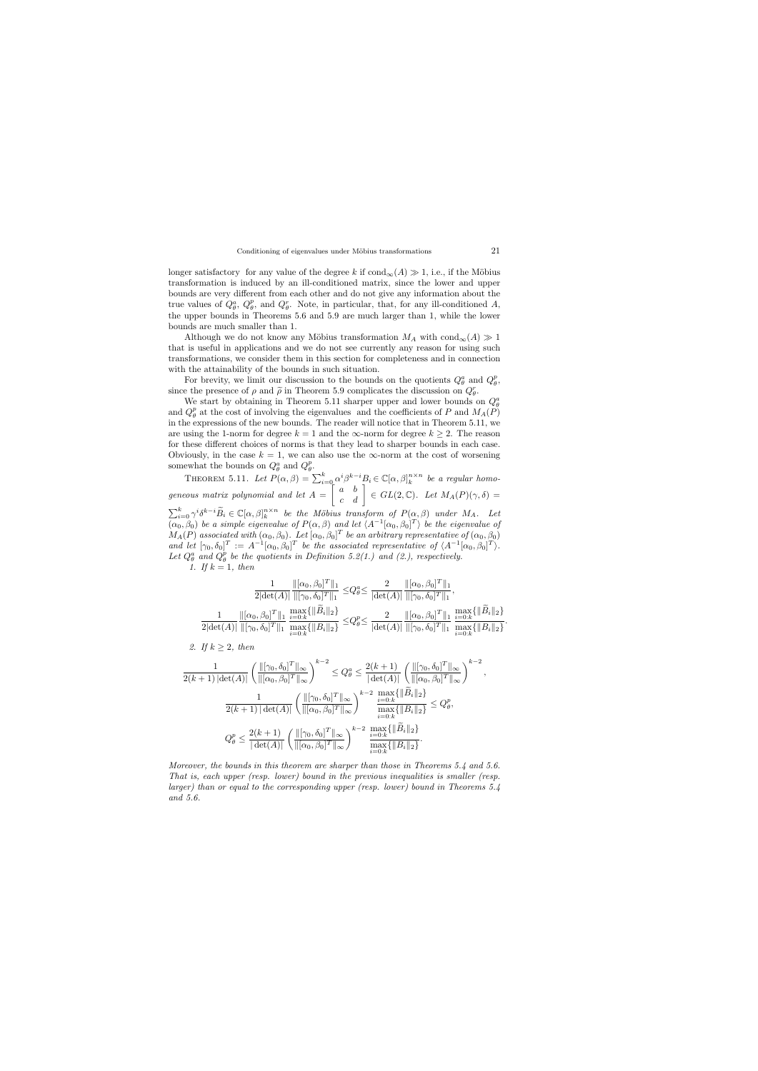longer satisfactory for any value of the degree $k$ if $\mathrm{cond}_\infty(A) \gg 1$, i.e., if the Möbius transformation is induced by an ill-conditioned matrix, since the lower and upper bounds are very different from each other and do not give any information about the true values of $Q_\theta^a$, $Q_\theta^p$, and $Q_\theta^r$. Note, in particular, that, for any ill-conditioned $A$, the upper bounds in Theorems 5.6 and 5.9 are much larger than 1, while the lower bounds are much smaller than 1.

Although we do not know any Möbius transformation $M_A$ with $\mathrm{cond}_\infty(A) \gg 1$ that is useful in applications and we do not see currently any reason for using such transformations, we consider them in this section for completeness and in connection with the attainability of the bounds in such situation.

For brevity, we limit our discussion to the bounds on the quotients $Q_\theta^a$ and $Q_\theta^p$, since the presence of $\rho$ and $\widetilde{\rho}$ in Theorem 5.9 complicates the discussion on $Q_\theta^r$.

We start by obtaining in Theorem 5.11 sharper upper and lower bounds on $Q_\theta^a$ and $Q_\theta^p$ at the cost of involving the eigenvalues and the coefficients of $P$ and $M_A(P)$ in the expressions of the new bounds. The reader will notice that in Theorem 5.11, we are using the 1-norm for degree $k=1$ and the $\infty$-norm for degree $k \geq 2$. The reason for these different choices of norms is that they lead to sharper bounds in each case. Obviously, in the case $k=1$, we can also use the $\infty$-norm at the cost of worsening somewhat the bounds on $Q_\theta^a$ and $Q_\theta^p$.

Theorem 5.11. *Let $P(\alpha,\beta) = \sum_{i=0}^k \alpha^i \beta^{k-i} B_i \in \mathbb{C}[\alpha,\beta]_k^{n\times n}$ be a regular homogeneous matrix polynomial and let $A = \begin{bmatrix} a & b \\ c & d \end{bmatrix} \in GL(2,\mathbb{C})$. Let $M_A(P)(\gamma,\delta) = \sum_{i=0}^k \gamma^i \delta^{k-i} \widetilde{B}_i \in \mathbb{C}[\alpha,\beta]_k^{n\times n}$ be the Möbius transform of $P(\alpha,\beta)$ under $M_A$. Let $(\alpha_0,\beta_0)$ be a simple eigenvalue of $P(\alpha,\beta)$ and let $\langle A^{-1}[\alpha_0,\beta_0]^T\rangle$ be the eigenvalue of $M_A(P)$ associated with $(\alpha_0,\beta_0)$. Let $[\alpha_0,\beta_0]^T$ be an arbitrary representative of $(\alpha_0,\beta_0)$ and let $[\gamma_0,\delta_0]^T := A^{-1}[\alpha_0,\beta_0]^T$ be the associated representative of $\langle A^{-1}[\alpha_0,\beta_0]^T\rangle$. Let $Q_\theta^a$ and $Q_\theta^p$ be the quotients in Definition 5.2(1.) and (2.), respectively.*

*1. If $k=1$, then*

$$\frac{1}{2|\det(A)|}\frac{\|[\alpha_0,\beta_0]^T\|_1}{\|[\gamma_0,\delta_0]^T\|_1} \leq Q_\theta^a \leq \frac{2}{|\det(A)|}\frac{\|[\alpha_0,\beta_0]^T\|_1}{\|[\gamma_0,\delta_0]^T\|_1},$$

$$\frac{1}{2|\det(A)|}\frac{\|[\alpha_0,\beta_0]^T\|_1}{\|[\gamma_0,\delta_0]^T\|_1}\frac{\max\limits_{i=0:k}\{\|\widetilde{B}_i\|_2\}}{\max\limits_{i=0:k}\{\|B_i\|_2\}} \leq Q_\theta^p \leq \frac{2}{|\det(A)|}\frac{\|[\alpha_0,\beta_0]^T\|_1}{\|[\gamma_0,\delta_0]^T\|_1}\frac{\max\limits_{i=0:k}\{\|\widetilde{B}_i\|_2\}}{\max\limits_{i=0:k}\{\|B_i\|_2\}}.$$

*2. If $k \geq 2$, then*

$$\frac{1}{2(k+1)\,|\det(A)|}\left(\frac{\|[\gamma_0,\delta_0]^T\|_\infty}{\|[\alpha_0,\beta_0]^T\|_\infty}\right)^{k-2} \leq Q_\theta^a \leq \frac{2(k+1)}{|\det(A)|}\left(\frac{\|[\gamma_0,\delta_0]^T\|_\infty}{\|[\alpha_0,\beta_0]^T\|_\infty}\right)^{k-2},$$

$$\frac{1}{2(k+1)\,|\det(A)|}\left(\frac{\|[\gamma_0,\delta_0]^T\|_\infty}{\|[\alpha_0,\beta_0]^T\|_\infty}\right)^{k-2}\frac{\max\limits_{i=0:k}\{\|\widetilde{B}_i\|_2\}}{\max\limits_{i=0:k}\{\|B_i\|_2\}} \leq Q_\theta^p,$$

$$Q_\theta^p \leq \frac{2(k+1)}{|\det(A)|}\left(\frac{\|[\gamma_0,\delta_0]^T\|_\infty}{\|[\alpha_0,\beta_0]^T\|_\infty}\right)^{k-2}\frac{\max\limits_{i=0:k}\{\|\widetilde{B}_i\|_2\}}{\max\limits_{i=0:k}\{\|B_i\|_2\}}.$$

*Moreover, the bounds in this theorem are sharper than those in Theorems 5.4 and 5.6. That is, each upper (resp. lower) bound in the previous inequalities is smaller (resp. larger) than or equal to the corresponding upper (resp. lower) bound in Theorems 5.4 and 5.6.*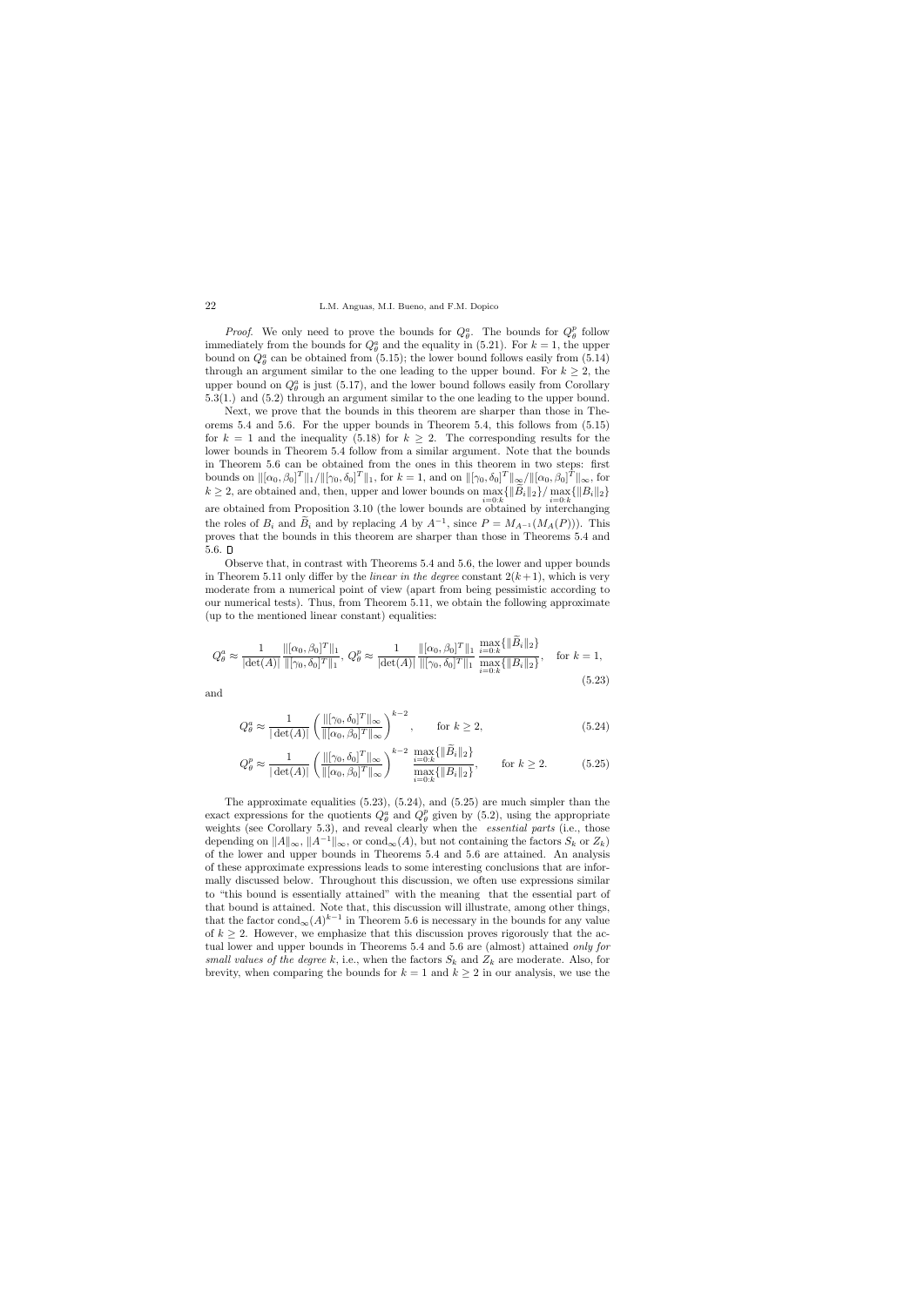*Proof.* We only need to prove the bounds for $Q_\theta^a$. The bounds for $Q_\theta^p$ follow immediately from the bounds for $Q_\theta^a$ and the equality in (5.21). For $k=1$, the upper bound on $Q_\theta^a$ can be obtained from (5.15); the lower bound follows easily from (5.14) through an argument similar to the one leading to the upper bound. For $k \geq 2$, the upper bound on $Q_\theta^a$ is just (5.17), and the lower bound follows easily from Corollary 5.3(1.) and (5.2) through an argument similar to the one leading to the upper bound.

Next, we prove that the bounds in this theorem are sharper than those in Theorems 5.4 and 5.6. For the upper bounds in Theorem 5.4, this follows from (5.15) for $k=1$ and the inequality (5.18) for $k \geq 2$. The corresponding results for the lower bounds in Theorem 5.4 follow from a similar argument. Note that the bounds in Theorem 5.6 can be obtained from the ones in this theorem in two steps: first bounds on $\|[\alpha_0, \beta_0]^T\|_1 / \|[\gamma_0, \delta_0]^T\|_1$, for $k=1$, and on $\|[\gamma_0, \delta_0]^T\|_\infty / \|[\alpha_0, \beta_0]^T\|_\infty$, for $k \geq 2$, are obtained and, then, upper and lower bounds on $\max_{i=0:k}\{\|\widetilde{B}_i\|_2\} / \max_{i=0:k}\{\|B_i\|_2\}$ are obtained from Proposition 3.10 (the lower bounds are obtained by interchanging the roles of $B_i$ and $\widetilde{B}_i$ and by replacing $A$ by $A^{-1}$, since $P = M_{A^{-1}}(M_A(P))$). This proves that the bounds in this theorem are sharper than those in Theorems 5.4 and 5.6. $\square$

Observe that, in contrast with Theorems 5.4 and 5.6, the lower and upper bounds in Theorem 5.11 only differ by the *linear in the degree* constant $2(k+1)$, which is very moderate from a numerical point of view (apart from being pessimistic according to our numerical tests). Thus, from Theorem 5.11, we obtain the following approximate (up to the mentioned linear constant) equalities:

$$Q_\theta^a \approx \frac{1}{|\det(A)|} \frac{\|[\alpha_0, \beta_0]^T\|_1}{\|[\gamma_0, \delta_0]^T\|_1}, \; Q_\theta^p \approx \frac{1}{|\det(A)|} \frac{\|[\alpha_0, \beta_0]^T\|_1}{\|[\gamma_0, \delta_0]^T\|_1} \frac{\max_{i=0:k}\{\|\widetilde{B}_i\|_2\}}{\max_{i=0:k}\{\|B_i\|_2\}}, \quad \text{for } k=1, \tag{5.23}$$

and

$$Q_\theta^a \approx \frac{1}{|\det(A)|} \left( \frac{\|[\gamma_0, \delta_0]^T\|_\infty}{\|[\alpha_0, \beta_0]^T\|_\infty} \right)^{k-2}, \qquad \text{for } k \geq 2, \tag{5.24}$$

$$Q_\theta^p \approx \frac{1}{|\det(A)|} \left( \frac{\|[\gamma_0, \delta_0]^T\|_\infty}{\|[\alpha_0, \beta_0]^T\|_\infty} \right)^{k-2} \frac{\max_{i=0:k}\{\|\widetilde{B}_i\|_2\}}{\max_{i=0:k}\{\|B_i\|_2\}}, \qquad \text{for } k \geq 2. \tag{5.25}$$

The approximate equalities (5.23), (5.24), and (5.25) are much simpler than the exact expressions for the quotients $Q_\theta^a$ and $Q_\theta^p$ given by (5.2), using the appropriate weights (see Corollary 5.3), and reveal clearly when the *essential parts* (i.e., those depending on $\|A\|_\infty$, $\|A^{-1}\|_\infty$, or $\text{cond}_\infty(A)$, but not containing the factors $S_k$ or $Z_k$) of the lower and upper bounds in Theorems 5.4 and 5.6 are attained. An analysis of these approximate expressions leads to some interesting conclusions that are informally discussed below. Throughout this discussion, we often use expressions similar to "this bound is essentially attained" with the meaning that the essential part of that bound is attained. Note that, this discussion will illustrate, among other things, that the factor $\text{cond}_\infty(A)^{k-1}$ in Theorem 5.6 is necessary in the bounds for any value of $k \geq 2$. However, we emphasize that this discussion proves rigorously that the actual lower and upper bounds in Theorems 5.4 and 5.6 are (almost) attained *only for small values of the degree* $k$, i.e., when the factors $S_k$ and $Z_k$ are moderate. Also, for brevity, when comparing the bounds for $k=1$ and $k \geq 2$ in our analysis, we use the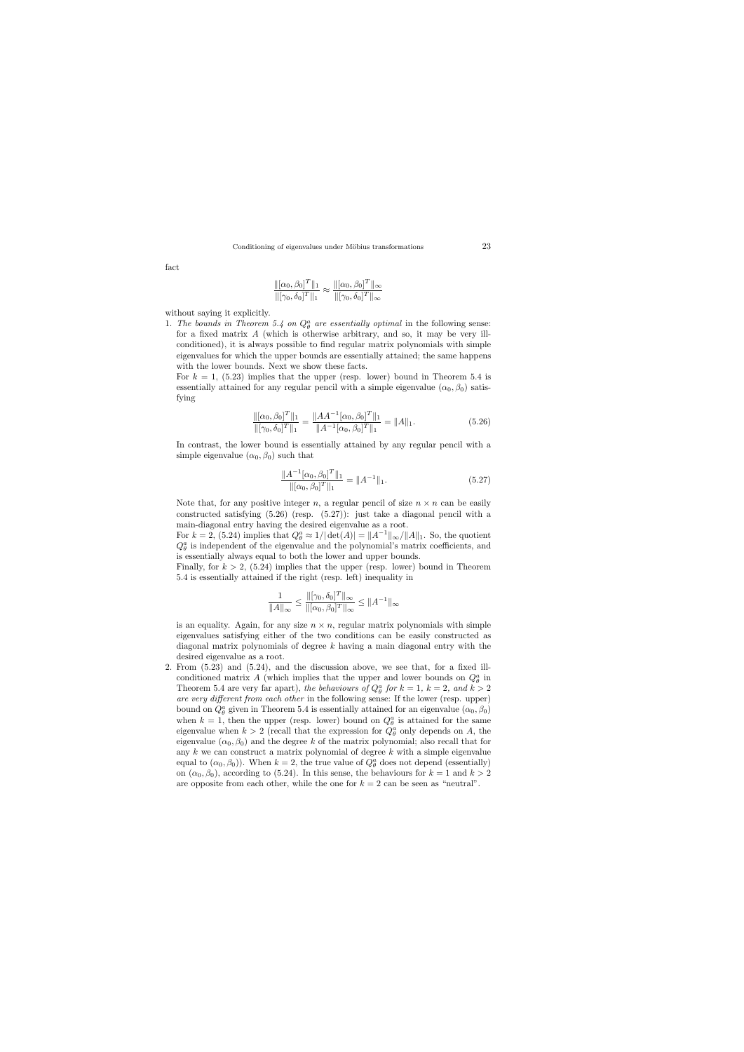fact

$$\frac{\|[\alpha_0,\beta_0]^T\|_1}{\|[\gamma_0,\delta_0]^T\|_1} \approx \frac{\|[\alpha_0,\beta_0]^T\|_\infty}{\|[\gamma_0,\delta_0]^T\|_\infty}$$

without saying it explicitly.

1. *The bounds in Theorem 5.4 on $Q^a_\theta$ are essentially optimal* in the following sense: for a fixed matrix $A$ (which is otherwise arbitrary, and so, it may be very ill-conditioned), it is always possible to find regular matrix polynomials with simple eigenvalues for which the upper bounds are essentially attained; the same happens with the lower bounds. Next we show these facts.

   For $k = 1$, (5.23) implies that the upper (resp. lower) bound in Theorem 5.4 is essentially attained for any regular pencil with a simple eigenvalue $(\alpha_0, \beta_0)$ satisfying

$$\frac{\|[\alpha_0,\beta_0]^T\|_1}{\|[\gamma_0,\delta_0]^T\|_1} = \frac{\|AA^{-1}[\alpha_0,\beta_0]^T\|_1}{\|A^{-1}[\alpha_0,\beta_0]^T\|_1} = \|A\|_1. \tag{5.26}$$

   In contrast, the lower bound is essentially attained by any regular pencil with a simple eigenvalue $(\alpha_0, \beta_0)$ such that

$$\frac{\|A^{-1}[\alpha_0,\beta_0]^T\|_1}{\|[\alpha_0,\beta_0]^T\|_1} = \|A^{-1}\|_1. \tag{5.27}$$

   Note that, for any positive integer $n$, a regular pencil of size $n \times n$ can be easily constructed satisfying (5.26) (resp. (5.27)): just take a diagonal pencil with a main-diagonal entry having the desired eigenvalue as a root.

   For $k = 2$, (5.24) implies that $Q^a_\theta \approx 1/|\det(A)| = \|A^{-1}\|_\infty/\|A\|_1$. So, the quotient $Q^a_\theta$ is independent of the eigenvalue and the polynomial's matrix coefficients, and is essentially always equal to both the lower and upper bounds.

   Finally, for $k > 2$, (5.24) implies that the upper (resp. lower) bound in Theorem 5.4 is essentially attained if the right (resp. left) inequality in

$$\frac{1}{\|A\|_\infty} \leq \frac{\|[\gamma_0,\delta_0]^T\|_\infty}{\|[\alpha_0,\beta_0]^T\|_\infty} \leq \|A^{-1}\|_\infty$$

   is an equality. Again, for any size $n \times n$, regular matrix polynomials with simple eigenvalues satisfying either of the two conditions can be easily constructed as diagonal matrix polynomials of degree $k$ having a main diagonal entry with the desired eigenvalue as a root.

2. From (5.23) and (5.24), and the discussion above, we see that, for a fixed ill-conditioned matrix $A$ (which implies that the upper and lower bounds on $Q^a_\theta$ in Theorem 5.4 are very far apart), *the behaviours of $Q^a_\theta$ for $k = 1$, $k = 2$, and $k > 2$ are very different from each other* in the following sense: If the lower (resp. upper) bound on $Q^a_\theta$ given in Theorem 5.4 is essentially attained for an eigenvalue $(\alpha_0, \beta_0)$ when $k = 1$, then the upper (resp. lower) bound on $Q^a_\theta$ is attained for the same eigenvalue when $k > 2$ (recall that the expression for $Q^a_\theta$ only depends on $A$, the eigenvalue $(\alpha_0, \beta_0)$ and the degree $k$ of the matrix polynomial; also recall that for any $k$ we can construct a matrix polynomial of degree $k$ with a simple eigenvalue equal to $(\alpha_0, \beta_0)$). When $k = 2$, the true value of $Q^a_\theta$ does not depend (essentially) on $(\alpha_0, \beta_0)$, according to (5.24). In this sense, the behaviours for $k = 1$ and $k > 2$ are opposite from each other, while the one for $k = 2$ can be seen as "neutral".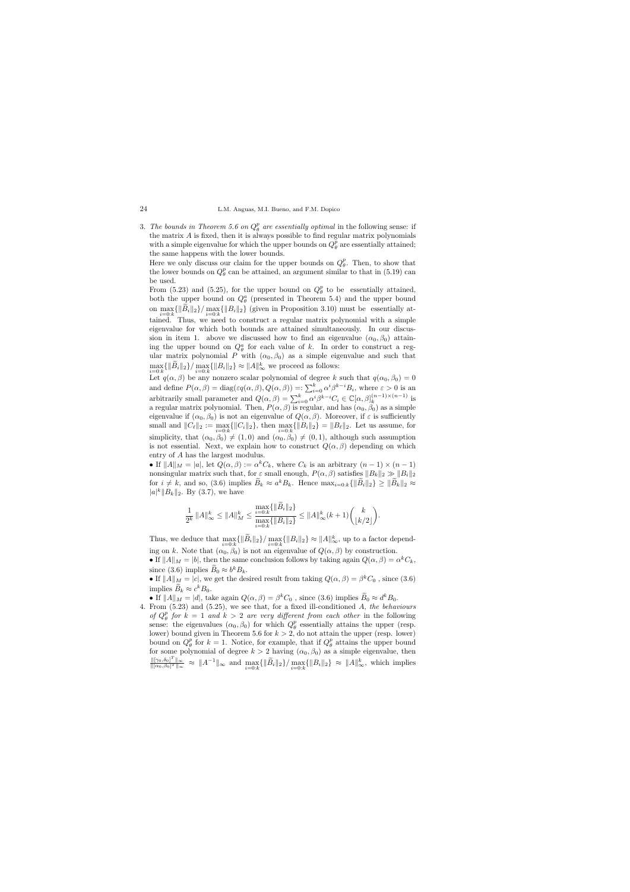3. *The bounds in Theorem 5.6 on $Q_\theta^p$ are essentially optimal* in the following sense: if the matrix $A$ is fixed, then it is always possible to find regular matrix polynomials with a simple eigenvalue for which the upper bounds on $Q_\theta^p$ are essentially attained; the same happens with the lower bounds.

   Here we only discuss our claim for the upper bounds on $Q_\theta^p$. Then, to show that the lower bounds on $Q_\theta^p$ can be attained, an argument similar to that in (5.19) can be used.

   From (5.23) and (5.25), for the upper bound on $Q_\theta^p$ to be essentially attained, both the upper bound on $Q_\theta^a$ (presented in Theorem 5.4) and the upper bound on $\max_{i=0:k}\{\|\widetilde{B}_i\|_2\}/\max_{i=0:k}\{\|B_i\|_2\}$ (given in Proposition 3.10) must be essentially attained. Thus, we need to construct a regular matrix polynomial with a simple eigenvalue for which both bounds are attained simultaneously. In our discussion in item 1. above we discussed how to find an eigenvalue $(\alpha_0, \beta_0)$ attaining the upper bound on $Q_\theta^a$ for each value of $k$. In order to construct a regular matrix polynomial $P$ with $(\alpha_0, \beta_0)$ as a simple eigenvalue and such that $\max_{i=0:k}\{\|\widetilde{B}_i\|_2\}/\max_{i=0:k}\{\|B_i\|_2\} \approx \|A\|_\infty^k$ we proceed as follows:

   Let $q(\alpha, \beta)$ be any nonzero scalar polynomial of degree $k$ such that $q(\alpha_0, \beta_0) = 0$ and define $P(\alpha, \beta) = \mathrm{diag}(\varepsilon q(\alpha, \beta), Q(\alpha, \beta)) =: \sum_{i=0}^k \alpha^i \beta^{k-i} B_i$, where $\varepsilon > 0$ is an arbitrarily small parameter and $Q(\alpha, \beta) = \sum_{i=0}^k \alpha^i \beta^{k-i} C_i \in \mathbb{C}[\alpha, \beta]_k^{(n-1)\times(n-1)}$ is a regular matrix polynomial. Then, $P(\alpha, \beta)$ is regular, and has $(\alpha_0, \beta_0)$ as a simple eigenvalue if $(\alpha_0, \beta_0)$ is not an eigenvalue of $Q(\alpha, \beta)$. Moreover, if $\varepsilon$ is sufficiently small and $\|C_\ell\|_2 := \max_{i=0:k}\{\|C_i\|_2\}$, then $\max_{i=0:k}\{\|B_i\|_2\} = \|B_\ell\|_2$. Let us assume, for simplicity, that $(\alpha_0, \beta_0) \neq (1, 0)$ and $(\alpha_0, \beta_0) \neq (0, 1)$, although such assumption is not essential. Next, we explain how to construct $Q(\alpha, \beta)$ depending on which entry of $A$ has the largest modulus.

   • If $\|A\|_M = |a|$, let $Q(\alpha, \beta) := \alpha^k C_k$, where $C_k$ is an arbitrary $(n-1)\times(n-1)$ nonsingular matrix such that, for $\varepsilon$ small enough, $P(\alpha, \beta)$ satisfies $\|B_k\|_2 \gg \|B_i\|_2$ for $i \neq k$, and so, (3.6) implies $\widetilde{B}_k \approx a^k B_k$. Hence $\max_{i=0:k}\{\|\widetilde{B}_i\|_2\} \geq \|\widetilde{B}_k\|_2 \approx |a|^k \|B_k\|_2$. By (3.7), we have

   $$\frac{1}{2^k}\|A\|_\infty^k \leq \|A\|_M^k \leq \frac{\max\limits_{i=0:k}\{\|\widetilde{B}_i\|_2\}}{\max\limits_{i=0:k}\{\|B_i\|_2\}} \leq \|A\|_\infty^k (k+1)\binom{k}{\lfloor k/2 \rfloor}.$$

   Thus, we deduce that $\max_{i=0:k}\{\|\widetilde{B}_i\|_2\}/\max_{i=0:k}\{\|B_i\|_2\} \approx \|A\|_\infty^k$, up to a factor depending on $k$. Note that $(\alpha_0, \beta_0)$ is not an eigenvalue of $Q(\alpha, \beta)$ by construction.

   • If $\|A\|_M = |b|$, then the same conclusion follows by taking again $Q(\alpha, \beta) = \alpha^k C_k$, since (3.6) implies $\widetilde{B}_0 \approx b^k B_k$.

   • If $\|A\|_M = |c|$, we get the desired result from taking $Q(\alpha, \beta) = \beta^k C_0$, since (3.6) implies $\widetilde{B}_k \approx c^k B_0$.

   • If $\|A\|_M = |d|$, take again $Q(\alpha, \beta) = \beta^k C_0$, since (3.6) implies $\widetilde{B}_0 \approx d^k B_0$.

4. From (5.23) and (5.25), we see that, for a fixed ill-conditioned $A$, *the behaviours of $Q_\theta^p$ for $k = 1$ and $k > 2$ are very different from each other* in the following sense: the eigenvalues $(\alpha_0, \beta_0)$ for which $Q_\theta^p$ essentially attains the upper (resp. lower) bound given in Theorem 5.6 for $k > 2$, do not attain the upper (resp. lower) bound on $Q_\theta^p$ for $k = 1$. Notice, for example, that if $Q_\theta^p$ attains the upper bound for some polynomial of degree $k > 2$ having $(\alpha_0, \beta_0)$ as a simple eigenvalue, then $\frac{\|[\gamma_0, \delta_0]^T\|_\infty}{\|[\alpha_0, \beta_0]^T\|_\infty} \approx \|A^{-1}\|_\infty$ and $\max_{i=0:k}\{\|\widetilde{B}_i\|_2\}/\max_{i=0:k}\{\|B_i\|_2\} \approx \|A\|_\infty^k$, which implies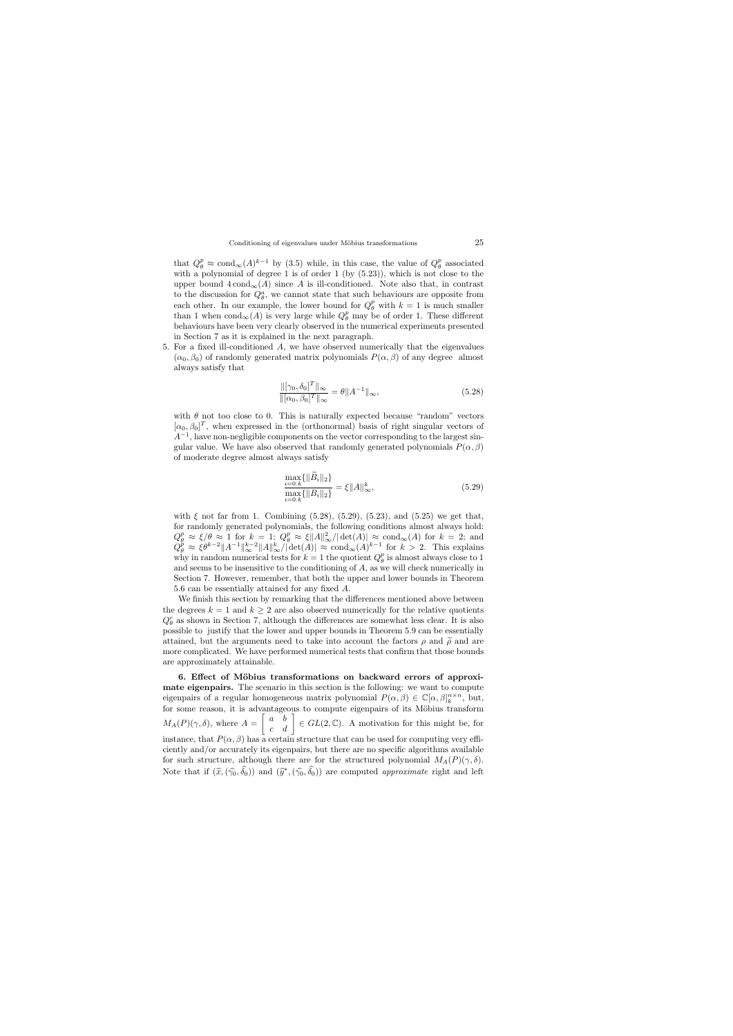that $Q_\theta^p \approx \operatorname{cond}_\infty(A)^{k-1}$ by (3.5) while, in this case, the value of $Q_\theta^p$ associated with a polynomial of degree 1 is of order 1 (by (5.23)), which is not close to the upper bound $4\operatorname{cond}_\infty(A)$ since $A$ is ill-conditioned. Note also that, in contrast to the discussion for $Q_\theta^a$, we cannot state that such behaviours are opposite from each other. In our example, the lower bound for $Q_\theta^p$ with $k=1$ is much smaller than 1 when $\operatorname{cond}_\infty(A)$ is very large while $Q_\theta^p$ may be of order 1. These different behaviours have been very clearly observed in the numerical experiments presented in Section 7 as it is explained in the next paragraph.

5. For a fixed ill-conditioned $A$, we have observed numerically that the eigenvalues $(\alpha_0, \beta_0)$ of randomly generated matrix polynomials $P(\alpha, \beta)$ of any degree almost always satisfy that

$$\frac{\|[\gamma_0, \delta_0]^T\|_\infty}{\|[\alpha_0, \beta_0]^T\|_\infty} = \theta \|A^{-1}\|_\infty, \tag{5.28}$$

with $\theta$ not too close to 0. This is naturally expected because "random" vectors $[\alpha_0, \beta_0]^T$, when expressed in the (orthonormal) basis of right singular vectors of $A^{-1}$, have non-negligible components on the vector corresponding to the largest singular value. We have also observed that randomly generated polynomials $P(\alpha, \beta)$ of moderate degree almost always satisfy

$$\frac{\max\limits_{i=0:k}\{\|\widetilde{B}_i\|_2\}}{\max\limits_{i=0:k}\{\|B_i\|_2\}} = \xi \|A\|_\infty^k, \tag{5.29}$$

with $\xi$ not far from 1. Combining (5.28), (5.29), (5.23), and (5.25) we get that, for randomly generated polynomials, the following conditions almost always hold: $Q_\theta^p \approx \xi/\theta \approx 1$ for $k=1$; $Q_\theta^p \approx \xi \|A\|_\infty^2 / |\det(A)| \approx \operatorname{cond}_\infty(A)$ for $k=2$; and $Q_\theta^p \approx \xi \theta^{k-2} \|A^{-1}\|_\infty^{k-2} \|A\|_\infty^k / |\det(A)| \approx \operatorname{cond}_\infty(A)^{k-1}$ for $k>2$. This explains why in random numerical tests for $k=1$ the quotient $Q_\theta^p$ is almost always close to 1 and seems to be insensitive to the conditioning of $A$, as we will check numerically in Section 7. However, remember, that both the upper and lower bounds in Theorem 5.6 can be essentially attained for any fixed $A$.

We finish this section by remarking that the differences mentioned above between the degrees $k=1$ and $k \geq 2$ are also observed numerically for the relative quotients $Q_\theta^r$ as shown in Section 7, although the differences are somewhat less clear. It is also possible to justify that the lower and upper bounds in Theorem 5.9 can be essentially attained, but the arguments need to take into account the factors $\rho$ and $\widetilde{\rho}$ and are more complicated. We have performed numerical tests that confirm that those bounds are approximately attainable.

## 6. Effect of Möbius transformations on backward errors of approximate eigenpairs.

The scenario in this section is the following: we want to compute eigenpairs of a regular homogeneous matrix polynomial $P(\alpha, \beta) \in \mathbb{C}[\alpha, \beta]_k^{n \times n}$, but, for some reason, it is advantageous to compute eigenpairs of its Möbius transform $M_A(P)(\gamma, \delta)$, where $A = \begin{bmatrix} a & b \\ c & d \end{bmatrix} \in GL(2, \mathbb{C})$. A motivation for this might be, for instance, that $P(\alpha, \beta)$ has a certain structure that can be used for computing very efficiently and/or accurately its eigenpairs, but there are no specific algorithms available for such structure, although there are for the structured polynomial $M_A(P)(\gamma, \delta)$. Note that if $(\widehat{x}, (\widehat{\gamma}_0, \widehat{\delta}_0))$ and $(\widehat{y}^*, (\widehat{\gamma}_0, \widehat{\delta}_0))$ are computed *approximate* right and left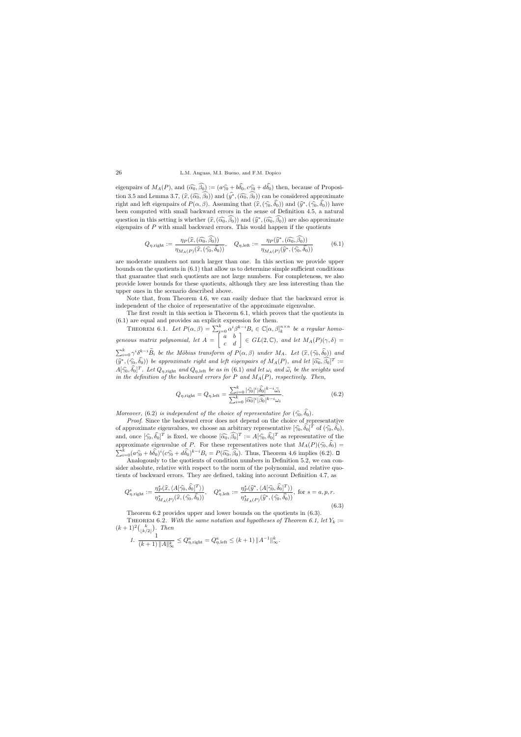eigenpairs of $M_A(P)$, and $(\widehat{\alpha_0}, \widehat{\beta_0}) := (a\widehat{\gamma_0} + b\widehat{\delta_0}, c\widehat{\gamma_0} + d\widehat{\delta_0})$ then, because of Proposition 3.5 and Lemma 3.7, $(\widehat{x}, (\widehat{\alpha_0}, \widehat{\beta_0}))$ and $(\widehat{y}^*, (\widehat{\alpha_0}, \widehat{\beta_0}))$ can be considered approximate right and left eigenpairs of $P(\alpha, \beta)$. Assuming that $(\widehat{x}, (\widehat{\gamma_0}, \widehat{\delta_0}))$ and $(\widehat{y}^*, (\widehat{\gamma_0}, \widehat{\delta_0}))$ have been computed with small backward errors in the sense of Definition 4.5, a natural question in this setting is whether $(\widehat{x}, (\widehat{\alpha_0}, \widehat{\beta_0}))$ and $(\widehat{y}^*, (\widehat{\alpha_0}, \widehat{\beta_0}))$ are also approximate eigenpairs of $P$ with small backward errors. This would happen if the quotients

$$Q_{\eta,\text{right}} := \frac{\eta_P(\widehat{x}, (\widehat{\alpha_0}, \widehat{\beta_0}))}{\eta_{M_A(P)}(\widehat{x}, (\widehat{\gamma_0}, \widehat{\delta_0}))}, \quad Q_{\eta,\text{left}} := \frac{\eta_P(\widehat{y}^*, (\widehat{\alpha_0}, \widehat{\beta_0}))}{\eta_{M_A(P)}(\widehat{y}^*, (\widehat{\gamma_0}, \widehat{\delta_0}))} \tag{6.1}$$

are moderate numbers not much larger than one. In this section we provide upper bounds on the quotients in (6.1) that allow us to determine simple sufficient conditions that guarantee that such quotients are not large numbers. For completeness, we also provide lower bounds for these quotients, although they are less interesting than the upper ones in the scenario described above.

Note that, from Theorem 4.6, we can easily deduce that the backward error is independent of the choice of representative of the approximate eigenvalue.

The first result in this section is Theorem 6.1, which proves that the quotients in (6.1) are equal and provides an explicit expression for them.

Theorem 6.1. *Let $P(\alpha, \beta) = \sum_{i=0}^k \alpha^i \beta^{k-i} B_i \in \mathbb{C}[\alpha, \beta]_k^{n\times n}$ be a regular homogeneous matrix polynomial, let $A = \begin{bmatrix} a & b \\ c & d \end{bmatrix} \in GL(2, \mathbb{C})$, and let $M_A(P)(\gamma, \delta) = \sum_{i=0}^k \gamma^i \delta^{k-i} \widetilde{B}_i$ be the Möbius transform of $P(\alpha, \beta)$ under $M_A$. Let $(\widehat{x}, (\widehat{\gamma_0}, \widehat{\delta_0}))$ and $(\widehat{y}^*, (\widehat{\gamma_0}, \widehat{\delta_0}))$ be approximate right and left eigenpairs of $M_A(P)$, and let $[\widehat{\alpha_0}, \widehat{\beta_0}]^T := A[\widehat{\gamma_0}, \widehat{\delta_0}]^T$. Let $Q_{\eta,\text{right}}$ and $Q_{\eta,\text{left}}$ be as in (6.1) and let $\omega_i$ and $\widetilde{\omega}_i$ be the weights used in the definition of the backward errors for $P$ and $M_A(P)$, respectively. Then,*

$$Q_{\eta,\text{right}} = Q_{\eta,\text{left}} = \frac{\sum_{i=0}^k |\widehat{\gamma_0}|^i |\widehat{\delta_0}|^{k-i} \widetilde{\omega}_i}{\sum_{i=0}^k |\widehat{\alpha_0}|^i |\widehat{\beta_0}|^{k-i} \omega_i}. \tag{6.2}$$

*Moreover,* (6.2) *is independent of the choice of representative for $(\widehat{\gamma_0}, \widehat{\delta_0})$.*

*Proof.* Since the backward error does not depend on the choice of representative of approximate eigenvalues, we choose an arbitrary representative $[\widehat{\gamma_0}, \widehat{\delta_0}]^T$ of $(\widehat{\gamma_0}, \widehat{\delta_0})$, and, once $[\widehat{\gamma_0}, \widehat{\delta_0}]^T$ is fixed, we choose $[\widehat{\alpha_0}, \widehat{\beta_0}]^T := A[\widehat{\gamma_0}, \widehat{\delta_0}]^T$ as representative of the approximate eigenvalue of $P$. For these representatives note that $M_A(P)(\widehat{\gamma_0}, \widehat{\delta_0}) = \sum_{i=0}^k (a\widehat{\gamma_0} + b\widehat{\delta_0})^i (c\widehat{\gamma_0} + d\widehat{\delta_0})^{k-i} B_i = P(\widehat{\alpha_0}, \widehat{\beta_0})$. Thus, Theorem 4.6 implies (6.2). $\square$

Analogously to the quotients of condition numbers in Definition 5.2, we can consider absolute, relative with respect to the norm of the polynomial, and relative quotients of backward errors. They are defined, taking into account Definition 4.7, as

$$Q^s_{\eta,\text{right}} := \frac{\eta^s_P(\widehat{x}, \langle A[\widehat{\gamma_0}, \widehat{\delta_0}]^T\rangle)}{\eta^s_{M_A(P)}(\widehat{x}, (\widehat{\gamma_0}, \widehat{\delta_0}))}, \quad Q^s_{\eta,\text{left}} := \frac{\eta^s_P(\widehat{y}^*, \langle A[\widehat{\gamma_0}, \widehat{\delta_0}]^T\rangle)}{\eta^s_{M_A(P)}(\widehat{y}^*, (\widehat{\gamma_0}, \widehat{\delta_0}))}, \text{ for } s = a, p, r. \tag{6.3}$$

Theorem 6.2 provides upper and lower bounds on the quotients in (6.3).

Theorem 6.2. *With the same notation and hypotheses of Theorem 6.1, let $Y_k := (k+1)^2 \binom{k}{\lfloor k/2 \rfloor}$. Then*

1. $\dfrac{1}{(k+1)\,\|A\|_\infty^k} \leq Q^a_{\eta,\text{right}} = Q^a_{\eta,\text{left}} \leq (k+1)\,\|A^{-1}\|_\infty^k.$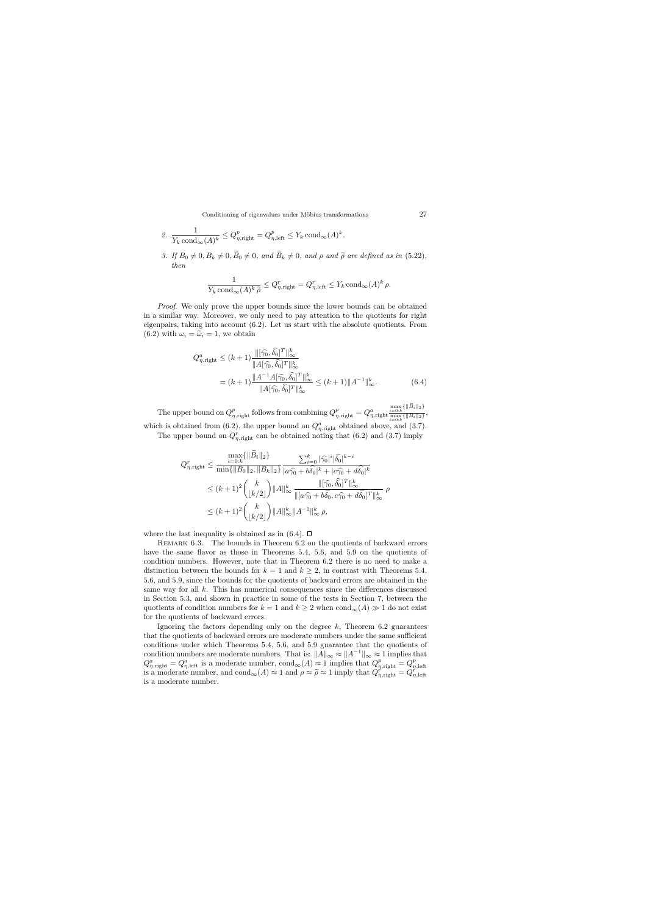2. $\dfrac{1}{Y_k \operatorname{cond}_\infty(A)^k} \leq Q^p_{\eta,\mathrm{right}} = Q^p_{\eta,\mathrm{left}} \leq Y_k \operatorname{cond}_\infty(A)^k$.

3. *If* $B_0 \neq 0, B_k \neq 0, \widetilde{B}_0 \neq 0$*, and* $\widetilde{B}_k \neq 0$*, and* $\rho$ *and* $\widetilde{\rho}$ *are defined as in* (5.22)*, then*

$$\frac{1}{Y_k \operatorname{cond}_\infty(A)^k \, \widetilde{\rho}} \leq Q^r_{\eta,\mathrm{right}} = Q^r_{\eta,\mathrm{left}} \leq Y_k \operatorname{cond}_\infty(A)^k \, \rho.$$

*Proof.* We only prove the upper bounds since the lower bounds can be obtained in a similar way. Moreover, we only need to pay attention to the quotients for right eigenpairs, taking into account (6.2). Let us start with the absolute quotients. From (6.2) with $\omega_i = \widetilde{\omega}_i = 1$, we obtain

$$\begin{aligned} Q^a_{\eta,\mathrm{right}} &\leq (k+1) \frac{\|[\widehat{\gamma}_0, \widehat{\delta}_0]^T\|_\infty^k}{\|A[\widehat{\gamma}_0, \widehat{\delta}_0]^T\|_\infty^k} \\ &= (k+1) \frac{\|A^{-1}A[\widehat{\gamma}_0, \widehat{\delta}_0]^T\|_\infty^k}{\|A[\widehat{\gamma}_0, \widehat{\delta}_0]^T\|_\infty^k} \leq (k+1)\|A^{-1}\|_\infty^k. \end{aligned} \tag{6.4}$$

The upper bound on $Q^p_{\eta,\mathrm{right}}$ follows from combining $Q^p_{\eta,\mathrm{right}} = Q^a_{\eta,\mathrm{right}} \frac{\max_{i=0:k}\{\|\widetilde{B}_i\|_2\}}{\max_{i=0:k}\{\|B_i\|_2\}}$, which is obtained from (6.2), the upper bound on $Q^a_{\eta,\mathrm{right}}$ obtained above, and (3.7).

The upper bound on $Q^r_{\eta,\mathrm{right}}$ can be obtained noting that (6.2) and (3.7) imply

$$\begin{aligned} Q^r_{\eta,\mathrm{right}} &\leq \frac{\max_{i=0:k}\{\|\widetilde{B}_i\|_2\}}{\min\{\|B_0\|_2, \|B_k\|_2\}} \frac{\sum_{i=0}^k |\widehat{\gamma}_0|^i |\widehat{\delta}_0|^{k-i}}{|a\widehat{\gamma}_0 + b\widehat{\delta}_0|^k + |c\widehat{\gamma}_0 + d\widehat{\delta}_0|^k} \\ &\leq (k+1)^2 \binom{k}{\lfloor k/2 \rfloor} \|A\|_\infty^k \frac{\|[\widehat{\gamma}_0, \widehat{\delta}_0]^T\|_\infty^k}{\|[a\widehat{\gamma}_0 + b\widehat{\delta}_0, c\widehat{\gamma}_0 + d\widehat{\delta}_0]^T\|_\infty^k} \, \rho \\ &\leq (k+1)^2 \binom{k}{\lfloor k/2 \rfloor} \|A\|_\infty^k \|A^{-1}\|_\infty^k \, \rho, \end{aligned}$$

where the last inequality is obtained as in (6.4). $\square$

Remark 6.3. The bounds in Theorem 6.2 on the quotients of backward errors have the same flavor as those in Theorems 5.4, 5.6, and 5.9 on the quotients of condition numbers. However, note that in Theorem 6.2 there is no need to make a distinction between the bounds for $k = 1$ and $k \geq 2$, in contrast with Theorems 5.4, 5.6, and 5.9, since the bounds for the quotients of backward errors are obtained in the same way for all $k$. This has numerical consequences since the differences discussed in Section 5.3, and shown in practice in some of the tests in Section 7, between the quotients of condition numbers for $k = 1$ and $k \geq 2$ when $\operatorname{cond}_\infty(A) \gg 1$ do not exist for the quotients of backward errors.

Ignoring the factors depending only on the degree $k$, Theorem 6.2 guarantees that the quotients of backward errors are moderate numbers under the same sufficient conditions under which Theorems 5.4, 5.6, and 5.9 guarantee that the quotients of condition numbers are moderate numbers. That is: $\|A\|_\infty \approx \|A^{-1}\|_\infty \approx 1$ implies that $Q^a_{\eta,\mathrm{right}} = Q^a_{\eta,\mathrm{left}}$ is a moderate number, $\operatorname{cond}_\infty(A) \approx 1$ implies that $Q^p_{\eta,\mathrm{right}} = Q^p_{\eta,\mathrm{left}}$ is a moderate number, and $\operatorname{cond}_\infty(A) \approx 1$ and $\rho \approx \widetilde{\rho} \approx 1$ imply that $Q^r_{\eta,\mathrm{right}} = Q^r_{\eta,\mathrm{left}}$ is a moderate number.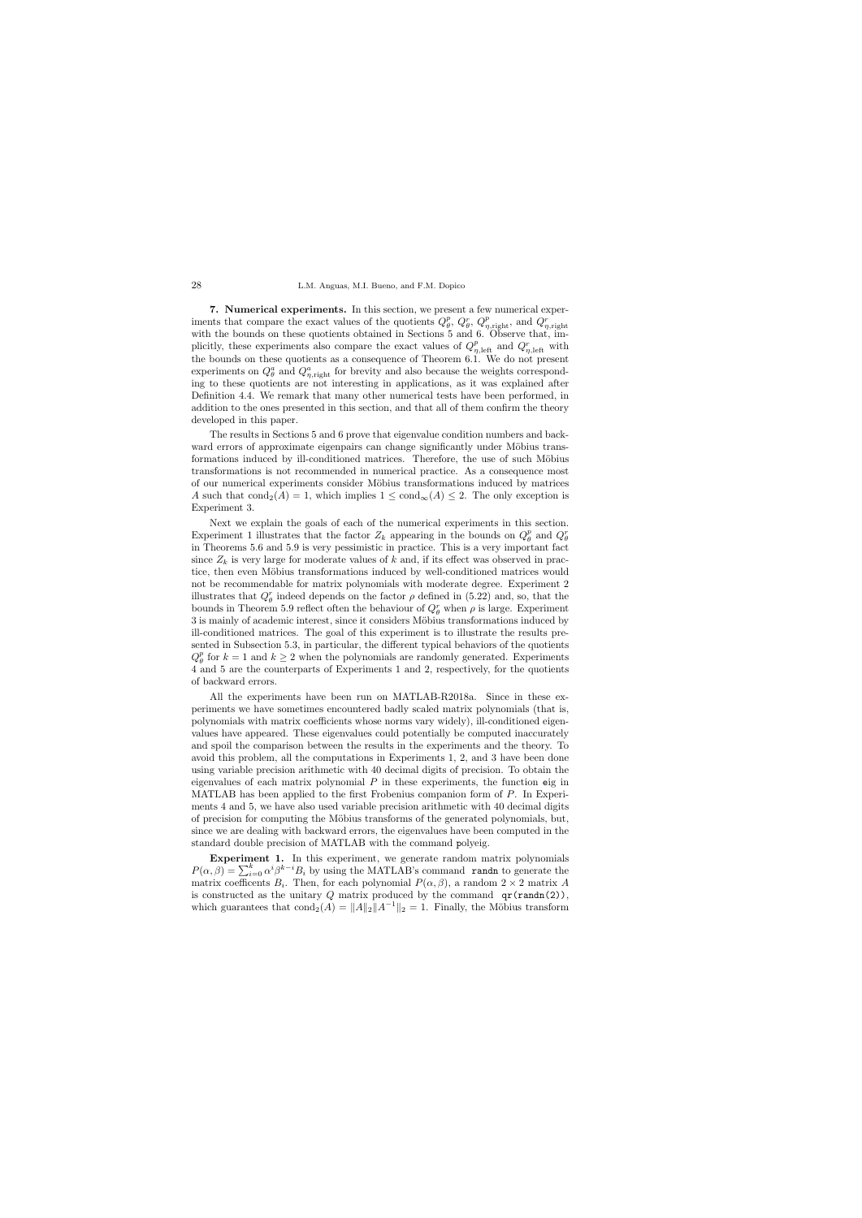**7. Numerical experiments.** In this section, we present a few numerical experiments that compare the exact values of the quotients $Q_\theta^p$, $Q_\theta^r$, $Q_{\eta,\text{right}}^p$, and $Q_{\eta,\text{right}}^r$ with the bounds on these quotients obtained in Sections 5 and 6. Observe that, implicitly, these experiments also compare the exact values of $Q_{\eta,\text{left}}^p$ and $Q_{\eta,\text{left}}^r$ with the bounds on these quotients as a consequence of Theorem 6.1. We do not present experiments on $Q_\theta^a$ and $Q_{\eta,\text{right}}^a$ for brevity and also because the weights corresponding to these quotients are not interesting in applications, as it was explained after Definition 4.4. We remark that many other numerical tests have been performed, in addition to the ones presented in this section, and that all of them confirm the theory developed in this paper.

The results in Sections 5 and 6 prove that eigenvalue condition numbers and backward errors of approximate eigenpairs can change significantly under Möbius transformations induced by ill-conditioned matrices. Therefore, the use of such Möbius transformations is not recommended in numerical practice. As a consequence most of our numerical experiments consider Möbius transformations induced by matrices $A$ such that $\text{cond}_2(A) = 1$, which implies $1 \leq \text{cond}_\infty(A) \leq 2$. The only exception is Experiment 3.

Next we explain the goals of each of the numerical experiments in this section. Experiment 1 illustrates that the factor $Z_k$ appearing in the bounds on $Q_\theta^p$ and $Q_\theta^r$ in Theorems 5.6 and 5.9 is very pessimistic in practice. This is a very important fact since $Z_k$ is very large for moderate values of $k$ and, if its effect was observed in practice, then even Möbius transformations induced by well-conditioned matrices would not be recommendable for matrix polynomials with moderate degree. Experiment 2 illustrates that $Q_\theta^r$ indeed depends on the factor $\rho$ defined in (5.22) and, so, that the bounds in Theorem 5.9 reflect often the behaviour of $Q_\theta^r$ when $\rho$ is large. Experiment 3 is mainly of academic interest, since it considers Möbius transformations induced by ill-conditioned matrices. The goal of this experiment is to illustrate the results presented in Subsection 5.3, in particular, the different typical behaviors of the quotients $Q_\theta^p$ for $k = 1$ and $k \geq 2$ when the polynomials are randomly generated. Experiments 4 and 5 are the counterparts of Experiments 1 and 2, respectively, for the quotients of backward errors.

All the experiments have been run on MATLAB-R2018a. Since in these experiments we have sometimes encountered badly scaled matrix polynomials (that is, polynomials with matrix coefficients whose norms vary widely), ill-conditioned eigenvalues have appeared. These eigenvalues could potentially be computed inaccurately and spoil the comparison between the results in the experiments and the theory. To avoid this problem, all the computations in Experiments 1, 2, and 3 have been done using variable precision arithmetic with 40 decimal digits of precision. To obtain the eigenvalues of each matrix polynomial $P$ in these experiments, the function `eig` in MATLAB has been applied to the first Frobenius companion form of $P$. In Experiments 4 and 5, we have also used variable precision arithmetic with 40 decimal digits of precision for computing the Möbius transforms of the generated polynomials, but, since we are dealing with backward errors, the eigenvalues have been computed in the standard double precision of MATLAB with the command `polyeig`.

**Experiment 1.** In this experiment, we generate random matrix polynomials $P(\alpha, \beta) = \sum_{i=0}^{k} \alpha^i \beta^{k-i} B_i$ by using the MATLAB's command `randn` to generate the matrix coefficents $B_i$. Then, for each polynomial $P(\alpha, \beta)$, a random $2 \times 2$ matrix $A$ is constructed as the unitary $Q$ matrix produced by the command `qr(randn(2))`, which guarantees that $\text{cond}_2(A) = \|A\|_2 \|A^{-1}\|_2 = 1$. Finally, the Möbius transform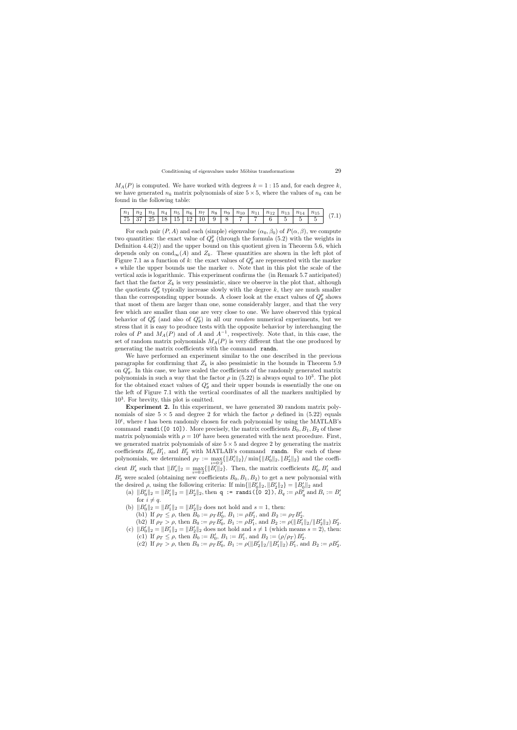$M_A(P)$ is computed. We have worked with degrees $k = 1 : 15$ and, for each degree $k$, we have generated $n_k$ matrix polynomials of size $5 \times 5$, where the values of $n_k$ can be found in the following table:

| $n_1$ | $n_2$ | $n_3$ | $n_4$ | $n_5$ | $n_6$ | $n_7$ | $n_8$ | $n_9$ | $n_{10}$ | $n_{11}$ | $n_{12}$ | $n_{13}$ | $n_{14}$ | $n_{15}$ |
|---|---|---|---|---|---|---|---|---|---|---|---|---|---|---|
| 75 | 37 | 25 | 18 | 15 | 12 | 10 | 9 | 8 | 7 | 7 | 6 | 5 | 5 | 5 |

(7.1)

For each pair $(P, A)$ and each (simple) eigenvalue $(\alpha_0, \beta_0)$ of $P(\alpha, \beta)$, we compute two quantities: the exact value of $Q_\theta^p$ (through the formula (5.2) with the weights in Definition 4.4(2)) and the upper bound on this quotient given in Theorem 5.6, which depends only on $\text{cond}_\infty(A)$ and $Z_k$. These quantities are shown in the left plot of Figure 7.1 as a function of $k$: the exact values of $Q_\theta^p$ are represented with the marker $*$ while the upper bounds use the marker $\circ$. Note that in this plot the scale of the vertical axis is logarithmic. This experiment confirms the (in Remark 5.7 anticipated) fact that the factor $Z_k$ is very pessimistic, since we observe in the plot that, although the quotients $Q_\theta^p$ typically increase slowly with the degree $k$, they are much smaller than the corresponding upper bounds. A closer look at the exact values of $Q_\theta^p$ shows that most of them are larger than one, some considerably larger, and that the very few which are smaller than one are very close to one. We have observed this typical behavior of $Q_\theta^p$ (and also of $Q_\theta^r$) in all our *random* numerical experiments, but we stress that it is easy to produce tests with the opposite behavior by interchanging the roles of $P$ and $M_A(P)$ and of $A$ and $A^{-1}$, respectively. Note that, in this case, the set of random matrix polynomials $M_A(P)$ is very different that the one produced by generating the matrix coefficients with the command `randn`.

We have performed an experiment similar to the one described in the previous paragraphs for confirming that $Z_k$ is also pessimistic in the bounds in Theorem 5.9 on $Q_\theta^r$. In this case, we have scaled the coefficients of the randomly generated matrix polynomials in such a way that the factor $\rho$ in (5.22) is always equal to $10^3$. The plot for the obtained exact values of $Q_\theta^r$ and their upper bounds is essentially the one on the left of Figure 7.1 with the vertical coordinates of all the markers multiplied by $10^3$. For brevity, this plot is omitted.

**Experiment 2.** In this experiment, we have generated 30 random matrix polynomials of size $5 \times 5$ and degree 2 for which the factor $\rho$ defined in (5.22) equals $10^t$, where $t$ has been randomly chosen for each polynomial by using the MATLAB's command `randi([0 10])`. More precisely, the matrix coefficients $B_0, B_1, B_2$ of these matrix polynomials with $\rho = 10^t$ have been generated with the next procedure. First, we generated matrix polynomials of size $5 \times 5$ and degree 2 by generating the matrix coefficients $B_0', B_1'$, and $B_2'$ with MATLAB's command `randn`. For each of these polynomials, we determined $\rho_T := \max_{i=0:2}\{\|B_i'\|_2\}/\min\{\|B_0'\|_2, \|B_2'\|_2\}$ and the coefficient $B_s'$ such that $\|B_s'\|_2 = \max_{i=0:2}\{\|B_i'\|_2\}$. Then, the matrix coefficients $B_0', B_1'$ and $B_2'$ were scaled (obtaining new coefficients $B_0, B_1, B_2$) to get a new polynomial with the desired $\rho$, using the following criteria: If $\min\{\|B_0'\|_2, \|B_2'\|_2\} = \|B_0'\|_2$ and

- (a) $\|B_0'\|_2 = \|B_1'\|_2 = \|B_2'\|_2$, then `q := randi([0 2])`, $B_q := \rho B_q'$ and $B_i := B_i'$ for $i \neq q$.
- (b) $\|B_0'\|_2 = \|B_1'\|_2 = \|B_2'\|_2$ does not hold and $s = 1$, then:
  - (b1) If $\rho_T \leq \rho$, then $B_0 := \rho_T B_0'$, $B_1 := \rho B_1'$, and $B_2 := \rho_T B_2'$.
  - (b2) If $\rho_T > \rho$, then $B_0 := \rho_T B_0'$, $B_1 := \rho B_1'$, and $B_2 := \rho(\|B_1'\|_2/\|B_2'\|_2)\, B_2'$.
- (c) $\|B_0'\|_2 = \|B_1'\|_2 = \|B_2'\|_2$ does not hold and $s \neq 1$ (which means $s = 2$), then:
  - (c1) If $\rho_T \leq \rho$, then $B_0 := B_0'$, $B_1 := B_1'$, and $B_2 := (\rho/\rho_T)\, B_2'$.
  - (c2) If $\rho_T > \rho$, then $B_0 := \rho_T B_0'$, $B_1 := \rho(\|B_2'\|_2/\|B_1'\|_2)\, B_1'$, and $B_2 := \rho B_2'$.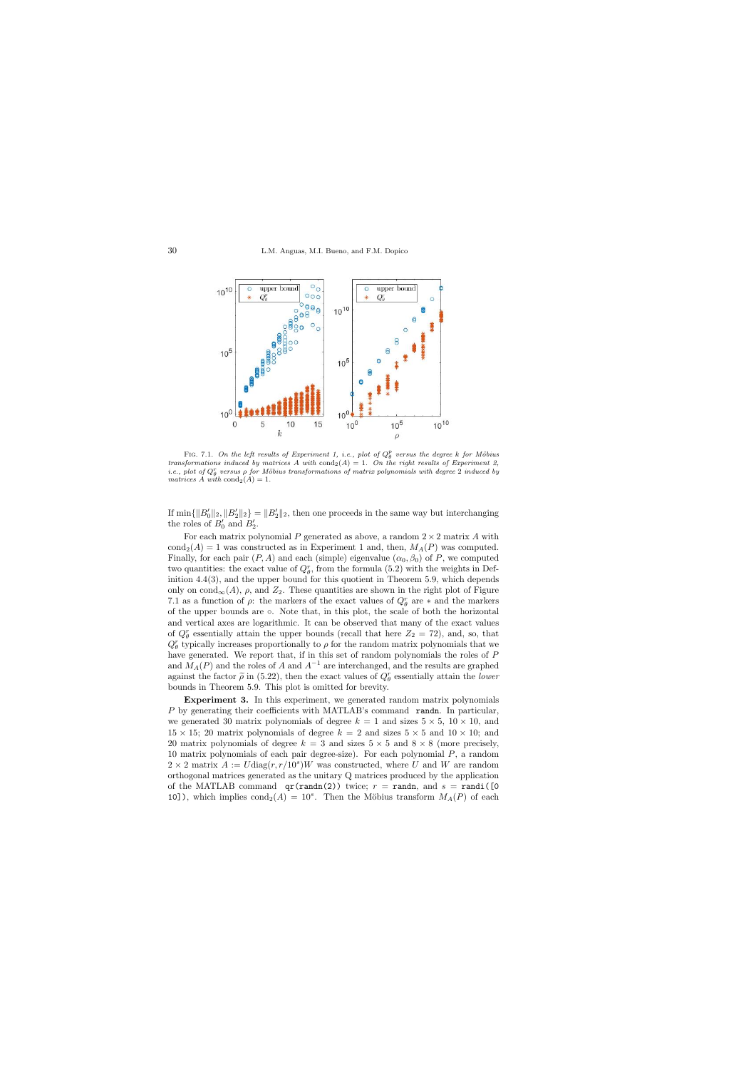FIG. 7.1. *On the left results of Experiment 1, i.e., plot of $Q_\theta^p$ versus the degree $k$ for Möbius transformations induced by matrices $A$ with $\mathrm{cond}_2(A) = 1$. On the right results of Experiment 2, i.e., plot of $Q_\theta^r$ versus $\rho$ for Möbius transformations of matrix polynomials with degree 2 induced by matrices $A$ with $\mathrm{cond}_2(A) = 1$.*

If $\min\{\|B_0'\|_2, \|B_2'\|_2\} = \|B_2'\|_2$, then one proceeds in the same way but interchanging the roles of $B_0'$ and $B_2'$.

For each matrix polynomial $P$ generated as above, a random $2 \times 2$ matrix $A$ with $\mathrm{cond}_2(A) = 1$ was constructed as in Experiment 1 and, then, $M_A(P)$ was computed. Finally, for each pair $(P, A)$ and each (simple) eigenvalue $(\alpha_0, \beta_0)$ of $P$, we computed two quantities: the exact value of $Q_\theta^r$, from the formula (5.2) with the weights in Definition 4.4(3), and the upper bound for this quotient in Theorem 5.9, which depends only on $\mathrm{cond}_\infty(A)$, $\rho$, and $Z_2$. These quantities are shown in the right plot of Figure 7.1 as a function of $\rho$: the markers of the exact values of $Q_\theta^r$ are $*$ and the markers of the upper bounds are $\circ$. Note that, in this plot, the scale of both the horizontal and vertical axes are logarithmic. It can be observed that many of the exact values of $Q_\theta^r$ essentially attain the upper bounds (recall that here $Z_2 = 72$), and, so, that $Q_\theta^r$ typically increases proportionally to $\rho$ for the random matrix polynomials that we have generated. We report that, if in this set of random polynomials the roles of $P$ and $M_A(P)$ and the roles of $A$ and $A^{-1}$ are interchanged, and the results are graphed against the factor $\widetilde{\rho}$ in (5.22), then the exact values of $Q_\theta^r$ essentially attain the *lower* bounds in Theorem 5.9. This plot is omitted for brevity.

**Experiment 3.** In this experiment, we generated random matrix polynomials $P$ by generating their coefficients with MATLAB's command `randn`. In particular, we generated 30 matrix polynomials of degree $k = 1$ and sizes $5 \times 5$, $10 \times 10$, and $15 \times 15$; 20 matrix polynomials of degree $k = 2$ and sizes $5 \times 5$ and $10 \times 10$; and 20 matrix polynomials of degree $k = 3$ and sizes $5 \times 5$ and $8 \times 8$ (more precisely, 10 matrix polynomials of each pair degree-size). For each polynomial $P$, a random $2 \times 2$ matrix $A := U\mathrm{diag}(r, r/10^s)W$ was constructed, where $U$ and $W$ are random orthogonal matrices generated as the unitary Q matrices produced by the application of the MATLAB command `qr(randn(2))` twice; $r$ = `randn`, and $s$ = `randi([0 10])`, which implies $\mathrm{cond}_2(A) = 10^s$. Then the Möbius transform $M_A(P)$ of each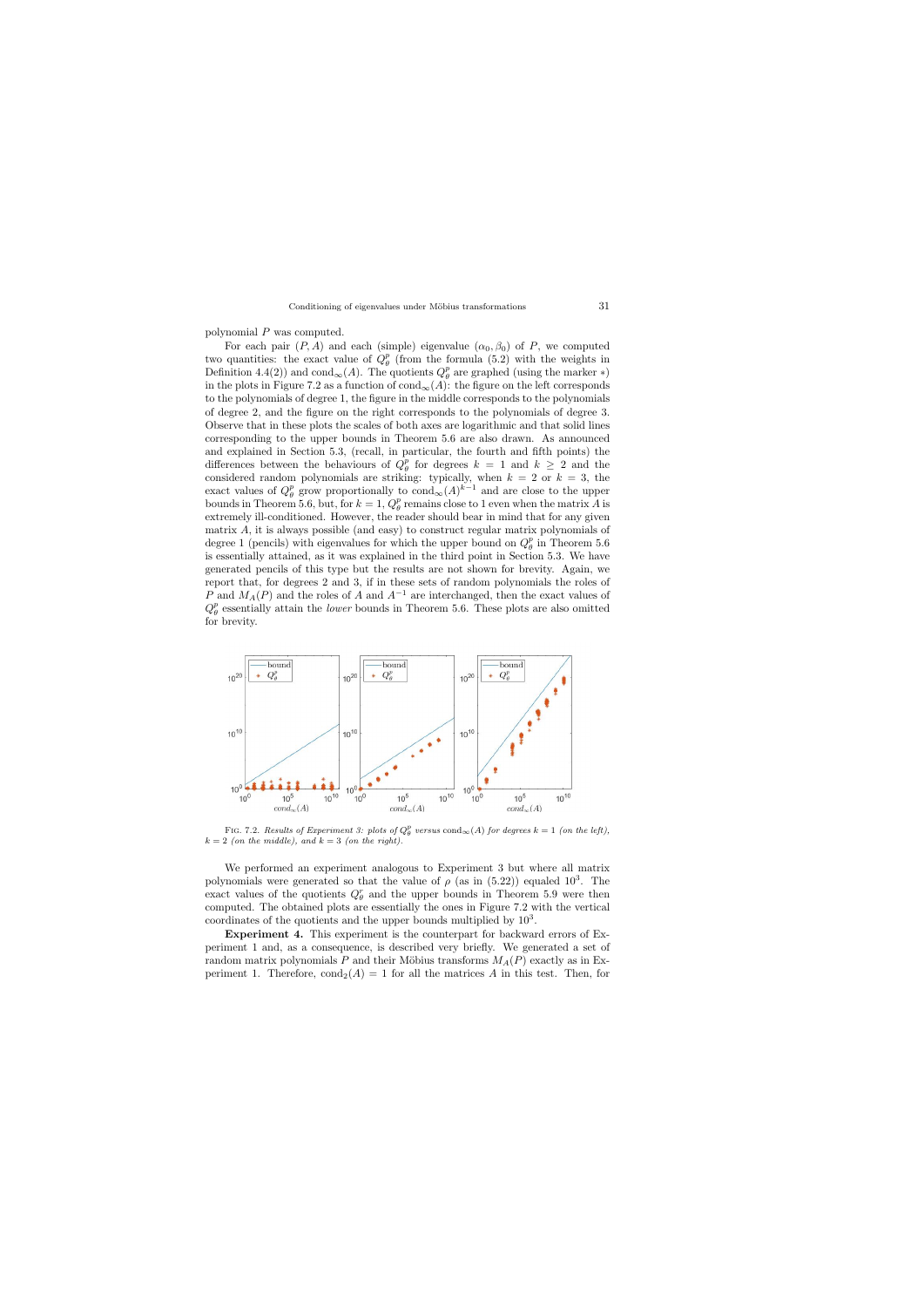polynomial $P$ was computed.

For each pair $(P, A)$ and each (simple) eigenvalue $(\alpha_0, \beta_0)$ of $P$, we computed two quantities: the exact value of $Q_\theta^p$ (from the formula (5.2) with the weights in Definition 4.4(2)) and $\mathrm{cond}_\infty(A)$. The quotients $Q_\theta^p$ are graphed (using the marker $*$) in the plots in Figure 7.2 as a function of $\mathrm{cond}_\infty(A)$: the figure on the left corresponds to the polynomials of degree 1, the figure in the middle corresponds to the polynomials of degree 2, and the figure on the right corresponds to the polynomials of degree 3. Observe that in these plots the scales of both axes are logarithmic and that solid lines corresponding to the upper bounds in Theorem 5.6 are also drawn. As announced and explained in Section 5.3, (recall, in particular, the fourth and fifth points) the differences between the behaviours of $Q_\theta^p$ for degrees $k = 1$ and $k \geq 2$ and the considered random polynomials are striking: typically, when $k = 2$ or $k = 3$, the exact values of $Q_\theta^p$ grow proportionally to $\mathrm{cond}_\infty(A)^{k-1}$ and are close to the upper bounds in Theorem 5.6, but, for $k = 1$, $Q_\theta^p$ remains close to 1 even when the matrix $A$ is extremely ill-conditioned. However, the reader should bear in mind that for any given matrix $A$, it is always possible (and easy) to construct regular matrix polynomials of degree 1 (pencils) with eigenvalues for which the upper bound on $Q_\theta^p$ in Theorem 5.6 is essentially attained, as it was explained in the third point in Section 5.3. We have generated pencils of this type but the results are not shown for brevity. Again, we report that, for degrees 2 and 3, if in these sets of random polynomials the roles of $P$ and $M_A(P)$ and the roles of $A$ and $A^{-1}$ are interchanged, then the exact values of $Q_\theta^p$ essentially attain the *lower* bounds in Theorem 5.6. These plots are also omitted for brevity.

Fig. 7.2. *Results of Experiment 3: plots of* $Q_\theta^p$ *versus* $\mathrm{cond}_\infty(A)$ *for degrees* $k = 1$ *(on the left),* $k = 2$ *(on the middle), and* $k = 3$ *(on the right).*

We performed an experiment analogous to Experiment 3 but where all matrix polynomials were generated so that the value of $\rho$ (as in (5.22)) equaled $10^3$. The exact values of the quotients $Q_\theta^r$ and the upper bounds in Theorem 5.9 were then computed. The obtained plots are essentially the ones in Figure 7.2 with the vertical coordinates of the quotients and the upper bounds multiplied by $10^3$.

**Experiment 4.** This experiment is the counterpart for backward errors of Experiment 1 and, as a consequence, is described very briefly. We generated a set of random matrix polynomials $P$ and their Möbius transforms $M_A(P)$ exactly as in Experiment 1. Therefore, $\mathrm{cond}_2(A) = 1$ for all the matrices $A$ in this test. Then, for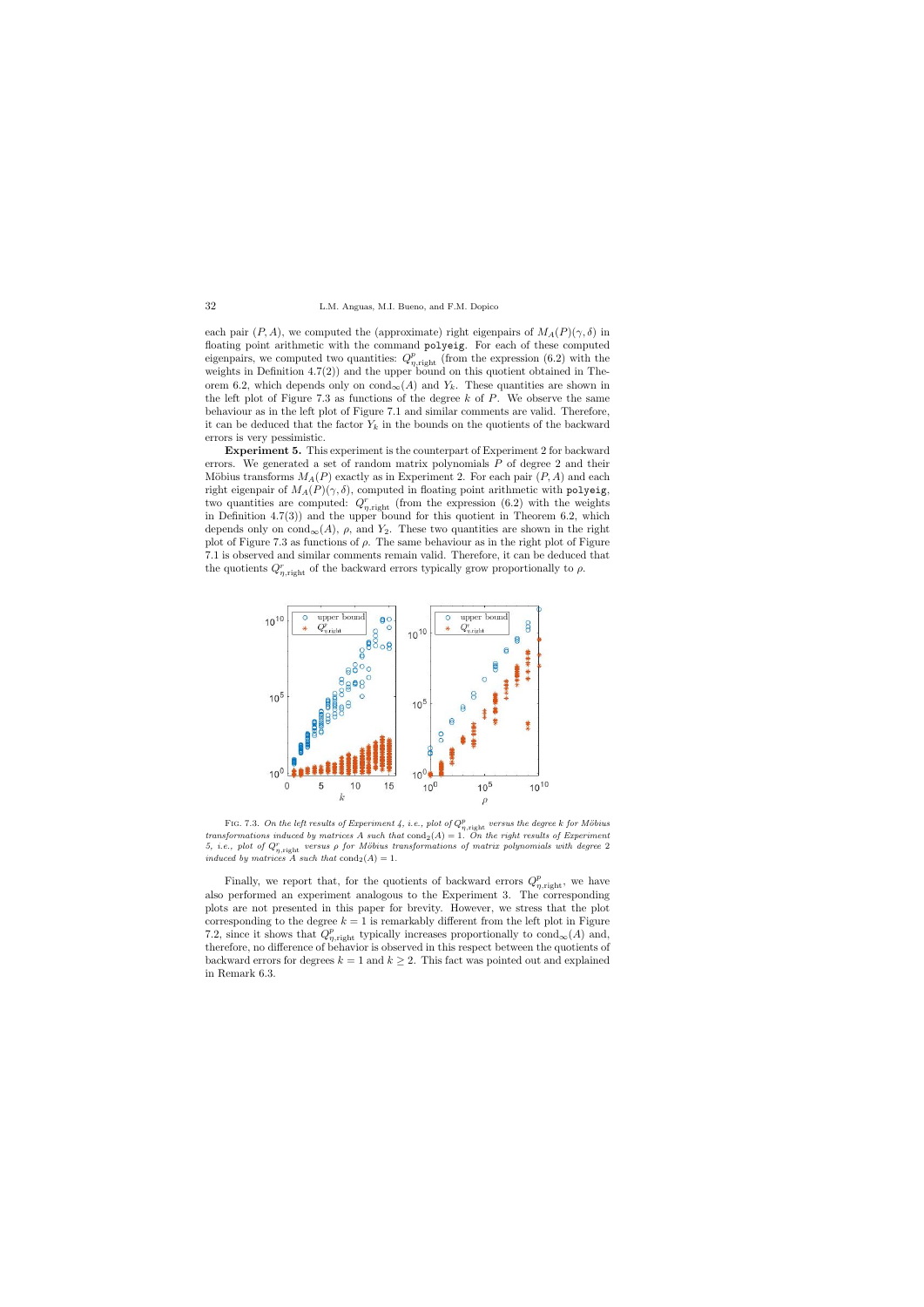each pair $(P, A)$, we computed the (approximate) right eigenpairs of $M_A(P)(\gamma, \delta)$ in floating point arithmetic with the command `polyeig`. For each of these computed eigenpairs, we computed two quantities: $Q^p_{\eta,\text{right}}$ (from the expression (6.2) with the weights in Definition 4.7(2)) and the upper bound on this quotient obtained in Theorem 6.2, which depends only on $\text{cond}_\infty(A)$ and $Y_k$. These quantities are shown in the left plot of Figure 7.3 as functions of the degree $k$ of $P$. We observe the same behaviour as in the left plot of Figure 7.1 and similar comments are valid. Therefore, it can be deduced that the factor $Y_k$ in the bounds on the quotients of the backward errors is very pessimistic.

**Experiment 5.** This experiment is the counterpart of Experiment 2 for backward errors. We generated a set of random matrix polynomials $P$ of degree 2 and their Möbius transforms $M_A(P)$ exactly as in Experiment 2. For each pair $(P, A)$ and each right eigenpair of $M_A(P)(\gamma, \delta)$, computed in floating point arithmetic with `polyeig`, two quantities are computed: $Q^r_{\eta,\text{right}}$ (from the expression (6.2) with the weights in Definition 4.7(3)) and the upper bound for this quotient in Theorem 6.2, which depends only on $\text{cond}_\infty(A)$, $\rho$, and $Y_2$. These two quantities are shown in the right plot of Figure 7.3 as functions of $\rho$. The same behaviour as in the right plot of Figure 7.1 is observed and similar comments remain valid. Therefore, it can be deduced that the quotients $Q^r_{\eta,\text{right}}$ of the backward errors typically grow proportionally to $\rho$.

FIG. 7.3. *On the left results of Experiment 4, i.e., plot of $Q^p_{\eta,\text{right}}$ versus the degree $k$ for Möbius transformations induced by matrices $A$ such that $\text{cond}_2(A) = 1$. On the right results of Experiment 5, i.e., plot of $Q^r_{\eta,\text{right}}$ versus $\rho$ for Möbius transformations of matrix polynomials with degree 2 induced by matrices $A$ such that $\text{cond}_2(A) = 1$.*

Finally, we report that, for the quotients of backward errors $Q^p_{\eta,\text{right}}$, we have also performed an experiment analogous to the Experiment 3. The corresponding plots are not presented in this paper for brevity. However, we stress that the plot corresponding to the degree $k = 1$ is remarkably different from the left plot in Figure 7.2, since it shows that $Q^p_{\eta,\text{right}}$ typically increases proportionally to $\text{cond}_\infty(A)$ and, therefore, no difference of behavior is observed in this respect between the quotients of backward errors for degrees $k = 1$ and $k \geq 2$. This fact was pointed out and explained in Remark 6.3.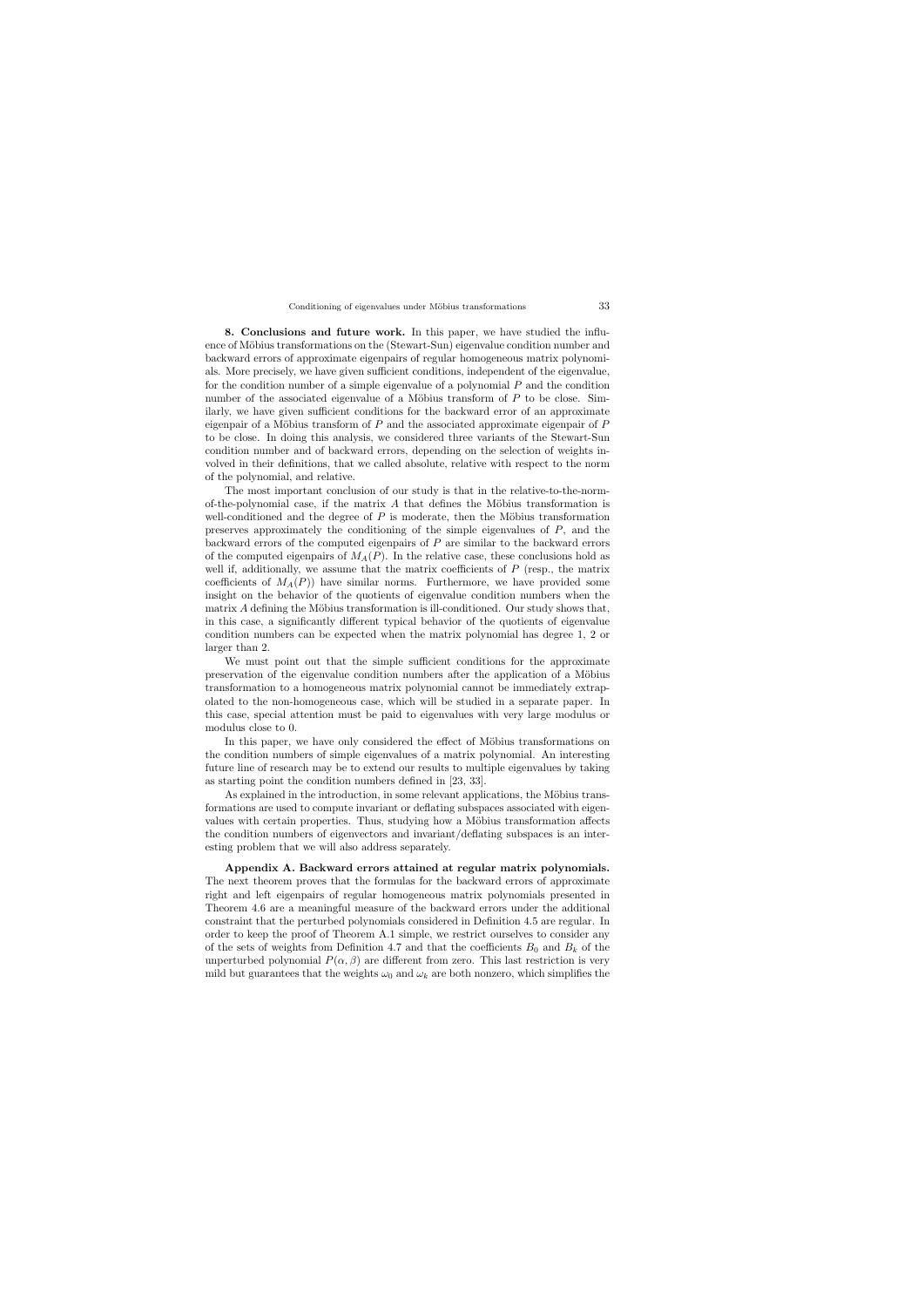**8. Conclusions and future work.** In this paper, we have studied the influence of Möbius transformations on the (Stewart-Sun) eigenvalue condition number and backward errors of approximate eigenpairs of regular homogeneous matrix polynomials. More precisely, we have given sufficient conditions, independent of the eigenvalue, for the condition number of a simple eigenvalue of a polynomial $P$ and the condition number of the associated eigenvalue of a Möbius transform of $P$ to be close. Similarly, we have given sufficient conditions for the backward error of an approximate eigenpair of a Möbius transform of $P$ and the associated approximate eigenpair of $P$ to be close. In doing this analysis, we considered three variants of the Stewart-Sun condition number and of backward errors, depending on the selection of weights involved in their definitions, that we called absolute, relative with respect to the norm of the polynomial, and relative.

The most important conclusion of our study is that in the relative-to-the-norm-of-the-polynomial case, if the matrix $A$ that defines the Möbius transformation is well-conditioned and the degree of $P$ is moderate, then the Möbius transformation preserves approximately the conditioning of the simple eigenvalues of $P$, and the backward errors of the computed eigenpairs of $P$ are similar to the backward errors of the computed eigenpairs of $M_A(P)$. In the relative case, these conclusions hold as well if, additionally, we assume that the matrix coefficients of $P$ (resp., the matrix coefficients of $M_A(P)$) have similar norms. Furthermore, we have provided some insight on the behavior of the quotients of eigenvalue condition numbers when the matrix $A$ defining the Möbius transformation is ill-conditioned. Our study shows that, in this case, a significantly different typical behavior of the quotients of eigenvalue condition numbers can be expected when the matrix polynomial has degree 1, 2 or larger than 2.

We must point out that the simple sufficient conditions for the approximate preservation of the eigenvalue condition numbers after the application of a Möbius transformation to a homogeneous matrix polynomial cannot be immediately extrapolated to the non-homogeneous case, which will be studied in a separate paper. In this case, special attention must be paid to eigenvalues with very large modulus or modulus close to 0.

In this paper, we have only considered the effect of Möbius transformations on the condition numbers of simple eigenvalues of a matrix polynomial. An interesting future line of research may be to extend our results to multiple eigenvalues by taking as starting point the condition numbers defined in [23, 33].

As explained in the introduction, in some relevant applications, the Möbius transformations are used to compute invariant or deflating subspaces associated with eigenvalues with certain properties. Thus, studying how a Möbius transformation affects the condition numbers of eigenvectors and invariant/deflating subspaces is an interesting problem that we will also address separately.

**Appendix A. Backward errors attained at regular matrix polynomials.** The next theorem proves that the formulas for the backward errors of approximate right and left eigenpairs of regular homogeneous matrix polynomials presented in Theorem 4.6 are a meaningful measure of the backward errors under the additional constraint that the perturbed polynomials considered in Definition 4.5 are regular. In order to keep the proof of Theorem A.1 simple, we restrict ourselves to consider any of the sets of weights from Definition 4.7 and that the coefficients $B_0$ and $B_k$ of the unperturbed polynomial $P(\alpha, \beta)$ are different from zero. This last restriction is very mild but guarantees that the weights $\omega_0$ and $\omega_k$ are both nonzero, which simplifies the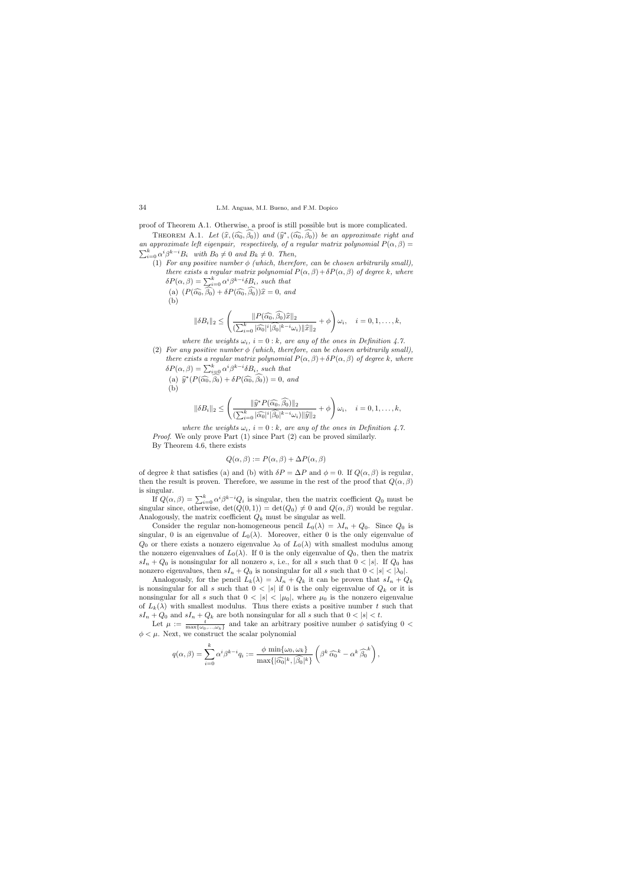proof of Theorem A.1. Otherwise, a proof is still possible but is more complicated.

THEOREM A.1. *Let $(\widehat{x}, (\widehat{\alpha_0}, \widehat{\beta_0}))$ and $(\widehat{y}^*, (\widehat{\alpha_0}, \widehat{\beta_0}))$ be an approximate right and an approximate left eigenpair, respectively, of a regular matrix polynomial $P(\alpha, \beta) = \sum_{i=0}^{k} \alpha^i \beta^{k-i} B_i$ with $B_0 \neq 0$ and $B_k \neq 0$. Then,*

(1) *For any positive number $\phi$ (which, therefore, can be chosen arbitrarily small), there exists a regular matrix polynomial $P(\alpha, \beta) + \delta P(\alpha, \beta)$ of degree $k$, where $\delta P(\alpha, \beta) = \sum_{i=0}^{k} \alpha^i \beta^{k-i} \delta B_i$, such that*
   (a) $(P(\widehat{\alpha_0}, \widehat{\beta_0}) + \delta P(\widehat{\alpha_0}, \widehat{\beta_0}))\widehat{x} = 0$, *and*
   (b)
$$\|\delta B_i\|_2 \leq \left( \frac{\|P(\widehat{\alpha_0}, \widehat{\beta_0})\widehat{x}\|_2}{(\sum_{i=0}^{k} |\widehat{\alpha_0}|^i |\beta_0|^{k-i} \omega_i) \|\widehat{x}\|_2} + \phi \right) \omega_i, \quad i = 0, 1, \ldots, k,$$
   *where the weights $\omega_i$, $i = 0 : k$, are any of the ones in Definition 4.7.*

(2) *For any positive number $\phi$ (which, therefore, can be chosen arbitrarily small), there exists a regular matrix polynomial $P(\alpha, \beta) + \delta P(\alpha, \beta)$ of degree $k$, where $\delta P(\alpha, \beta) = \sum_{i=0}^{k} \alpha^i \beta^{k-i} \delta B_i$, such that*
   (a) $\widehat{y}^*(P(\widehat{\alpha_0}, \widehat{\beta_0}) + \delta P(\widehat{\alpha_0}, \widehat{\beta_0})) = 0$, *and*
   (b)
$$\|\delta B_i\|_2 \leq \left( \frac{\|\widehat{y}^* P(\widehat{\alpha_0}, \widehat{\beta_0})\|_2}{(\sum_{i=0}^{k} |\widehat{\alpha_0}|^i |\widehat{\beta_0}|^{k-i} \omega_i) \|\widehat{y}\|_2} + \phi \right) \omega_i, \quad i = 0, 1, \ldots, k,$$
   *where the weights $\omega_i$, $i = 0 : k$, are any of the ones in Definition 4.7.*

*Proof.* We only prove Part (1) since Part (2) can be proved similarly.

By Theorem 4.6, there exists

$$Q(\alpha, \beta) := P(\alpha, \beta) + \Delta P(\alpha, \beta)$$

of degree $k$ that satisfies (a) and (b) with $\delta P = \Delta P$ and $\phi = 0$. If $Q(\alpha, \beta)$ is regular, then the result is proven. Therefore, we assume in the rest of the proof that $Q(\alpha, \beta)$ is singular.

If $Q(\alpha, \beta) = \sum_{i=0}^{k} \alpha^i \beta^{k-i} Q_i$ is singular, then the matrix coefficient $Q_0$ must be singular since, otherwise, $\det(Q(0, 1)) = \det(Q_0) \neq 0$ and $Q(\alpha, \beta)$ would be regular. Analogously, the matrix coefficient $Q_k$ must be singular as well.

Consider the regular non-homogeneous pencil $L_0(\lambda) = \lambda I_n + Q_0$. Since $Q_0$ is singular, 0 is an eigenvalue of $L_0(\lambda)$. Moreover, either 0 is the only eigenvalue of $Q_0$ or there exists a nonzero eigenvalue $\lambda_0$ of $L_0(\lambda)$ with smallest modulus among the nonzero eigenvalues of $L_0(\lambda)$. If 0 is the only eigenvalue of $Q_0$, then the matrix $sI_n + Q_0$ is nonsingular for all nonzero $s$, i.e., for all $s$ such that $0 < |s|$. If $Q_0$ has nonzero eigenvalues, then $sI_n + Q_0$ is nonsingular for all $s$ such that $0 < |s| < |\lambda_0|$.

Analogously, for the pencil $L_k(\lambda) = \lambda I_n + Q_k$ it can be proven that $sI_n + Q_k$ is nonsingular for all $s$ such that $0 < |s|$ if 0 is the only eigenvalue of $Q_k$ or it is nonsingular for all $s$ such that $0 < |s| < |\mu_0|$, where $\mu_0$ is the nonzero eigenvalue of $L_k(\lambda)$ with smallest modulus. Thus there exists a positive number $t$ such that $sI_n + Q_0$ and $sI_n + Q_k$ are both nonsingular for all $s$ such that $0 < |s| < t$.

Let $\mu := \frac{t}{\max\{\omega_0, \ldots, \omega_k\}}$ and take an arbitrary positive number $\phi$ satisfying $0 < \phi < \mu$. Next, we construct the scalar polynomial

$$q(\alpha, \beta) = \sum_{i=0}^{k} \alpha^i \beta^{k-i} q_i := \frac{\phi \, \min\{\omega_0, \omega_k\}}{\max\{|\widehat{\alpha_0}|^k, |\widehat{\beta_0}|^k\}} \left( \beta^k \, \widehat{\alpha_0}^k - \alpha^k \, \widehat{\beta_0}^k \right),$$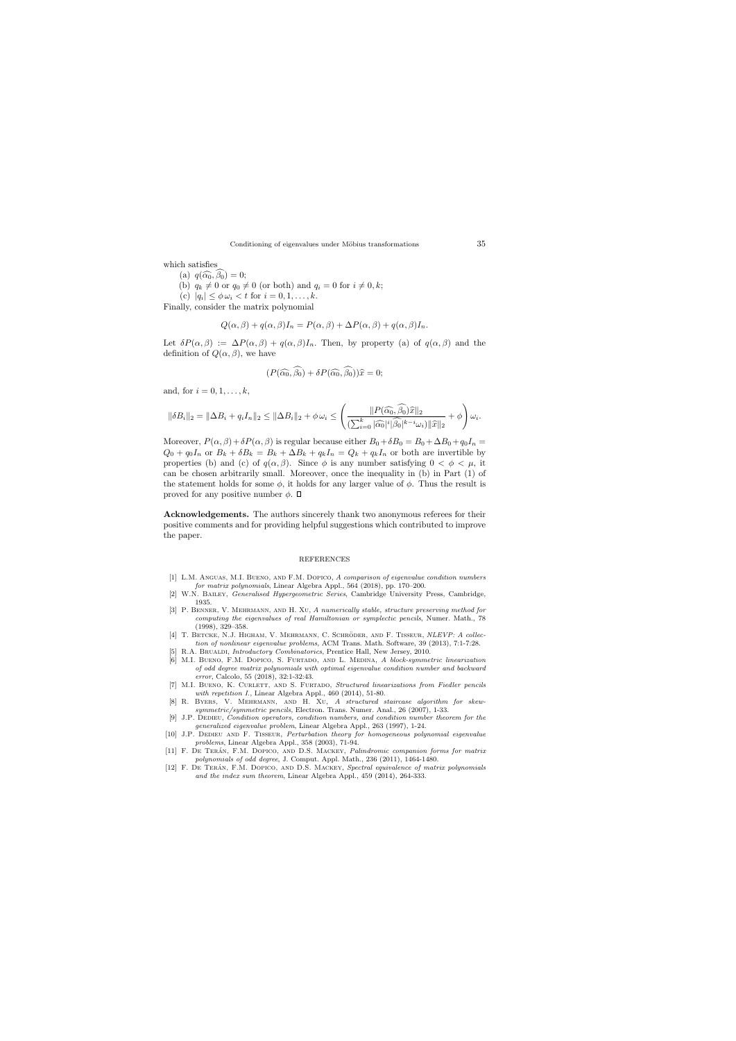which satisfies

(a) $q(\widehat{\alpha_0}, \widehat{\beta_0}) = 0$;

(b) $q_k \neq 0$ or $q_0 \neq 0$ (or both) and $q_i = 0$ for $i \neq 0, k$;

(c) $|q_i| \leq \phi\, \omega_i < t$ for $i = 0, 1, \ldots, k$.

Finally, consider the matrix polynomial

$$Q(\alpha, \beta) + q(\alpha, \beta) I_n = P(\alpha, \beta) + \Delta P(\alpha, \beta) + q(\alpha, \beta) I_n.$$

Let $\delta P(\alpha, \beta) := \Delta P(\alpha, \beta) + q(\alpha, \beta) I_n$. Then, by property (a) of $q(\alpha, \beta)$ and the definition of $Q(\alpha, \beta)$, we have

$$(P(\widehat{\alpha_0}, \widehat{\beta_0}) + \delta P(\widehat{\alpha_0}, \widehat{\beta_0}))\widehat{x} = 0;$$

and, for $i = 0, 1, \ldots, k$,

$$\|\delta B_i\|_2 = \|\Delta B_i + q_i I_n\|_2 \leq \|\Delta B_i\|_2 + \phi\, \omega_i \leq \left( \frac{\|P(\widehat{\alpha_0}, \widehat{\beta_0})\widehat{x}\|_2}{(\sum_{i=0}^{k} |\widehat{\alpha_0}|^i |\widehat{\beta_0}|^{k-i} \omega_i)\|\widehat{x}\|_2} + \phi \right) \omega_i.$$

Moreover, $P(\alpha, \beta) + \delta P(\alpha, \beta)$ is regular because either $B_0 + \delta B_0 = B_0 + \Delta B_0 + q_0 I_n = Q_0 + q_0 I_n$ or $B_k + \delta B_k = B_k + \Delta B_k + q_k I_n = Q_k + q_k I_n$ or both are invertible by properties (b) and (c) of $q(\alpha, \beta)$. Since $\phi$ is any number satisfying $0 < \phi < \mu$, it can be chosen arbitrarily small. Moreover, once the inequality in (b) in Part (1) of the statement holds for some $\phi$, it holds for any larger value of $\phi$. Thus the result is proved for any positive number $\phi$. $\square$

**Acknowledgements.** The authors sincerely thank two anonymous referees for their positive comments and for providing helpful suggestions which contributed to improve the paper.

## REFERENCES

[1] L.M. Anguas, M.I. Bueno, and F.M. Dopico, *A comparison of eigenvalue condition numbers for matrix polynomials*, Linear Algebra Appl., 564 (2018), pp. 170–200.

[2] W.N. Bailey, *Generalised Hypergeometric Series*, Cambridge University Press, Cambridge, 1935.

[3] P. Benner, V. Mehrmann, and H. Xu, *A numerically stable, structure preserving method for computing the eigenvalues of real Hamiltonian or symplectic pencils*, Numer. Math., 78 (1998), 329–358.

[4] T. Betcke, N.J. Higham, V. Mehrmann, C. Schröder, and F. Tisseur, *NLEVP: A collection of nonlinear eigenvalue problems*, ACM Trans. Math. Software, 39 (2013), 7:1-7:28.

[5] R.A. Brualdi, *Introductory Combinatorics*, Prentice Hall, New Jersey, 2010.

[6] M.I. Bueno, F.M. Dopico, S. Furtado, and L. Medina, *A block-symmetric linearization of odd degree matrix polynomials with optimal eigenvalue condition number and backward error*, Calcolo, 55 (2018), 32:1-32:43.

[7] M.I. Bueno, K. Curlett, and S. Furtado, *Structured linearizations from Fiedler pencils with repetition I.*, Linear Algebra Appl., 460 (2014), 51-80.

[8] R. Byers, V. Mehrmann, and H. Xu, *A structured staircase algorithm for skew-symmetric/symmetric pencils*, Electron. Trans. Numer. Anal., 26 (2007), 1-33.

[9] J.P. Dedieu, *Condition operators, condition numbers, and condition number theorem for the generalized eigenvalue problem*, Linear Algebra Appl., 263 (1997), 1-24.

[10] J.P. Dedieu and F. Tisseur, *Perturbation theory for homogeneous polynomial eigenvalue problems*, Linear Algebra Appl., 358 (2003), 71-94.

[11] F. De Terán, F.M. Dopico, and D.S. Mackey, *Palindromic companion forms for matrix polynomials of odd degree*, J. Comput. Appl. Math., 236 (2011), 1464-1480.

[12] F. De Terán, F.M. Dopico, and D.S. Mackey, *Spectral equivalence of matrix polynomials and the index sum theorem*, Linear Algebra Appl., 459 (2014), 264-333.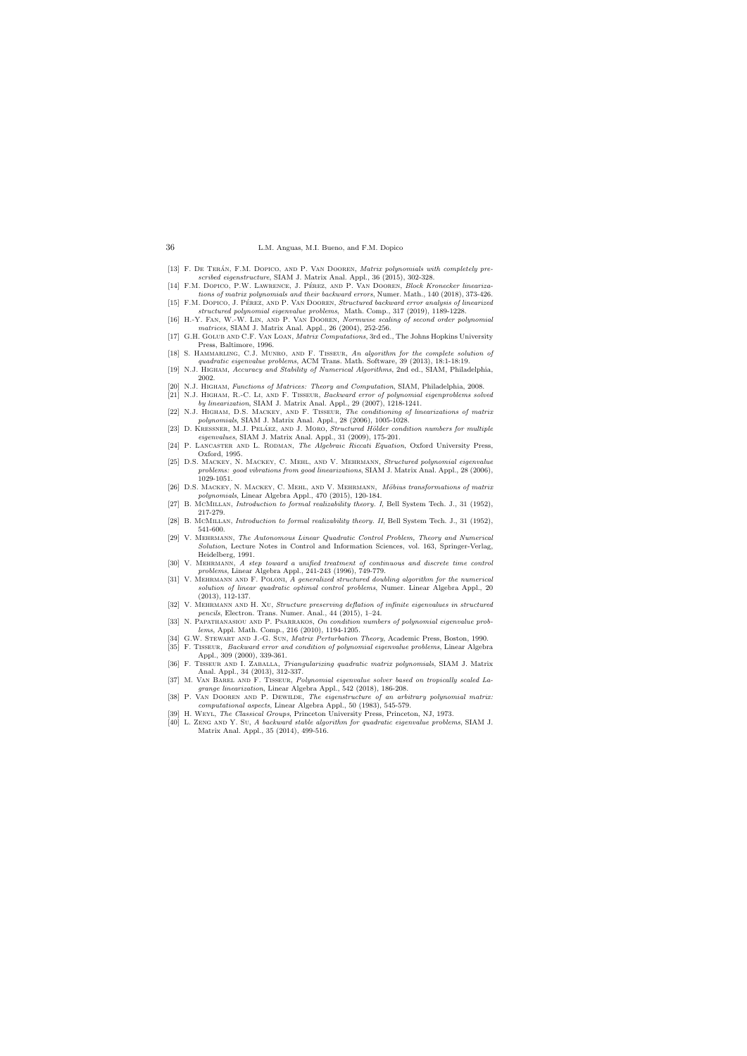- [13] F. De Terán, F.M. Dopico, and P. Van Dooren, *Matrix polynomials with completely prescribed eigenstructure*, SIAM J. Matrix Anal. Appl., 36 (2015), 302-328.
- [14] F.M. Dopico, P.W. Lawrence, J. Pérez, and P. Van Dooren, *Block Kronecker linearizations of matrix polynomials and their backward errors*, Numer. Math., 140 (2018), 373-426.
- [15] F.M. Dopico, J. Pérez, and P. Van Dooren, *Structured backward error analysis of linearized structured polynomial eigenvalue problems*, Math. Comp., 317 (2019), 1189-1228.
- [16] H.-Y. Fan, W.-W. Lin, and P. Van Dooren, *Normwise scaling of second order polynomial matrices*, SIAM J. Matrix Anal. Appl., 26 (2004), 252-256.
- [17] G.H. Golub and C.F. Van Loan, *Matrix Computations*, 3rd ed., The Johns Hopkins University Press, Baltimore, 1996.
- [18] S. Hammarling, C.J. Munro, and F. Tisseur, *An algorithm for the complete solution of quadratic eigenvalue problems*, ACM Trans. Math. Software, 39 (2013), 18:1-18:19.
- [19] N.J. Higham, *Accuracy and Stability of Numerical Algorithms*, 2nd ed., SIAM, Philadelphia, 2002.
- [20] N.J. Higham, *Functions of Matrices: Theory and Computation*, SIAM, Philadelphia, 2008.
- [21] N.J. Higham, R.-C. Li, and F. Tisseur, *Backward error of polynomial eigenproblems solved by linearization*, SIAM J. Matrix Anal. Appl., 29 (2007), 1218-1241.
- [22] N.J. Higham, D.S. Mackey, and F. Tisseur, *The conditioning of linearizations of matrix polynomials*, SIAM J. Matrix Anal. Appl., 28 (2006), 1005-1028.
- [23] D. Kressner, M.J. Peláez, and J. Moro, *Structured Hölder condition numbers for multiple eigenvalues*, SIAM J. Matrix Anal. Appl., 31 (2009), 175-201.
- [24] P. Lancaster and L. Rodman, *The Algebraic Riccati Equation*, Oxford University Press, Oxford, 1995.
- [25] D.S. Mackey, N. Mackey, C. Mehl, and V. Mehrmann, *Structured polynomial eigenvalue problems: good vibrations from good linearizations*, SIAM J. Matrix Anal. Appl., 28 (2006), 1029-1051.
- [26] D.S. Mackey, N. Mackey, C. Mehl, and V. Mehrmann, *Möbius transformations of matrix polynomials*, Linear Algebra Appl., 470 (2015), 120-184.
- [27] B. McMillan, *Introduction to formal realizability theory. I*, Bell System Tech. J., 31 (1952), 217-279.
- [28] B. McMillan, *Introduction to formal realizability theory. II*, Bell System Tech. J., 31 (1952), 541-600.
- [29] V. Mehrmann, *The Autonomous Linear Quadratic Control Problem, Theory and Numerical Solution*, Lecture Notes in Control and Information Sciences, vol. 163, Springer-Verlag, Heidelberg, 1991.
- [30] V. Mehrmann, *A step toward a unified treatment of continuous and discrete time control problems*, Linear Algebra Appl., 241-243 (1996), 749-779.
- [31] V. Mehrmann and F. Poloni, *A generalized structured doubling algorithm for the numerical solution of linear quadratic optimal control problems*, Numer. Linear Algebra Appl., 20 (2013), 112-137.
- [32] V. Mehrmann and H. Xu, *Structure preserving deflation of infinite eigenvalues in structured pencils*, Electron. Trans. Numer. Anal., 44 (2015), 1–24.
- [33] N. Papathanasiou and P. Psarrakos, *On condition numbers of polynomial eigenvalue problems*, Appl. Math. Comp., 216 (2010), 1194-1205.
- [34] G.W. Stewart and J.-G. Sun, *Matrix Perturbation Theory*, Academic Press, Boston, 1990.
- [35] F. Tisseur, *Backward error and condition of polynomial eigenvalue problems*, Linear Algebra Appl., 309 (2000), 339-361.
- [36] F. Tisseur and I. Zaballa, *Triangularizing quadratic matrix polynomials*, SIAM J. Matrix Anal. Appl., 34 (2013), 312-337.
- [37] M. Van Barel and F. Tisseur, *Polynomial eigenvalue solver based on tropically scaled Lagrange linearization*, Linear Algebra Appl., 542 (2018), 186-208.
- [38] P. Van Dooren and P. Dewilde, *The eigenstructure of an arbitrary polynomial matrix: computational aspects*, Linear Algebra Appl., 50 (1983), 545-579.
- [39] H. Weyl, *The Classical Groups*, Princeton University Press, Princeton, NJ, 1973.
- [40] L. Zeng and Y. Su, *A backward stable algorithm for quadratic eigenvalue problems*, SIAM J. Matrix Anal. Appl., 35 (2014), 499-516.